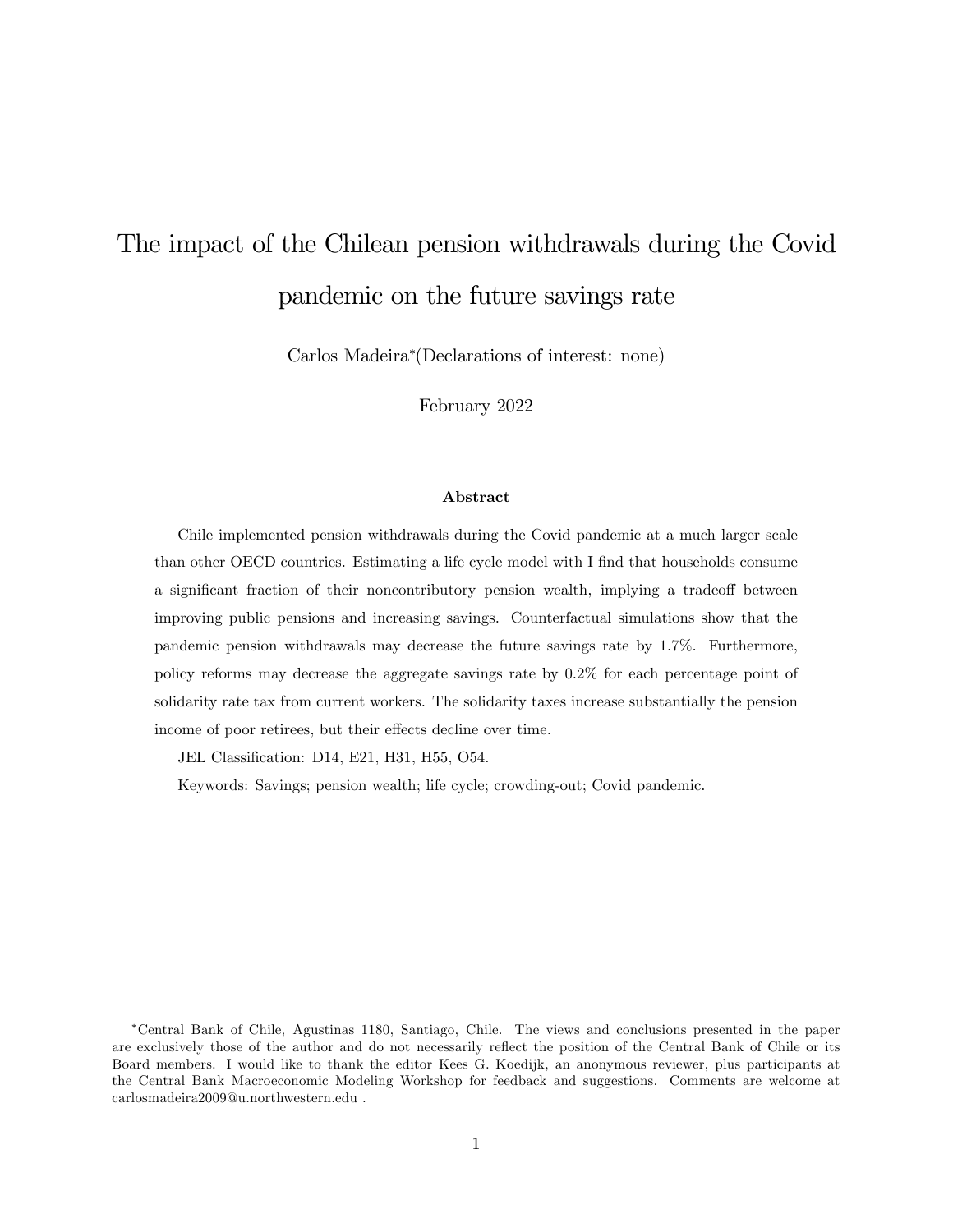# The impact of the Chilean pension withdrawals during the Covid pandemic on the future savings rate

Carlos Madeira*(Declarations of interest: none)

February 2022

### Abstract

Chile implemented pension withdrawals during the Covid pandemic at a much larger scale than other OECD countries. Estimating a life cycle model with I find that households consume a significant fraction of their noncontributory pension wealth, implying a tradeoff between improving public pensions and increasing savings. Counterfactual simulations show that the pandemic pension withdrawals may decrease the future savings rate by 1.7%. Furthermore, policy reforms may decrease the aggregate savings rate by 0.2% for each percentage point of solidarity rate tax from current workers. The solidarity taxes increase substantially the pension income of poor retirees, but their effects decline over time.

JEL Classification: D14, E21, H31, H55, O54.

Keywords: Savings; pension wealth; life cycle; crowding-out; Covid pandemic.

---

*Central Bank of Chile, Agustinas 1180, Santiago, Chile. The views and conclusions presented in the paper are exclusively those of the author and do not necessarily reflect the position of the Central Bank of Chile or its Board members. I would like to thank the editor Kees G. Koedijk, an anonymous reviewer, plus participants at the Central Bank Macroeconomic Modeling Workshop for feedback and suggestions. Comments are welcome at carlosmadeira2009@u.northwestern.edu .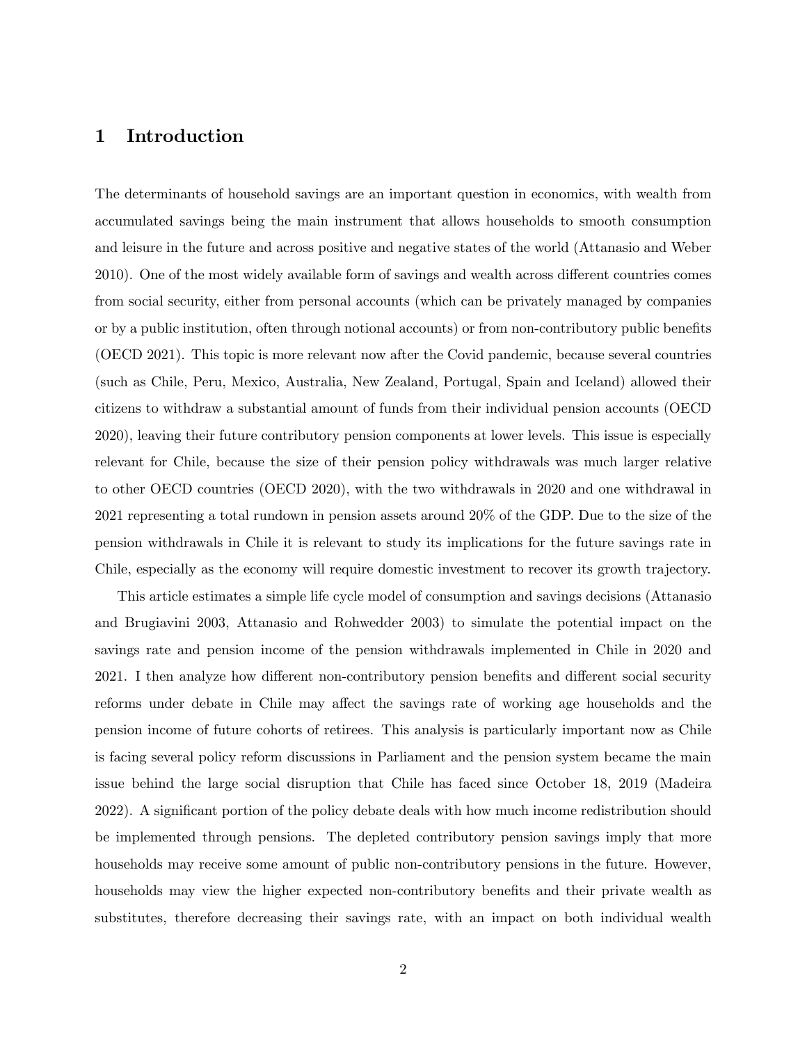## 1 Introduction

The determinants of household savings are an important question in economics, with wealth from accumulated savings being the main instrument that allows households to smooth consumption and leisure in the future and across positive and negative states of the world (Attanasio and Weber 2010). One of the most widely available form of savings and wealth across different countries comes from social security, either from personal accounts (which can be privately managed by companies or by a public institution, often through notional accounts) or from non-contributory public benefits (OECD 2021). This topic is more relevant now after the Covid pandemic, because several countries (such as Chile, Peru, Mexico, Australia, New Zealand, Portugal, Spain and Iceland) allowed their citizens to withdraw a substantial amount of funds from their individual pension accounts (OECD 2020), leaving their future contributory pension components at lower levels. This issue is especially relevant for Chile, because the size of their pension policy withdrawals was much larger relative to other OECD countries (OECD 2020), with the two withdrawals in 2020 and one withdrawal in 2021 representing a total rundown in pension assets around 20% of the GDP. Due to the size of the pension withdrawals in Chile it is relevant to study its implications for the future savings rate in Chile, especially as the economy will require domestic investment to recover its growth trajectory.

This article estimates a simple life cycle model of consumption and savings decisions (Attanasio and Brugiavini 2003, Attanasio and Rohwedder 2003) to simulate the potential impact on the savings rate and pension income of the pension withdrawals implemented in Chile in 2020 and 2021. I then analyze how different non-contributory pension benefits and different social security reforms under debate in Chile may affect the savings rate of working age households and the pension income of future cohorts of retirees. This analysis is particularly important now as Chile is facing several policy reform discussions in Parliament and the pension system became the main issue behind the large social disruption that Chile has faced since October 18, 2019 (Madeira 2022). A significant portion of the policy debate deals with how much income redistribution should be implemented through pensions. The depleted contributory pension savings imply that more households may receive some amount of public non-contributory pensions in the future. However, households may view the higher expected non-contributory benefits and their private wealth as substitutes, therefore decreasing their savings rate, with an impact on both individual wealth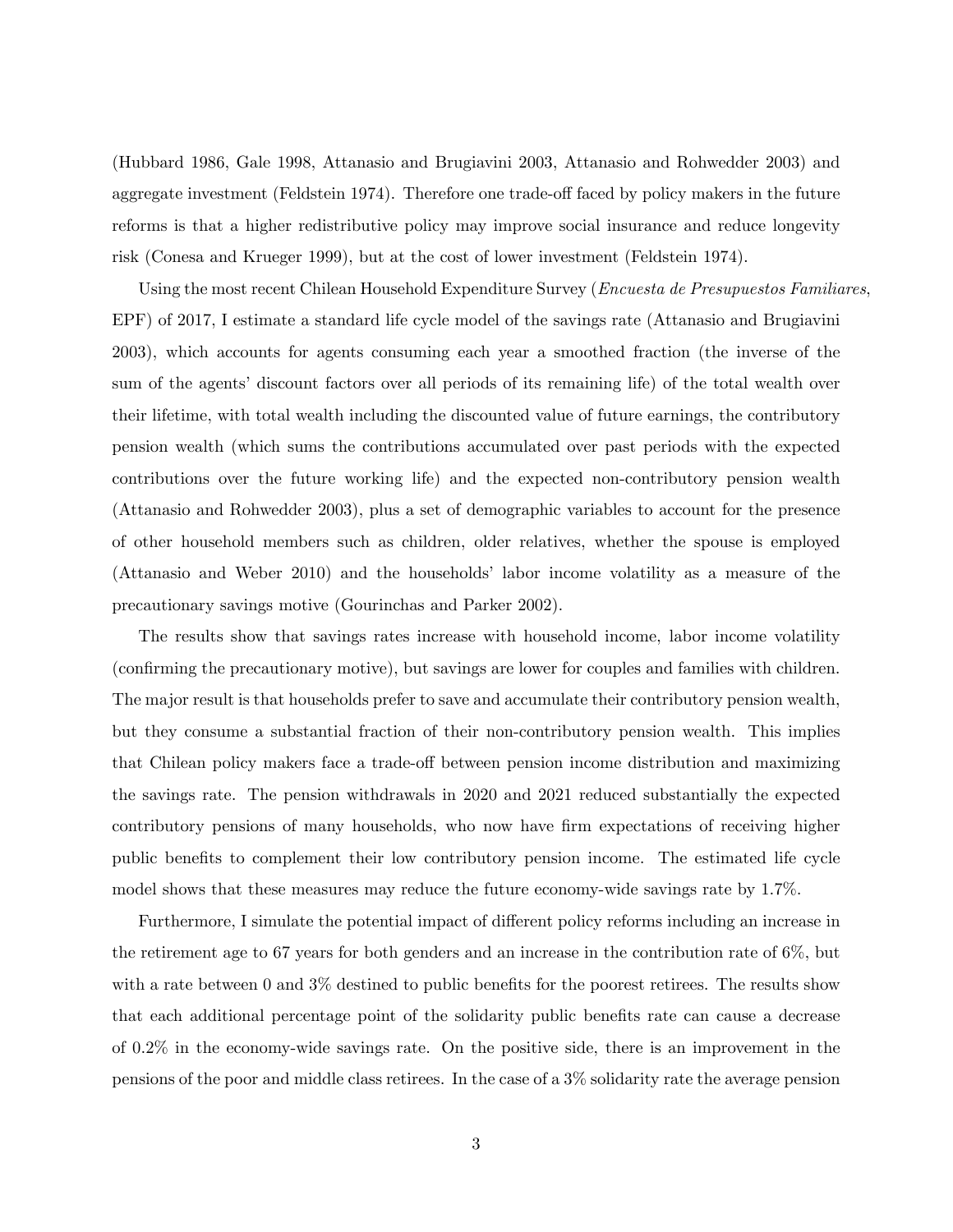(Hubbard 1986, Gale 1998, Attanasio and Brugiavini 2003, Attanasio and Rohwedder 2003) and aggregate investment (Feldstein 1974). Therefore one trade-off faced by policy makers in the future reforms is that a higher redistributive policy may improve social insurance and reduce longevity risk (Conesa and Krueger 1999), but at the cost of lower investment (Feldstein 1974).

Using the most recent Chilean Household Expenditure Survey (*Encuesta de Presupuestos Familiares*, EPF) of 2017, I estimate a standard life cycle model of the savings rate (Attanasio and Brugiavini 2003), which accounts for agents consuming each year a smoothed fraction (the inverse of the sum of the agents' discount factors over all periods of its remaining life) of the total wealth over their lifetime, with total wealth including the discounted value of future earnings, the contributory pension wealth (which sums the contributions accumulated over past periods with the expected contributions over the future working life) and the expected non-contributory pension wealth (Attanasio and Rohwedder 2003), plus a set of demographic variables to account for the presence of other household members such as children, older relatives, whether the spouse is employed (Attanasio and Weber 2010) and the households' labor income volatility as a measure of the precautionary savings motive (Gourinchas and Parker 2002).

The results show that savings rates increase with household income, labor income volatility (confirming the precautionary motive), but savings are lower for couples and families with children. The major result is that households prefer to save and accumulate their contributory pension wealth, but they consume a substantial fraction of their non-contributory pension wealth. This implies that Chilean policy makers face a trade-off between pension income distribution and maximizing the savings rate. The pension withdrawals in 2020 and 2021 reduced substantially the expected contributory pensions of many households, who now have firm expectations of receiving higher public benefits to complement their low contributory pension income. The estimated life cycle model shows that these measures may reduce the future economy-wide savings rate by 1.7%.

Furthermore, I simulate the potential impact of different policy reforms including an increase in the retirement age to 67 years for both genders and an increase in the contribution rate of 6%, but with a rate between 0 and 3% destined to public benefits for the poorest retirees. The results show that each additional percentage point of the solidarity public benefits rate can cause a decrease of 0.2% in the economy-wide savings rate. On the positive side, there is an improvement in the pensions of the poor and middle class retirees. In the case of a 3% solidarity rate the average pension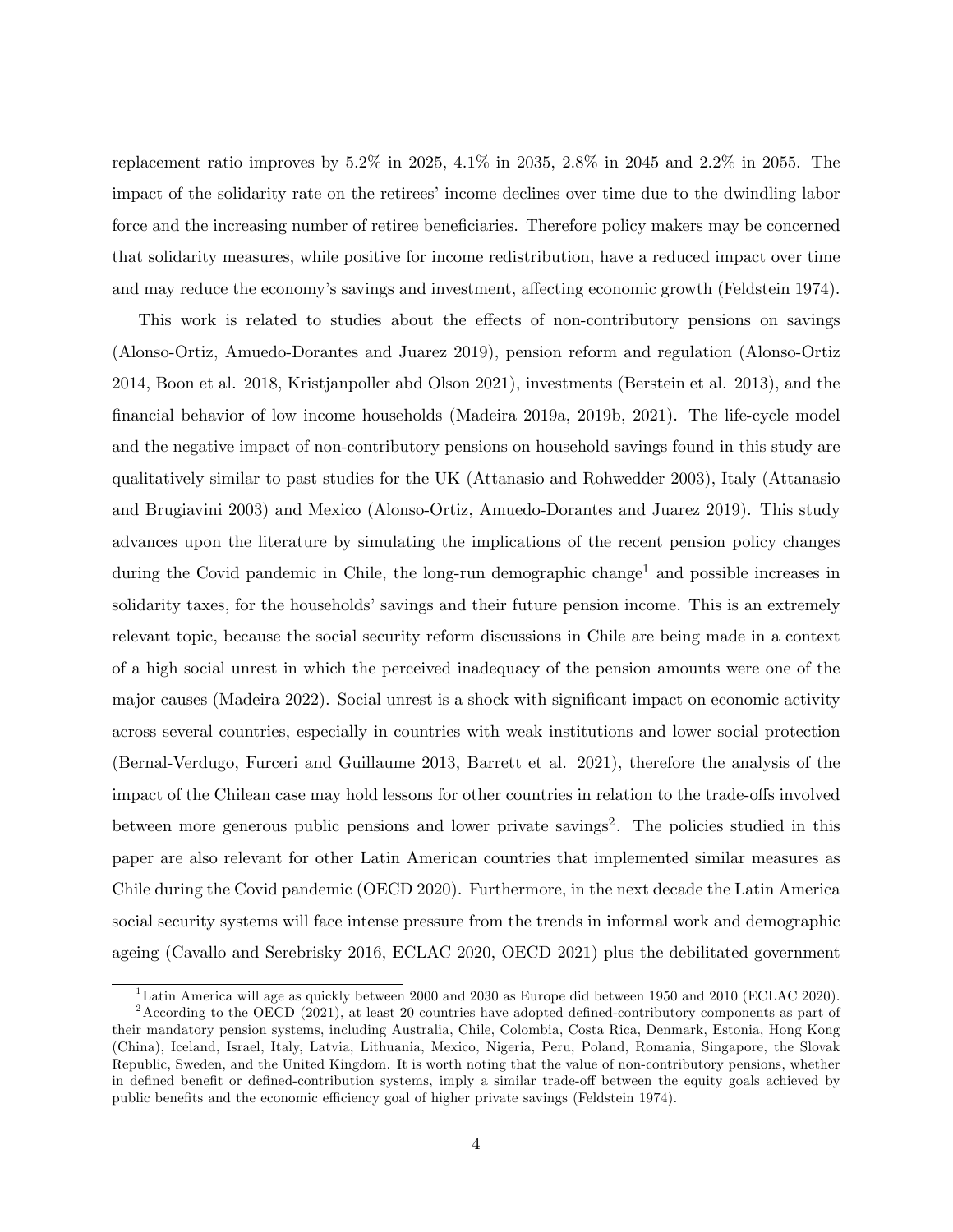replacement ratio improves by 5.2% in 2025, 4.1% in 2035, 2.8% in 2045 and 2.2% in 2055. The impact of the solidarity rate on the retirees' income declines over time due to the dwindling labor force and the increasing number of retiree beneficiaries. Therefore policy makers may be concerned that solidarity measures, while positive for income redistribution, have a reduced impact over time and may reduce the economy's savings and investment, affecting economic growth (Feldstein 1974).

This work is related to studies about the effects of non-contributory pensions on savings (Alonso-Ortiz, Amuedo-Dorantes and Juarez 2019), pension reform and regulation (Alonso-Ortiz 2014, Boon et al. 2018, Kristjanpoller abd Olson 2021), investments (Berstein et al. 2013), and the financial behavior of low income households (Madeira 2019a, 2019b, 2021). The life-cycle model and the negative impact of non-contributory pensions on household savings found in this study are qualitatively similar to past studies for the UK (Attanasio and Rohwedder 2003), Italy (Attanasio and Brugiavini 2003) and Mexico (Alonso-Ortiz, Amuedo-Dorantes and Juarez 2019). This study advances upon the literature by simulating the implications of the recent pension policy changes during the Covid pandemic in Chile, the long-run demographic change[1] and possible increases in solidarity taxes, for the households' savings and their future pension income. This is an extremely relevant topic, because the social security reform discussions in Chile are being made in a context of a high social unrest in which the perceived inadequacy of the pension amounts were one of the major causes (Madeira 2022). Social unrest is a shock with significant impact on economic activity across several countries, especially in countries with weak institutions and lower social protection (Bernal-Verdugo, Furceri and Guillaume 2013, Barrett et al. 2021), therefore the analysis of the impact of the Chilean case may hold lessons for other countries in relation to the trade-offs involved between more generous public pensions and lower private savings[2]. The policies studied in this paper are also relevant for other Latin American countries that implemented similar measures as Chile during the Covid pandemic (OECD 2020). Furthermore, in the next decade the Latin America social security systems will face intense pressure from the trends in informal work and demographic ageing (Cavallo and Serebrisky 2016, ECLAC 2020, OECD 2021) plus the debilitated government

[1] Latin America will age as quickly between 2000 and 2030 as Europe did between 1950 and 2010 (ECLAC 2020).

[2] According to the OECD (2021), at least 20 countries have adopted defined-contributory components as part of their mandatory pension systems, including Australia, Chile, Colombia, Costa Rica, Denmark, Estonia, Hong Kong (China), Iceland, Israel, Italy, Latvia, Lithuania, Mexico, Nigeria, Peru, Poland, Romania, Singapore, the Slovak Republic, Sweden, and the United Kingdom. It is worth noting that the value of non-contributory pensions, whether in defined benefit or defined-contribution systems, imply a similar trade-off between the equity goals achieved by public benefits and the economic efficiency goal of higher private savings (Feldstein 1974).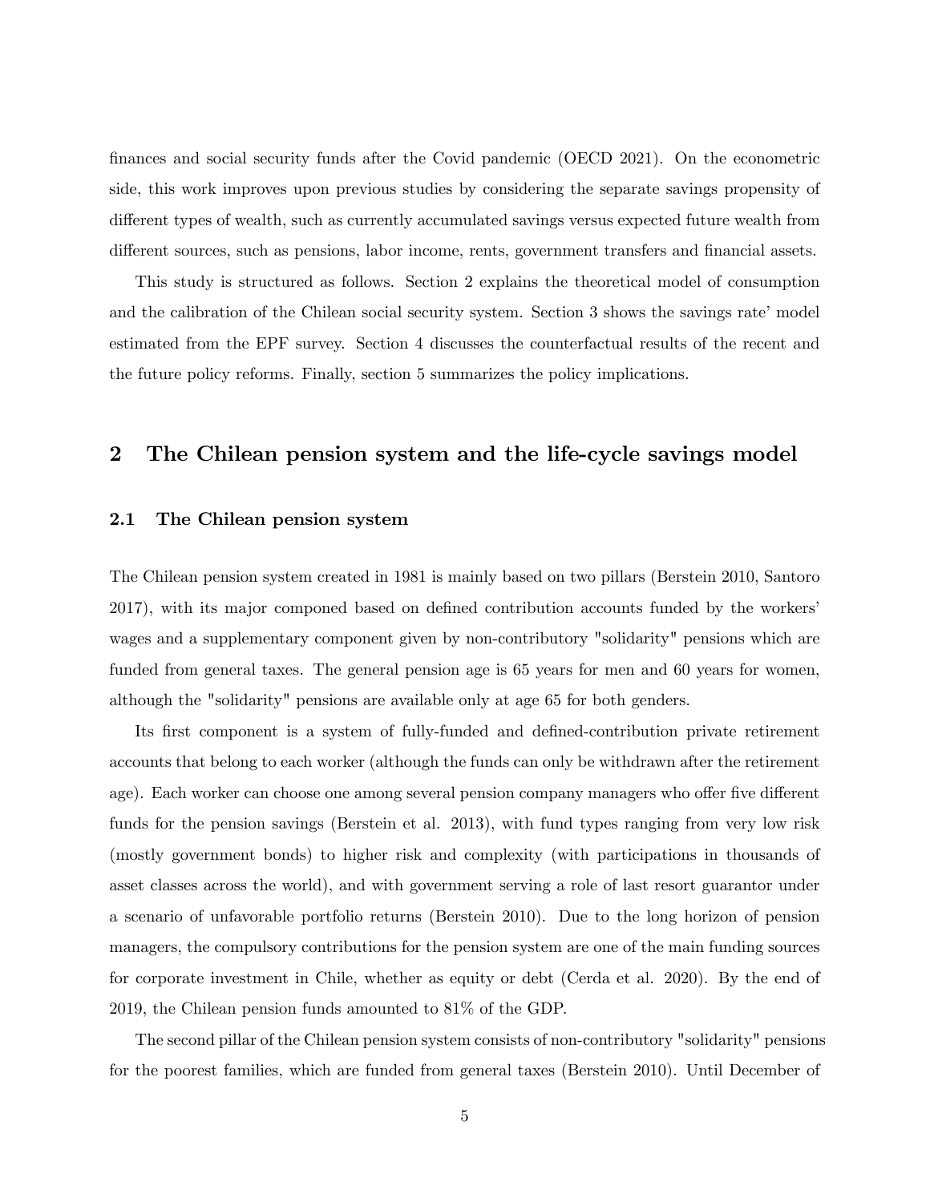finances and social security funds after the Covid pandemic (OECD 2021). On the econometric side, this work improves upon previous studies by considering the separate savings propensity of different types of wealth, such as currently accumulated savings versus expected future wealth from different sources, such as pensions, labor income, rents, government transfers and financial assets.

This study is structured as follows. Section 2 explains the theoretical model of consumption and the calibration of the Chilean social security system. Section 3 shows the savings rate' model estimated from the EPF survey. Section 4 discusses the counterfactual results of the recent and the future policy reforms. Finally, section 5 summarizes the policy implications.

## 2 The Chilean pension system and the life-cycle savings model

### 2.1 The Chilean pension system

The Chilean pension system created in 1981 is mainly based on two pillars (Berstein 2010, Santoro 2017), with its major componed based on defined contribution accounts funded by the workers' wages and a supplementary component given by non-contributory "solidarity" pensions which are funded from general taxes. The general pension age is 65 years for men and 60 years for women, although the "solidarity" pensions are available only at age 65 for both genders.

Its first component is a system of fully-funded and defined-contribution private retirement accounts that belong to each worker (although the funds can only be withdrawn after the retirement age). Each worker can choose one among several pension company managers who offer five different funds for the pension savings (Berstein et al. 2013), with fund types ranging from very low risk (mostly government bonds) to higher risk and complexity (with participations in thousands of asset classes across the world), and with government serving a role of last resort guarantor under a scenario of unfavorable portfolio returns (Berstein 2010). Due to the long horizon of pension managers, the compulsory contributions for the pension system are one of the main funding sources for corporate investment in Chile, whether as equity or debt (Cerda et al. 2020). By the end of 2019, the Chilean pension funds amounted to 81% of the GDP.

The second pillar of the Chilean pension system consists of non-contributory "solidarity" pensions for the poorest families, which are funded from general taxes (Berstein 2010). Until December of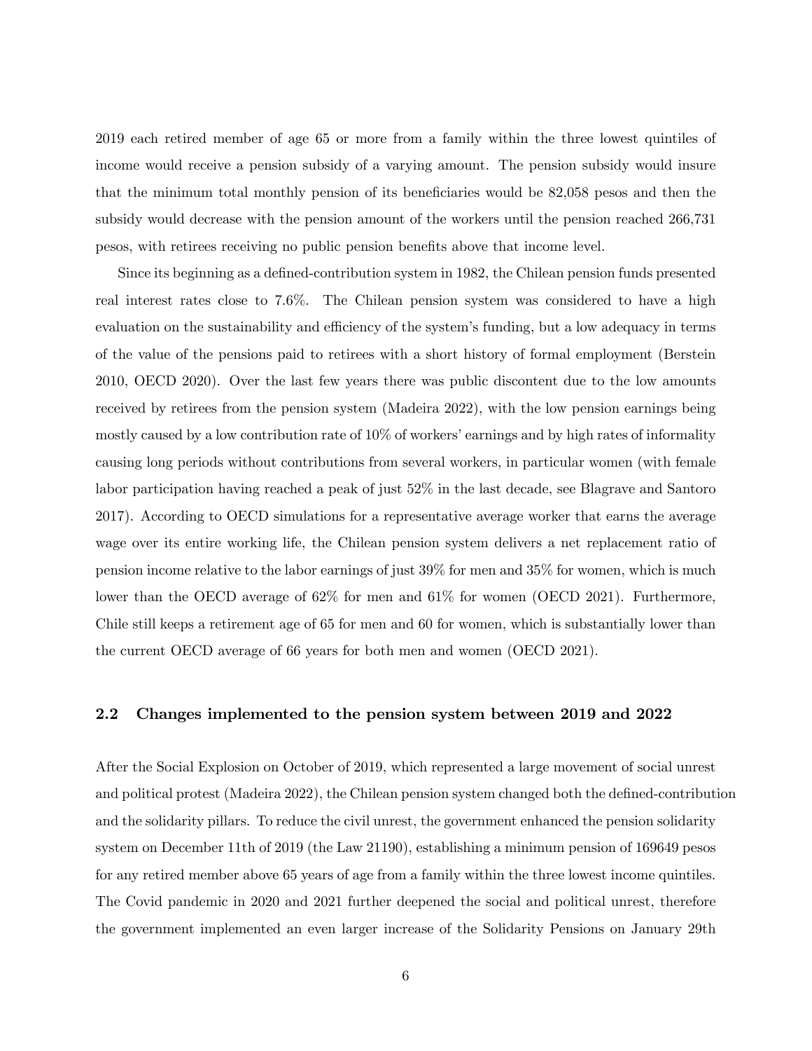2019 each retired member of age 65 or more from a family within the three lowest quintiles of income would receive a pension subsidy of a varying amount. The pension subsidy would insure that the minimum total monthly pension of its beneficiaries would be 82,058 pesos and then the subsidy would decrease with the pension amount of the workers until the pension reached 266,731 pesos, with retirees receiving no public pension benefits above that income level.

Since its beginning as a defined-contribution system in 1982, the Chilean pension funds presented real interest rates close to 7.6%. The Chilean pension system was considered to have a high evaluation on the sustainability and efficiency of the system's funding, but a low adequacy in terms of the value of the pensions paid to retirees with a short history of formal employment (Berstein 2010, OECD 2020). Over the last few years there was public discontent due to the low amounts received by retirees from the pension system (Madeira 2022), with the low pension earnings being mostly caused by a low contribution rate of 10% of workers' earnings and by high rates of informality causing long periods without contributions from several workers, in particular women (with female labor participation having reached a peak of just 52% in the last decade, see Blagrave and Santoro 2017). According to OECD simulations for a representative average worker that earns the average wage over its entire working life, the Chilean pension system delivers a net replacement ratio of pension income relative to the labor earnings of just 39% for men and 35% for women, which is much lower than the OECD average of 62% for men and 61% for women (OECD 2021). Furthermore, Chile still keeps a retirement age of 65 for men and 60 for women, which is substantially lower than the current OECD average of 66 years for both men and women (OECD 2021).

## 2.2 Changes implemented to the pension system between 2019 and 2022

After the Social Explosion on October of 2019, which represented a large movement of social unrest and political protest (Madeira 2022), the Chilean pension system changed both the defined-contribution and the solidarity pillars. To reduce the civil unrest, the government enhanced the pension solidarity system on December 11th of 2019 (the Law 21190), establishing a minimum pension of 169649 pesos for any retired member above 65 years of age from a family within the three lowest income quintiles. The Covid pandemic in 2020 and 2021 further deepened the social and political unrest, therefore the government implemented an even larger increase of the Solidarity Pensions on January 29th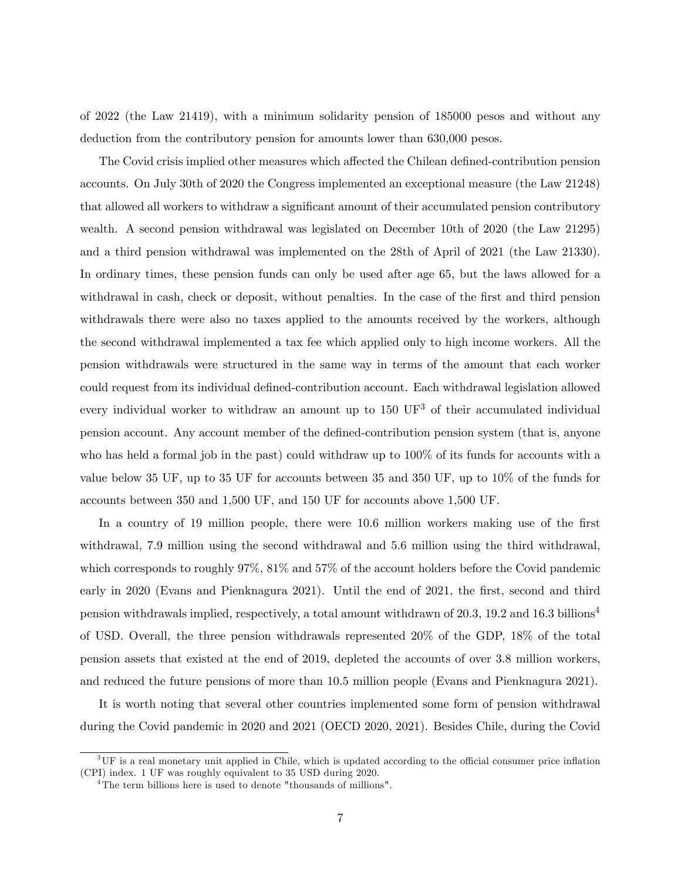of 2022 (the Law 21419), with a minimum solidarity pension of 185000 pesos and without any deduction from the contributory pension for amounts lower than 630,000 pesos.

The Covid crisis implied other measures which affected the Chilean defined-contribution pension accounts. On July 30th of 2020 the Congress implemented an exceptional measure (the Law 21248) that allowed all workers to withdraw a significant amount of their accumulated pension contributory wealth. A second pension withdrawal was legislated on December 10th of 2020 (the Law 21295) and a third pension withdrawal was implemented on the 28th of April of 2021 (the Law 21330). In ordinary times, these pension funds can only be used after age 65, but the laws allowed for a withdrawal in cash, check or deposit, without penalties. In the case of the first and third pension withdrawals there were also no taxes applied to the amounts received by the workers, although the second withdrawal implemented a tax fee which applied only to high income workers. All the pension withdrawals were structured in the same way in terms of the amount that each worker could request from its individual defined-contribution account. Each withdrawal legislation allowed every individual worker to withdraw an amount up to 150 UF[3] of their accumulated individual pension account. Any account member of the defined-contribution pension system (that is, anyone who has held a formal job in the past) could withdraw up to 100% of its funds for accounts with a value below 35 UF, up to 35 UF for accounts between 35 and 350 UF, up to 10% of the funds for accounts between 350 and 1,500 UF, and 150 UF for accounts above 1,500 UF.

In a country of 19 million people, there were 10.6 million workers making use of the first withdrawal, 7.9 million using the second withdrawal and 5.6 million using the third withdrawal, which corresponds to roughly 97%, 81% and 57% of the account holders before the Covid pandemic early in 2020 (Evans and Pienknagura 2021). Until the end of 2021, the first, second and third pension withdrawals implied, respectively, a total amount withdrawn of 20.3, 19.2 and 16.3 billions[4] of USD. Overall, the three pension withdrawals represented 20% of the GDP, 18% of the total pension assets that existed at the end of 2019, depleted the accounts of over 3.8 million workers, and reduced the future pensions of more than 10.5 million people (Evans and Pienknagura 2021).

It is worth noting that several other countries implemented some form of pension withdrawal during the Covid pandemic in 2020 and 2021 (OECD 2020, 2021). Besides Chile, during the Covid

---

[3] UF is a real monetary unit applied in Chile, which is updated according to the official consumer price inflation (CPI) index. 1 UF was roughly equivalent to 35 USD during 2020.

[4] The term billions here is used to denote "thousands of millions".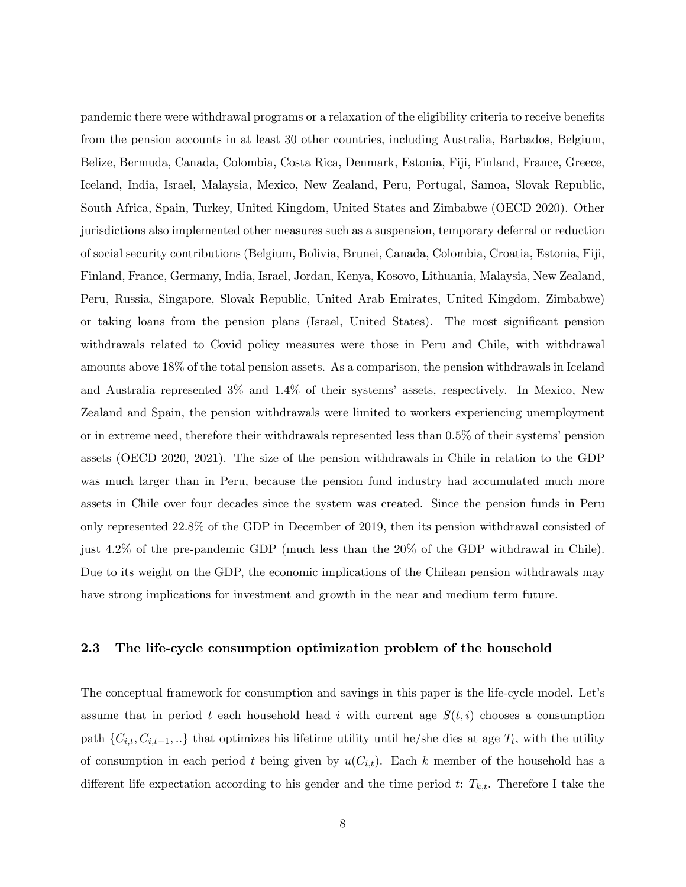pandemic there were withdrawal programs or a relaxation of the eligibility criteria to receive benefits from the pension accounts in at least 30 other countries, including Australia, Barbados, Belgium, Belize, Bermuda, Canada, Colombia, Costa Rica, Denmark, Estonia, Fiji, Finland, France, Greece, Iceland, India, Israel, Malaysia, Mexico, New Zealand, Peru, Portugal, Samoa, Slovak Republic, South Africa, Spain, Turkey, United Kingdom, United States and Zimbabwe (OECD 2020). Other jurisdictions also implemented other measures such as a suspension, temporary deferral or reduction of social security contributions (Belgium, Bolivia, Brunei, Canada, Colombia, Croatia, Estonia, Fiji, Finland, France, Germany, India, Israel, Jordan, Kenya, Kosovo, Lithuania, Malaysia, New Zealand, Peru, Russia, Singapore, Slovak Republic, United Arab Emirates, United Kingdom, Zimbabwe) or taking loans from the pension plans (Israel, United States). The most significant pension withdrawals related to Covid policy measures were those in Peru and Chile, with withdrawal amounts above 18% of the total pension assets. As a comparison, the pension withdrawals in Iceland and Australia represented 3% and 1.4% of their systems' assets, respectively. In Mexico, New Zealand and Spain, the pension withdrawals were limited to workers experiencing unemployment or in extreme need, therefore their withdrawals represented less than 0.5% of their systems' pension assets (OECD 2020, 2021). The size of the pension withdrawals in Chile in relation to the GDP was much larger than in Peru, because the pension fund industry had accumulated much more assets in Chile over four decades since the system was created. Since the pension funds in Peru only represented 22.8% of the GDP in December of 2019, then its pension withdrawal consisted of just 4.2% of the pre-pandemic GDP (much less than the 20% of the GDP withdrawal in Chile). Due to its weight on the GDP, the economic implications of the Chilean pension withdrawals may have strong implications for investment and growth in the near and medium term future.

### 2.3 The life-cycle consumption optimization problem of the household

The conceptual framework for consumption and savings in this paper is the life-cycle model. Let's assume that in period $t$ each household head $i$ with current age $S(t,i)$ chooses a consumption path $\{C_{i,t}, C_{i,t+1}, ..\}$ that optimizes his lifetime utility until he/she dies at age $T_t$, with the utility of consumption in each period $t$ being given by $u(C_{i,t})$. Each $k$ member of the household has a different life expectation according to his gender and the time period $t$: $T_{k,t}$. Therefore I take the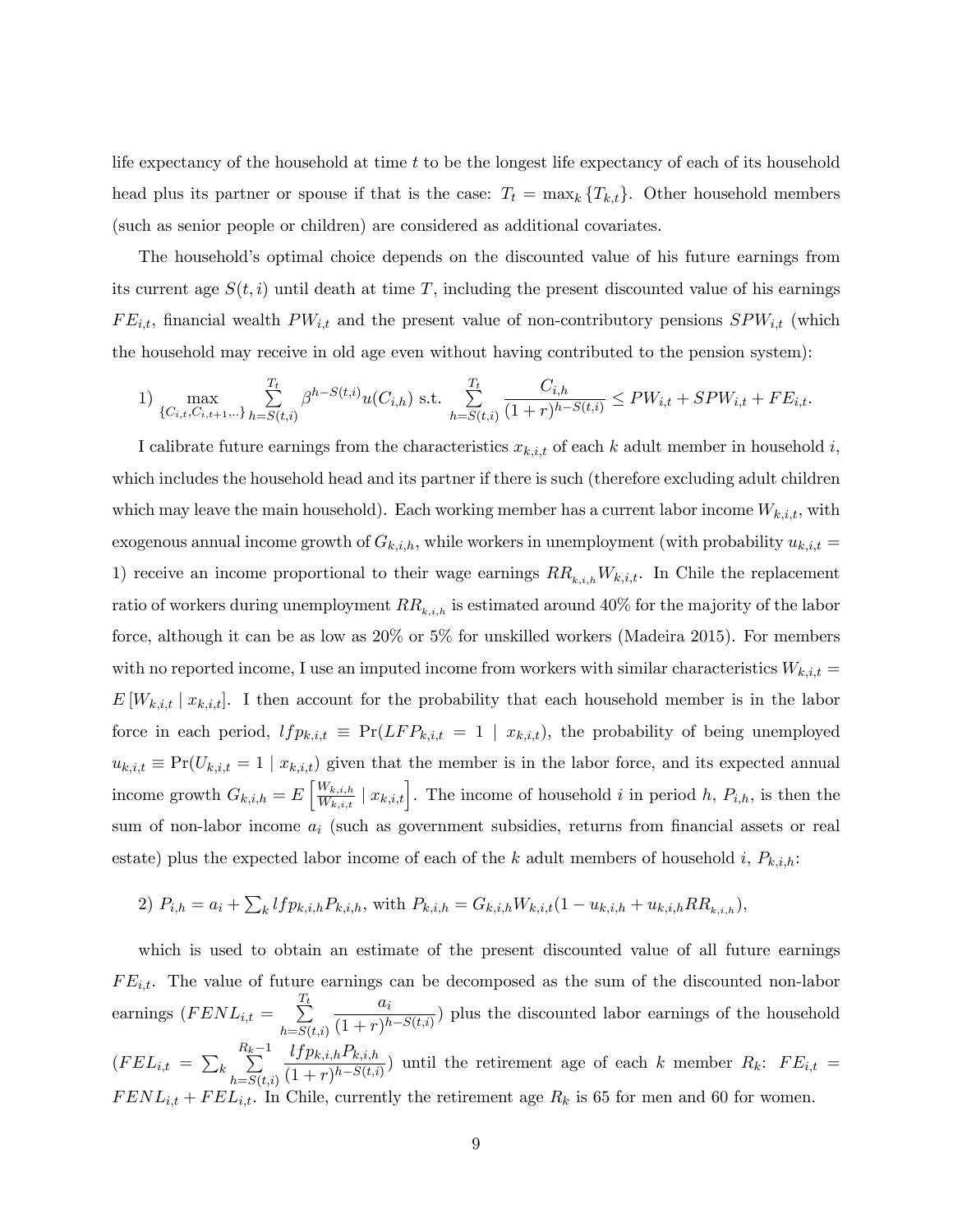life expectancy of the household at time $t$ to be the longest life expectancy of each of its household head plus its partner or spouse if that is the case: $T_t = \max_k \{T_{k,t}\}$. Other household members (such as senior people or children) are considered as additional covariates.

The household's optimal choice depends on the discounted value of his future earnings from its current age $S(t,i)$ until death at time $T$, including the present discounted value of his earnings $FE_{i,t}$, financial wealth $PW_{i,t}$ and the present value of non-contributory pensions $SPW_{i,t}$ (which the household may receive in old age even without having contributed to the pension system):

$$1) \max_{\{C_{i,t},C_{i,t+1},..\}} \sum_{h=S(t,i)}^{T_t} \beta^{h-S(t,i)} u(C_{i,h}) \text{ s.t. } \sum_{h=S(t,i)}^{T_t} \frac{C_{i,h}}{(1+r)^{h-S(t,i)}} \leq PW_{i,t} + SPW_{i,t} + FE_{i,t}.$$

I calibrate future earnings from the characteristics $x_{k,i,t}$ of each $k$ adult member in household $i$, which includes the household head and its partner if there is such (therefore excluding adult children which may leave the main household). Each working member has a current labor income $W_{k,i,t}$, with exogenous annual income growth of $G_{k,i,h}$, while workers in unemployment (with probability $u_{k,i,t} = 1$) receive an income proportional to their wage earnings $RR_{k,i,h} W_{k,i,t}$. In Chile the replacement ratio of workers during unemployment $RR_{k,i,h}$ is estimated around 40% for the majority of the labor force, although it can be as low as 20% or 5% for unskilled workers (Madeira 2015). For members with no reported income, I use an imputed income from workers with similar characteristics $W_{k,i,t} = E\left[W_{k,i,t} \mid x_{k,i,t}\right]$. I then account for the probability that each household member is in the labor force in each period, $lfp_{k,i,t} \equiv \Pr(LFP_{k,i,t} = 1 \mid x_{k,i,t})$, the probability of being unemployed $u_{k,i,t} \equiv \Pr(U_{k,i,t} = 1 \mid x_{k,i,t})$ given that the member is in the labor force, and its expected annual income growth $G_{k,i,h} = E\left[\frac{W_{k,i,h}}{W_{k,i,t}} \mid x_{k,i,t}\right]$. The income of household $i$ in period $h$, $P_{i,h}$, is then the sum of non-labor income $a_i$ (such as government subsidies, returns from financial assets or real estate) plus the expected labor income of each of the $k$ adult members of household $i$, $P_{k,i,h}$:

$$2) \; P_{i,h} = a_i + \textstyle\sum_k lfp_{k,i,h} P_{k,i,h}, \text{ with } P_{k,i,h} = G_{k,i,h} W_{k,i,t}(1 - u_{k,i,h} + u_{k,i,h} RR_{k,i,h}),$$

which is used to obtain an estimate of the present discounted value of all future earnings $FE_{i,t}$. The value of future earnings can be decomposed as the sum of the discounted non-labor earnings ($FENL_{i,t} = \sum_{h=S(t,i)}^{T_t} \frac{a_i}{(1+r)^{h-S(t,i)}}$) plus the discounted labor earnings of the household ($FEL_{i,t} = \sum_k \sum_{h=S(t,i)}^{R_k-1} \frac{lfp_{k,i,h} P_{k,i,h}}{(1+r)^{h-S(t,i)}}$) until the retirement age of each $k$ member $R_k$: $FE_{i,t} = FENL_{i,t} + FEL_{i,t}$. In Chile, currently the retirement age $R_k$ is 65 for men and 60 for women.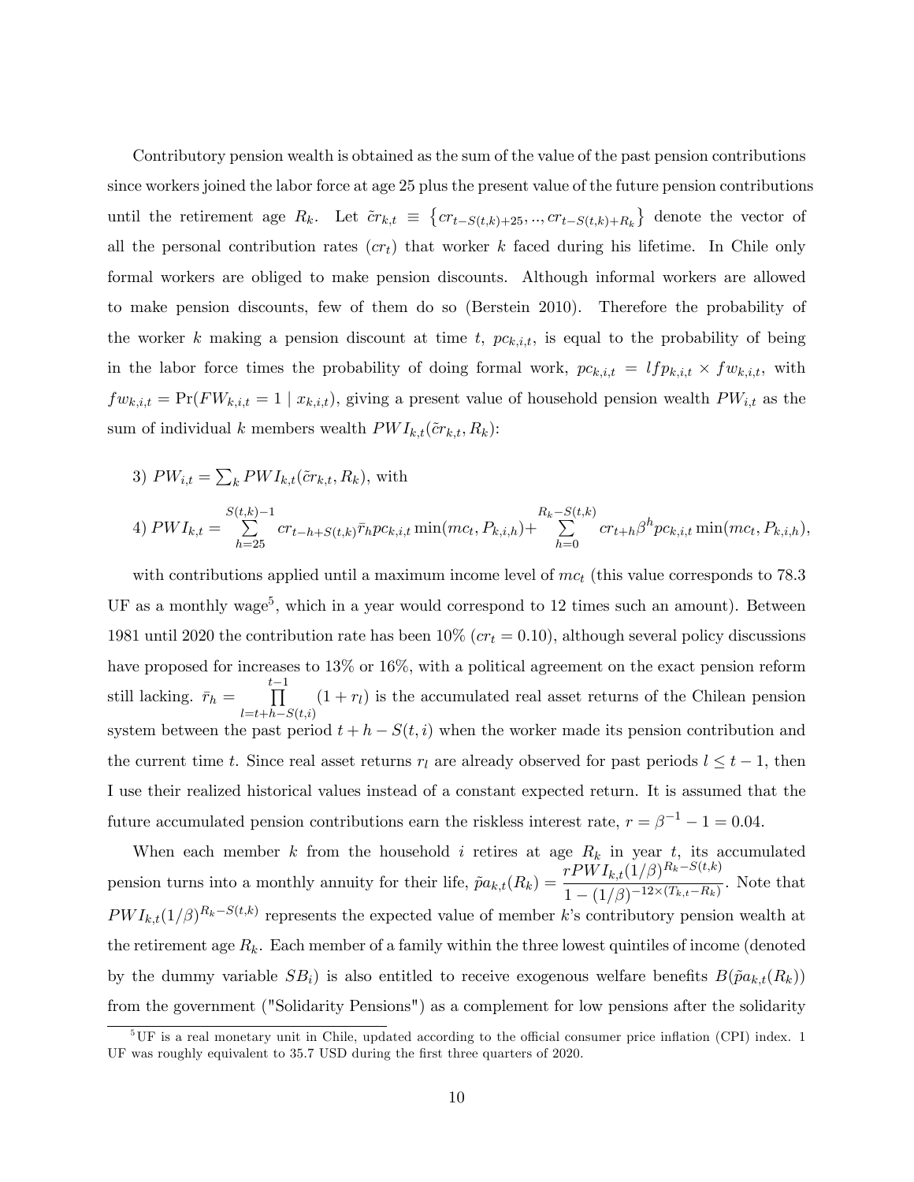Contributory pension wealth is obtained as the sum of the value of the past pension contributions since workers joined the labor force at age 25 plus the present value of the future pension contributions until the retirement age $R_k$. Let $\tilde{cr}_{k,t} \equiv \left\{cr_{t-S(t,k)+25}, .., cr_{t-S(t,k)+R_k}\right\}$ denote the vector of all the personal contribution rates ($cr_t$) that worker $k$ faced during his lifetime. In Chile only formal workers are obliged to make pension discounts. Although informal workers are allowed to make pension discounts, few of them do so (Berstein 2010). Therefore the probability of the worker $k$ making a pension discount at time $t$, $pc_{k,i,t}$, is equal to the probability of being in the labor force times the probability of doing formal work, $pc_{k,i,t} = lfp_{k,i,t} \times fw_{k,i,t}$, with $fw_{k,i,t} = \Pr(FW_{k,i,t} = 1 \mid x_{k,i,t})$, giving a present value of household pension wealth $PW_{i,t}$ as the sum of individual $k$ members wealth $PWI_{k,t}(\tilde{cr}_{k,t}, R_k)$:

3) $PW_{i,t} = \sum_k PWI_{k,t}(\tilde{cr}_{k,t}, R_k)$, with

4) $PWI_{k,t} = \sum\limits_{h=25}^{S(t,k)-1} cr_{t-h+S(t,k)}\bar{r}_h pc_{k,i,t} \min(mc_t, P_{k,i,h}) + \sum\limits_{h=0}^{R_k-S(t,k)} cr_{t+h}\beta^h pc_{k,i,t} \min(mc_t, P_{k,i,h})$,

with contributions applied until a maximum income level of $mc_t$ (this value corresponds to 78.3 UF as a monthly wage[5], which in a year would correspond to 12 times such an amount). Between 1981 until 2020 the contribution rate has been 10% ($cr_t = 0.10$), although several policy discussions have proposed for increases to 13% or 16%, with a political agreement on the exact pension reform still lacking. $\bar{r}_h = \prod\limits_{l=t+h-S(t,i)}^{t-1} (1 + r_l)$ is the accumulated real asset returns of the Chilean pension system between the past period $t + h - S(t, i)$ when the worker made its pension contribution and the current time $t$. Since real asset returns $r_l$ are already observed for past periods $l \leq t - 1$, then I use their realized historical values instead of a constant expected return. It is assumed that the future accumulated pension contributions earn the riskless interest rate, $r = \beta^{-1} - 1 = 0.04$.

When each member $k$ from the household $i$ retires at age $R_k$ in year $t$, its accumulated pension turns into a monthly annuity for their life, $\tilde{pa}_{k,t}(R_k) = \dfrac{rPWI_{k,t}(1/\beta)^{R_k-S(t,k)}}{1-(1/\beta)^{-12\times(T_{k,t}-R_k)}}$. Note that $PWI_{k,t}(1/\beta)^{R_k-S(t,k)}$ represents the expected value of member $k$'s contributory pension wealth at the retirement age $R_k$. Each member of a family within the three lowest quintiles of income (denoted by the dummy variable $SB_i$) is also entitled to receive exogenous welfare benefits $B(\tilde{pa}_{k,t}(R_k))$ from the government ("Solidarity Pensions") as a complement for low pensions after the solidarity

[5] UF is a real monetary unit in Chile, updated according to the official consumer price inflation (CPI) index. 1 UF was roughly equivalent to 35.7 USD during the first three quarters of 2020.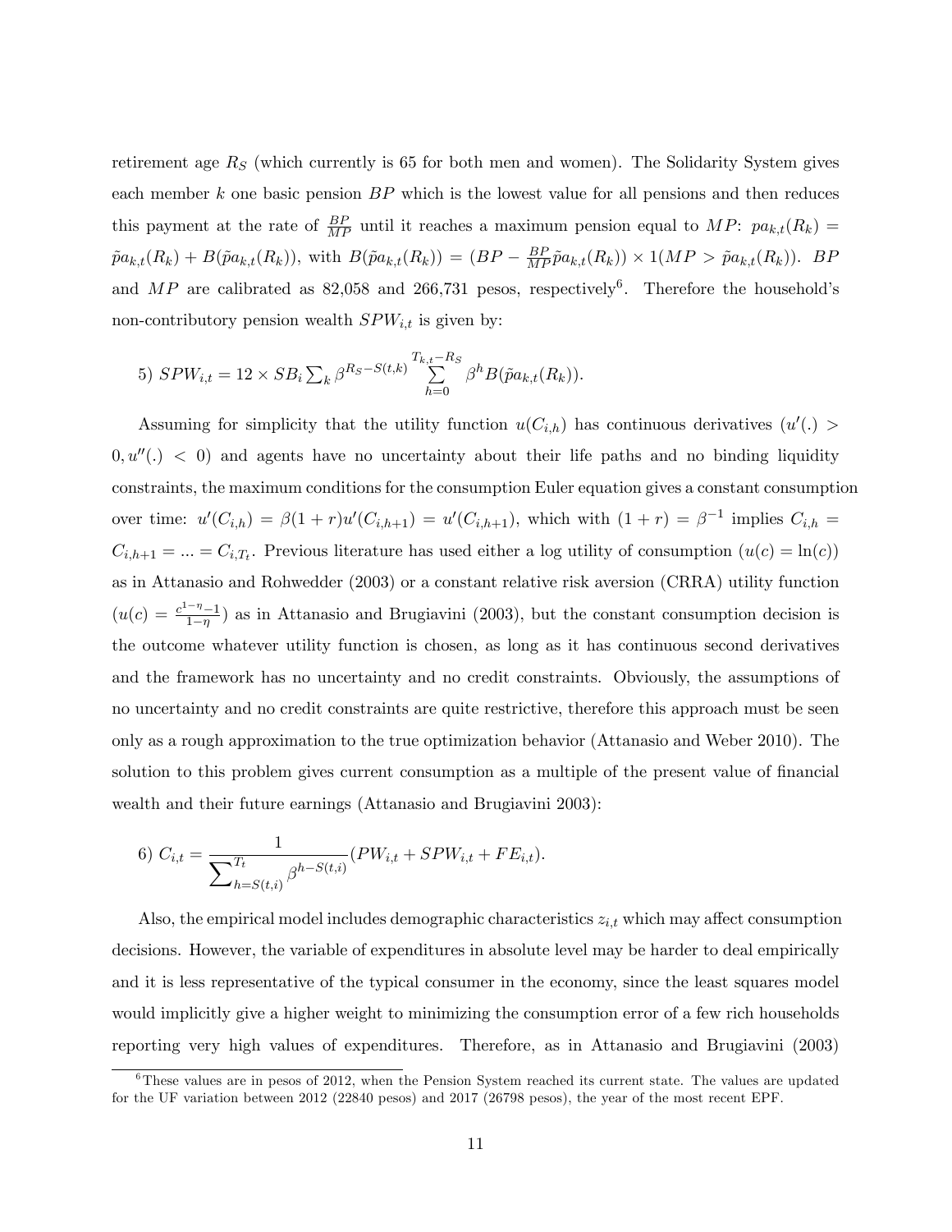retirement age $R_S$ (which currently is 65 for both men and women). The Solidarity System gives each member $k$ one basic pension $BP$ which is the lowest value for all pensions and then reduces this payment at the rate of $\frac{BP}{MP}$ until it reaches a maximum pension equal to $MP$: $pa_{k,t}(R_k) = \tilde{p}a_{k,t}(R_k) + B(\tilde{p}a_{k,t}(R_k))$, with $B(\tilde{p}a_{k,t}(R_k)) = (BP - \frac{BP}{MP}\tilde{p}a_{k,t}(R_k)) \times 1(MP > \tilde{p}a_{k,t}(R_k))$. $BP$ and $MP$ are calibrated as 82,058 and 266,731 pesos, respectively[6]. Therefore the household's non-contributory pension wealth $SPW_{i,t}$ is given by:

$$5)\ SPW_{i,t} = 12 \times SB_i \sum_k \beta^{R_S - S(t,k)} \sum_{h=0}^{T_{k,t}-R_S} \beta^h B(\tilde{p}a_{k,t}(R_k)).$$

Assuming for simplicity that the utility function $u(C_{i,h})$ has continuous derivatives ($u'(.) > 0, u''(.) < 0$) and agents have no uncertainty about their life paths and no binding liquidity constraints, the maximum conditions for the consumption Euler equation gives a constant consumption over time: $u'(C_{i,h}) = \beta(1+r)u'(C_{i,h+1}) = u'(C_{i,h+1})$, which with $(1+r) = \beta^{-1}$ implies $C_{i,h} = C_{i,h+1} = ... = C_{i,T_t}$. Previous literature has used either a log utility of consumption ($u(c) = \ln(c)$) as in Attanasio and Rohwedder (2003) or a constant relative risk aversion (CRRA) utility function ($u(c) = \frac{c^{1-\eta}-1}{1-\eta}$) as in Attanasio and Brugiavini (2003), but the constant consumption decision is the outcome whatever utility function is chosen, as long as it has continuous second derivatives and the framework has no uncertainty and no credit constraints. Obviously, the assumptions of no uncertainty and no credit constraints are quite restrictive, therefore this approach must be seen only as a rough approximation to the true optimization behavior (Attanasio and Weber 2010). The solution to this problem gives current consumption as a multiple of the present value of financial wealth and their future earnings (Attanasio and Brugiavini 2003):

$$6)\ C_{i,t} = \frac{1}{\sum_{h=S(t,i)}^{T_t} \beta^{h-S(t,i)}}(PW_{i,t} + SPW_{i,t} + FE_{i,t}).$$

Also, the empirical model includes demographic characteristics $z_{i,t}$ which may affect consumption decisions. However, the variable of expenditures in absolute level may be harder to deal empirically and it is less representative of the typical consumer in the economy, since the least squares model would implicitly give a higher weight to minimizing the consumption error of a few rich households reporting very high values of expenditures. Therefore, as in Attanasio and Brugiavini (2003)

[6] These values are in pesos of 2012, when the Pension System reached its current state. The values are updated for the UF variation between 2012 (22840 pesos) and 2017 (26798 pesos), the year of the most recent EPF.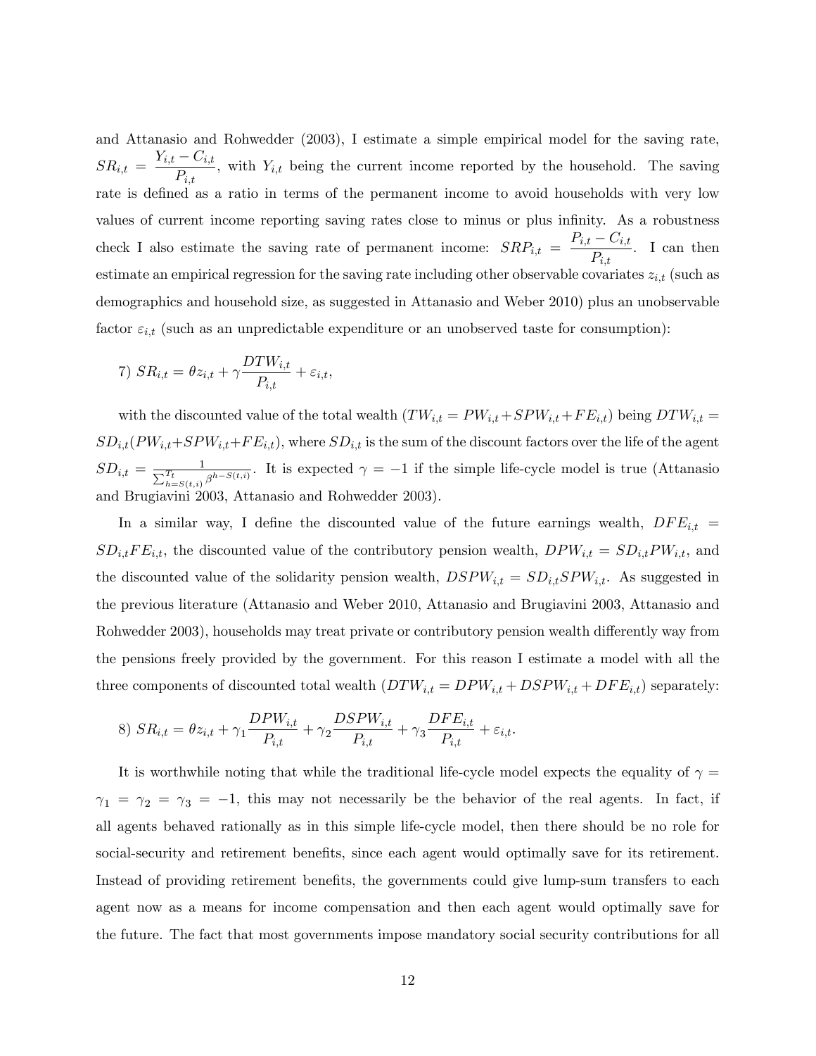and Attanasio and Rohwedder (2003), I estimate a simple empirical model for the saving rate, $SR_{i,t} = \frac{Y_{i,t} - C_{i,t}}{P_{i,t}}$, with $Y_{i,t}$ being the current income reported by the household. The saving rate is defined as a ratio in terms of the permanent income to avoid households with very low values of current income reporting saving rates close to minus or plus infinity. As a robustness check I also estimate the saving rate of permanent income: $SRP_{i,t} = \frac{P_{i,t} - C_{i,t}}{P_{i,t}}$. I can then estimate an empirical regression for the saving rate including other observable covariates $z_{i,t}$ (such as demographics and household size, as suggested in Attanasio and Weber 2010) plus an unobservable factor $\varepsilon_{i,t}$ (such as an unpredictable expenditure or an unobserved taste for consumption):

$$7)\ SR_{i,t} = \theta z_{i,t} + \gamma \frac{DTW_{i,t}}{P_{i,t}} + \varepsilon_{i,t},$$

with the discounted value of the total wealth ($TW_{i,t} = PW_{i,t} + SPW_{i,t} + FE_{i,t}$) being $DTW_{i,t} = SD_{i,t}(PW_{i,t} + SPW_{i,t} + FE_{i,t})$, where $SD_{i,t}$ is the sum of the discount factors over the life of the agent $SD_{i,t} = \frac{1}{\sum_{h=S(t,i)}^{T_t} \beta^{h-S(t,i)}}$. It is expected $\gamma = -1$ if the simple life-cycle model is true (Attanasio and Brugiavini 2003, Attanasio and Rohwedder 2003).

In a similar way, I define the discounted value of the future earnings wealth, $DFE_{i,t} = SD_{i,t}FE_{i,t}$, the discounted value of the contributory pension wealth, $DPW_{i,t} = SD_{i,t}PW_{i,t}$, and the discounted value of the solidarity pension wealth, $DSPW_{i,t} = SD_{i,t}SPW_{i,t}$. As suggested in the previous literature (Attanasio and Weber 2010, Attanasio and Brugiavini 2003, Attanasio and Rohwedder 2003), households may treat private or contributory pension wealth differently way from the pensions freely provided by the government. For this reason I estimate a model with all the three components of discounted total wealth ($DTW_{i,t} = DPW_{i,t} + DSPW_{i,t} + DFE_{i,t}$) separately:

$$8)\ SR_{i,t} = \theta z_{i,t} + \gamma_1 \frac{DPW_{i,t}}{P_{i,t}} + \gamma_2 \frac{DSPW_{i,t}}{P_{i,t}} + \gamma_3 \frac{DFE_{i,t}}{P_{i,t}} + \varepsilon_{i,t}.$$

It is worthwhile noting that while the traditional life-cycle model expects the equality of $\gamma = \gamma_1 = \gamma_2 = \gamma_3 = -1$, this may not necessarily be the behavior of the real agents. In fact, if all agents behaved rationally as in this simple life-cycle model, then there should be no role for social-security and retirement benefits, since each agent would optimally save for its retirement. Instead of providing retirement benefits, the governments could give lump-sum transfers to each agent now as a means for income compensation and then each agent would optimally save for the future. The fact that most governments impose mandatory social security contributions for all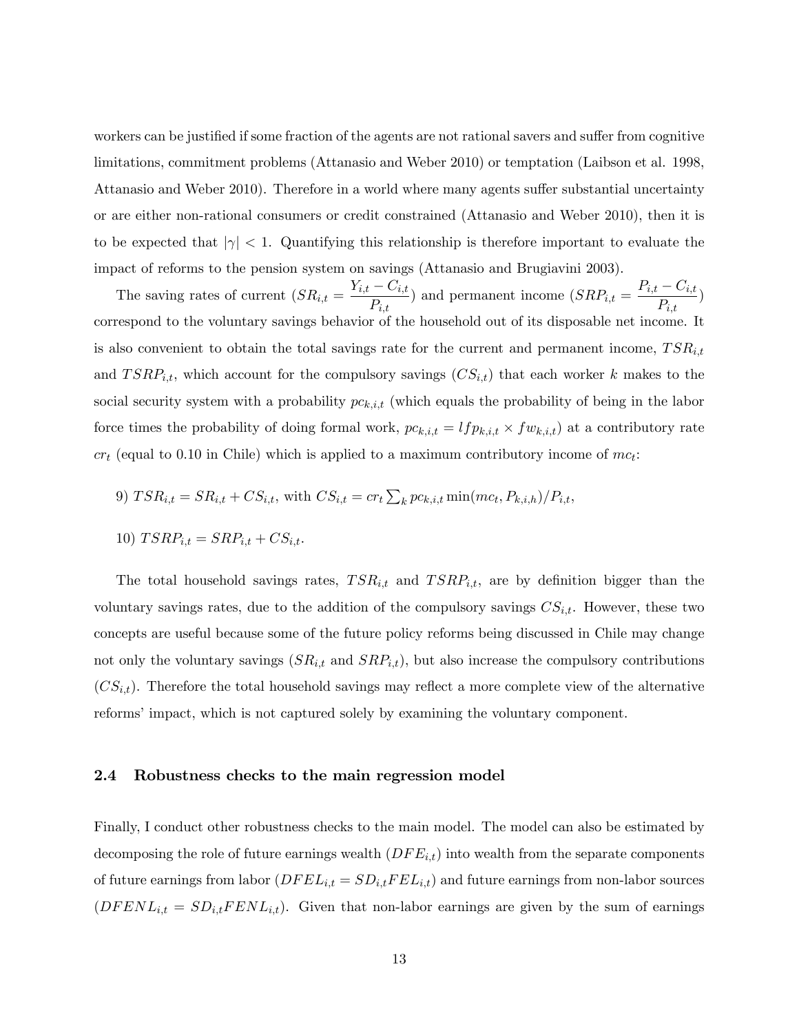workers can be justified if some fraction of the agents are not rational savers and suffer from cognitive limitations, commitment problems (Attanasio and Weber 2010) or temptation (Laibson et al. 1998, Attanasio and Weber 2010). Therefore in a world where many agents suffer substantial uncertainty or are either non-rational consumers or credit constrained (Attanasio and Weber 2010), then it is to be expected that $|\gamma| < 1$. Quantifying this relationship is therefore important to evaluate the impact of reforms to the pension system on savings (Attanasio and Brugiavini 2003).

The saving rates of current ($SR_{i,t} = \dfrac{Y_{i,t} - C_{i,t}}{P_{i,t}}$) and permanent income ($SRP_{i,t} = \dfrac{P_{i,t} - C_{i,t}}{P_{i,t}}$) correspond to the voluntary savings behavior of the household out of its disposable net income. It is also convenient to obtain the total savings rate for the current and permanent income, $TSR_{i,t}$ and $TSRP_{i,t}$, which account for the compulsory savings ($CS_{i,t}$) that each worker $k$ makes to the social security system with a probability $pc_{k,i,t}$ (which equals the probability of being in the labor force times the probability of doing formal work, $pc_{k,i,t} = lfp_{k,i,t} \times fw_{k,i,t}$) at a contributory rate $cr_t$ (equal to 0.10 in Chile) which is applied to a maximum contributory income of $mc_t$:

9) $TSR_{i,t} = SR_{i,t} + CS_{i,t}$, with $CS_{i,t} = cr_t \sum_k pc_{k,i,t} \min(mc_t, P_{k,i,h})/P_{i,t}$,

10) $TSRP_{i,t} = SRP_{i,t} + CS_{i,t}$.

The total household savings rates, $TSR_{i,t}$ and $TSRP_{i,t}$, are by definition bigger than the voluntary savings rates, due to the addition of the compulsory savings $CS_{i,t}$. However, these two concepts are useful because some of the future policy reforms being discussed in Chile may change not only the voluntary savings ($SR_{i,t}$ and $SRP_{i,t}$), but also increase the compulsory contributions ($CS_{i,t}$). Therefore the total household savings may reflect a more complete view of the alternative reforms' impact, which is not captured solely by examining the voluntary component.

### 2.4 Robustness checks to the main regression model

Finally, I conduct other robustness checks to the main model. The model can also be estimated by decomposing the role of future earnings wealth ($DFE_{i,t}$) into wealth from the separate components of future earnings from labor ($DFEL_{i,t} = SD_{i,t}FEL_{i,t}$) and future earnings from non-labor sources ($DFENL_{i,t} = SD_{i,t}FENL_{i,t}$). Given that non-labor earnings are given by the sum of earnings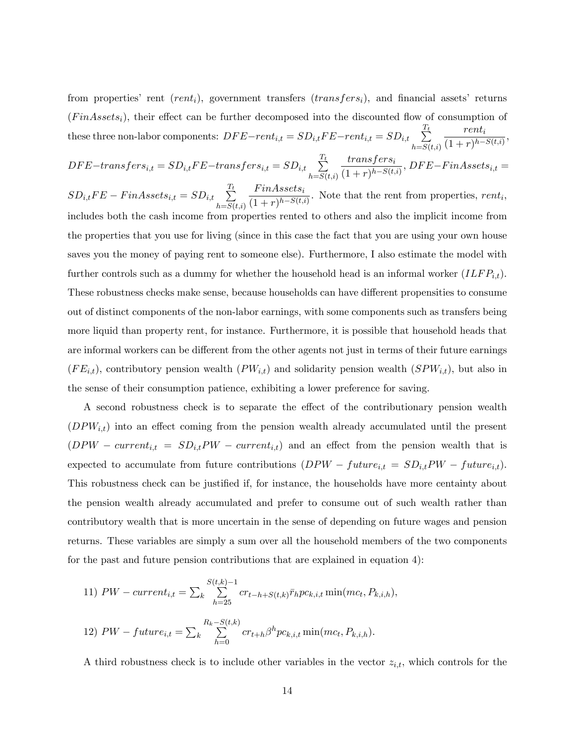from properties' rent ($rent_i$), government transfers ($transfers_i$), and financial assets' returns ($FinAssets_i$), their effect can be further decomposed into the discounted flow of consumption of these three non-labor components: $DFE{-}rent_{i,t} = SD_{i,t}FE{-}rent_{i,t} = SD_{i,t}\sum_{h=S(t,i)}^{T_t}\frac{rent_i}{(1+r)^{h-S(t,i)}}$, $DFE{-}transfers_{i,t} = SD_{i,t}FE{-}transfers_{i,t} = SD_{i,t}\sum_{h=S(t,i)}^{T_t}\frac{transfers_i}{(1+r)^{h-S(t,i)}}$, $DFE{-}FinAssets_{i,t} = SD_{i,t}FE - FinAssets_{i,t} = SD_{i,t}\sum_{h=S(t,i)}^{T_t}\frac{FinAssets_i}{(1+r)^{h-S(t,i)}}$. Note that the rent from properties, $rent_i$, includes both the cash income from properties rented to others and also the implicit income from the properties that you use for living (since in this case the fact that you are using your own house saves you the money of paying rent to someone else). Furthermore, I also estimate the model with further controls such as a dummy for whether the household head is an informal worker ($ILFP_{i,t}$). These robustness checks make sense, because households can have different propensities to consume out of distinct components of the non-labor earnings, with some components such as transfers being more liquid than property rent, for instance. Furthermore, it is possible that household heads that are informal workers can be different from the other agents not just in terms of their future earnings ($FE_{i,t}$), contributory pension wealth ($PW_{i,t}$) and solidarity pension wealth ($SPW_{i,t}$), but also in the sense of their consumption patience, exhibiting a lower preference for saving.

A second robustness check is to separate the effect of the contributionary pension wealth ($DPW_{i,t}$) into an effect coming from the pension wealth already accumulated until the present ($DPW - current_{i,t} = SD_{i,t}PW - current_{i,t}$) and an effect from the pension wealth that is expected to accumulate from future contributions ($DPW - future_{i,t} = SD_{i,t}PW - future_{i,t}$). This robustness check can be justified if, for instance, the households have more centainty about the pension wealth already accumulated and prefer to consume out of such wealth rather than contributory wealth that is more uncertain in the sense of depending on future wages and pension returns. These variables are simply a sum over all the household members of the two components for the past and future pension contributions that are explained in equation 4):

$$11)\ PW - current_{i,t} = \sum_k \sum_{h=25}^{S(t,k)-1} cr_{t-h+S(t,k)}\bar{r}_h pc_{k,i,t}\min(mc_t, P_{k,i,h}),$$

$$12)\ PW - future_{i,t} = \sum_k \sum_{h=0}^{R_k-S(t,k)} cr_{t+h}\beta^h pc_{k,i,t}\min(mc_t, P_{k,i,h}).$$

A third robustness check is to include other variables in the vector $z_{i,t}$, which controls for the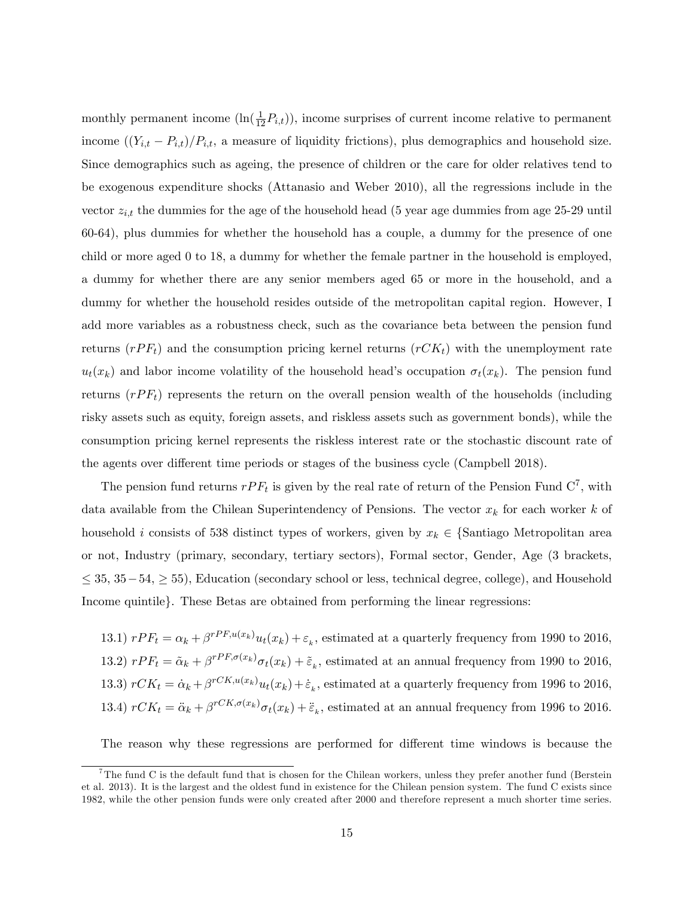monthly permanent income ($\ln(\frac{1}{12}P_{i,t})$), income surprises of current income relative to permanent income ($(Y_{i,t} - P_{i,t})/P_{i,t}$, a measure of liquidity frictions), plus demographics and household size. Since demographics such as ageing, the presence of children or the care for older relatives tend to be exogenous expenditure shocks (Attanasio and Weber 2010), all the regressions include in the vector $z_{i,t}$ the dummies for the age of the household head (5 year age dummies from age 25-29 until 60-64), plus dummies for whether the household has a couple, a dummy for the presence of one child or more aged 0 to 18, a dummy for whether the female partner in the household is employed, a dummy for whether there are any senior members aged 65 or more in the household, and a dummy for whether the household resides outside of the metropolitan capital region. However, I add more variables as a robustness check, such as the covariance beta between the pension fund returns ($rPF_t$) and the consumption pricing kernel returns ($rCK_t$) with the unemployment rate $u_t(x_k)$ and labor income volatility of the household head's occupation $\sigma_t(x_k)$. The pension fund returns ($rPF_t$) represents the return on the overall pension wealth of the households (including risky assets such as equity, foreign assets, and riskless assets such as government bonds), while the consumption pricing kernel represents the riskless interest rate or the stochastic discount rate of the agents over different time periods or stages of the business cycle (Campbell 2018).

The pension fund returns $rPF_t$ is given by the real rate of return of the Pension Fund C[7], with data available from the Chilean Superintendency of Pensions. The vector $x_k$ for each worker $k$ of household $i$ consists of 538 distinct types of workers, given by $x_k \in$ {Santiago Metropolitan area or not, Industry (primary, secondary, tertiary sectors), Formal sector, Gender, Age (3 brackets, $\leq 35$, $35-54$, $\geq 55$), Education (secondary school or less, technical degree, college), and Household Income quintile}. These Betas are obtained from performing the linear regressions:

13.1) $rPF_t = \alpha_k + \beta^{rPF,u(x_k)} u_t(x_k) + \varepsilon_k$, estimated at a quarterly frequency from 1990 to 2016,
13.2) $rPF_t = \tilde{\alpha}_k + \beta^{rPF,\sigma(x_k)} \sigma_t(x_k) + \tilde{\varepsilon}_k$, estimated at an annual frequency from 1990 to 2016,
13.3) $rCK_t = \dot{\alpha}_k + \beta^{rCK,u(x_k)} u_t(x_k) + \dot{\varepsilon}_k$, estimated at a quarterly frequency from 1996 to 2016,
13.4) $rCK_t = \ddot{\alpha}_k + \beta^{rCK,\sigma(x_k)} \sigma_t(x_k) + \ddot{\varepsilon}_k$, estimated at an annual frequency from 1996 to 2016.

The reason why these regressions are performed for different time windows is because the

[7] The fund C is the default fund that is chosen for the Chilean workers, unless they prefer another fund (Berstein et al. 2013). It is the largest and the oldest fund in existence for the Chilean pension system. The fund C exists since 1982, while the other pension funds were only created after 2000 and therefore represent a much shorter time series.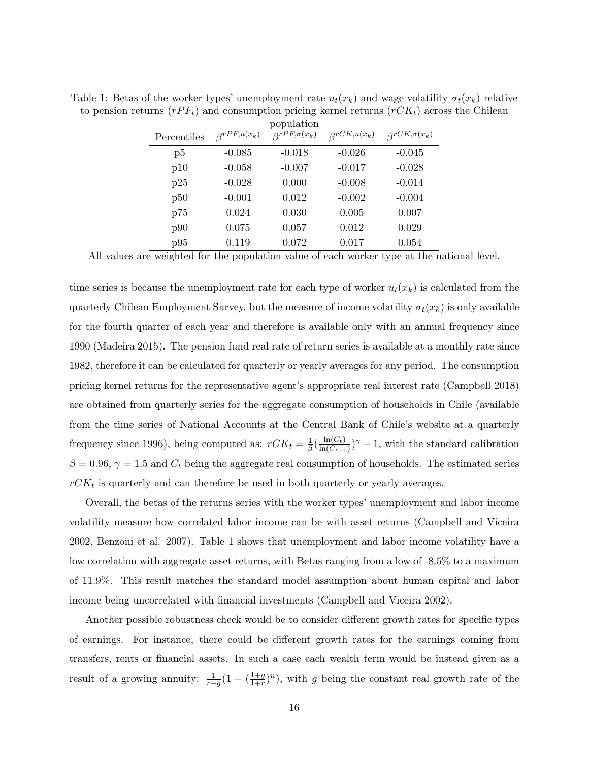Table 1: Betas of the worker types' unemployment rate $u_t(x_k)$ and wage volatility $\sigma_t(x_k)$ relative to pension returns ($rPF_t$) and consumption pricing kernel returns ($rCK_t$) across the Chilean population

| Percentiles | $\beta^{rPF,u(x_k)}$ | $\beta^{rPF,\sigma(x_k)}$ | $\beta^{rCK,u(x_k)}$ | $\beta^{rCK,\sigma(x_k)}$ |
|---|---|---|---|---|
| p5 | -0.085 | -0.018 | -0.026 | -0.045 |
| p10 | -0.058 | -0.007 | -0.017 | -0.028 |
| p25 | -0.028 | 0.000 | -0.008 | -0.014 |
| p50 | -0.001 | 0.012 | -0.002 | -0.004 |
| p75 | 0.024 | 0.030 | 0.005 | 0.007 |
| p90 | 0.075 | 0.057 | 0.012 | 0.029 |
| p95 | 0.119 | 0.072 | 0.017 | 0.054 |

All values are weighted for the population value of each worker type at the national level.

time series is because the unemployment rate for each type of worker $u_t(x_k)$ is calculated from the quarterly Chilean Employment Survey, but the measure of income volatility $\sigma_t(x_k)$ is only available for the fourth quarter of each year and therefore is available only with an annual frequency since 1990 (Madeira 2015). The pension fund real rate of return series is available at a monthly rate since 1982, therefore it can be calculated for quarterly or yearly averages for any period. The consumption pricing kernel returns for the representative agent's appropriate real interest rate (Campbell 2018) are obtained from quarterly series for the aggregate consumption of households in Chile (available from the time series of National Accounts at the Central Bank of Chile's website at a quarterly frequency since 1996), being computed as: $rCK_t = \frac{1}{\beta}(\frac{\ln(C_t)}{\ln(C_{t-1})})^{\gamma} - 1$, with the standard calibration $\beta = 0.96$, $\gamma = 1.5$ and $C_t$ being the aggregate real consumption of households. The estimated series $rCK_t$ is quarterly and can therefore be used in both quarterly or yearly averages.

Overall, the betas of the returns series with the worker types' unemployment and labor income volatility measure how correlated labor income can be with asset returns (Campbell and Viceira 2002, Benzoni et al. 2007). Table 1 shows that unemployment and labor income volatility have a low correlation with aggregate asset returns, with Betas ranging from a low of -8.5% to a maximum of 11.9%. This result matches the standard model assumption about human capital and labor income being uncorrelated with financial investments (Campbell and Viceira 2002).

Another possible robustness check would be to consider different growth rates for specific types of earnings. For instance, there could be different growth rates for the earnings coming from transfers, rents or financial assets. In such a case each wealth term would be instead given as a result of a growing annuity: $\frac{1}{r-g}(1 - (\frac{1+g}{1+r})^n)$, with $g$ being the constant real growth rate of the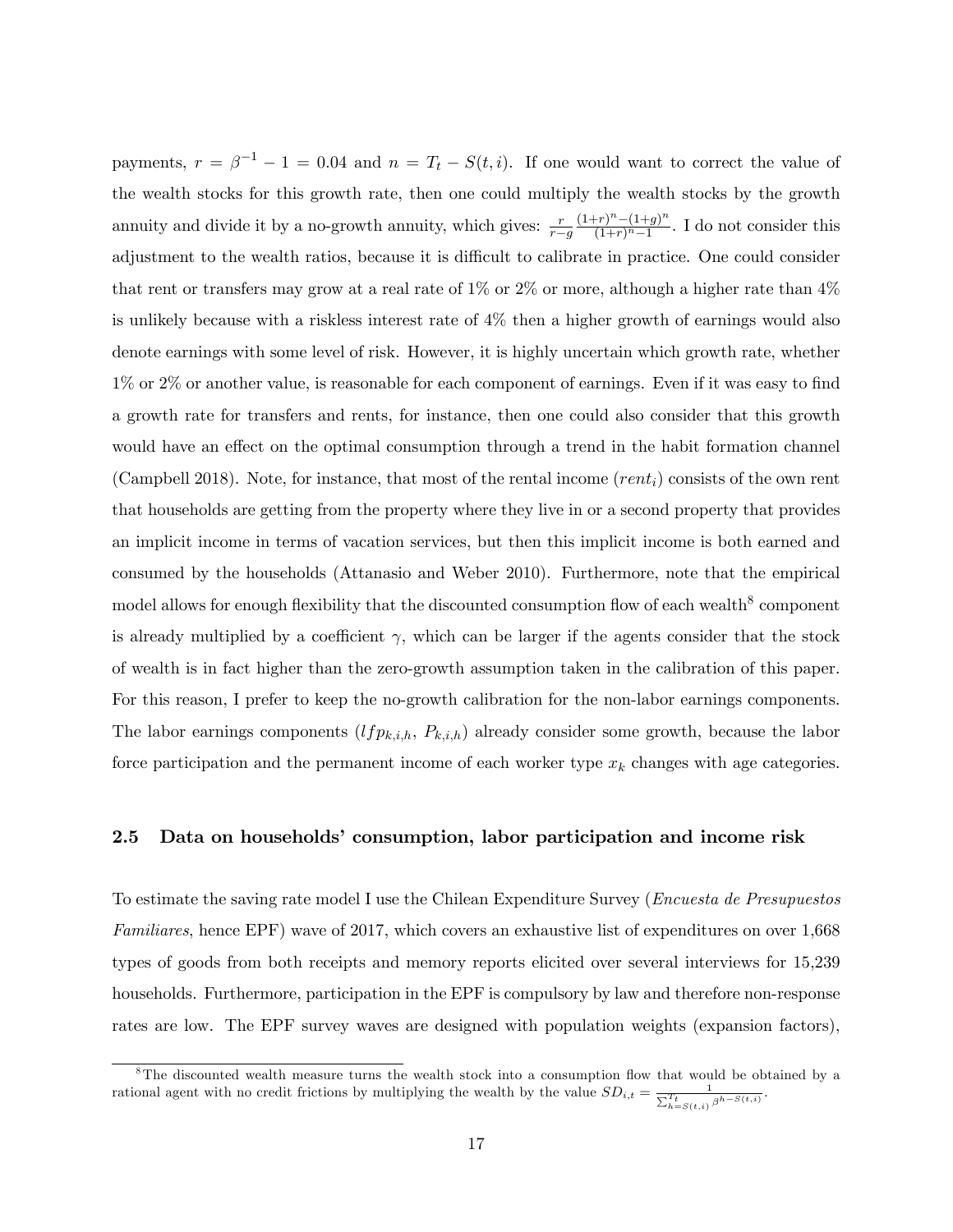payments, $r = \beta^{-1} - 1 = 0.04$ and $n = T_t - S(t,i)$. If one would want to correct the value of the wealth stocks for this growth rate, then one could multiply the wealth stocks by the growth annuity and divide it by a no-growth annuity, which gives: $\frac{r}{r-g}\frac{(1+r)^n-(1+g)^n}{(1+r)^n-1}$. I do not consider this adjustment to the wealth ratios, because it is difficult to calibrate in practice. One could consider that rent or transfers may grow at a real rate of 1% or 2% or more, although a higher rate than 4% is unlikely because with a riskless interest rate of 4% then a higher growth of earnings would also denote earnings with some level of risk. However, it is highly uncertain which growth rate, whether 1% or 2% or another value, is reasonable for each component of earnings. Even if it was easy to find a growth rate for transfers and rents, for instance, then one could also consider that this growth would have an effect on the optimal consumption through a trend in the habit formation channel (Campbell 2018). Note, for instance, that most of the rental income ($rent_i$) consists of the own rent that households are getting from the property where they live in or a second property that provides an implicit income in terms of vacation services, but then this implicit income is both earned and consumed by the households (Attanasio and Weber 2010). Furthermore, note that the empirical model allows for enough flexibility that the discounted consumption flow of each wealth[8] component is already multiplied by a coefficient $\gamma$, which can be larger if the agents consider that the stock of wealth is in fact higher than the zero-growth assumption taken in the calibration of this paper. For this reason, I prefer to keep the no-growth calibration for the non-labor earnings components. The labor earnings components ($lfp_{k,i,h}$, $P_{k,i,h}$) already consider some growth, because the labor force participation and the permanent income of each worker type $x_k$ changes with age categories.

### 2.5 Data on households' consumption, labor participation and income risk

To estimate the saving rate model I use the Chilean Expenditure Survey (*Encuesta de Presupuestos Familiares*, hence EPF) wave of 2017, which covers an exhaustive list of expenditures on over 1,668 types of goods from both receipts and memory reports elicited over several interviews for 15,239 households. Furthermore, participation in the EPF is compulsory by law and therefore non-response rates are low. The EPF survey waves are designed with population weights (expansion factors),

[8] The discounted wealth measure turns the wealth stock into a consumption flow that would be obtained by a rational agent with no credit frictions by multiplying the wealth by the value $SD_{i,t} = \frac{1}{\sum_{h=S(t,i)}^{T_t} \beta^{h-S(t,i)}}$.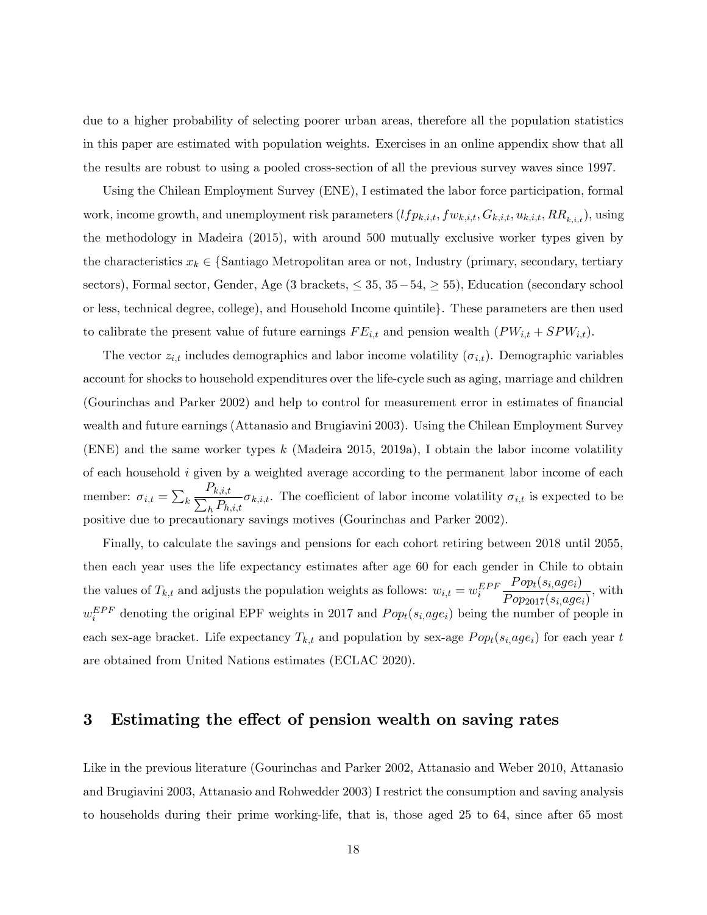due to a higher probability of selecting poorer urban areas, therefore all the population statistics in this paper are estimated with population weights. Exercises in an online appendix show that all the results are robust to using a pooled cross-section of all the previous survey waves since 1997.

Using the Chilean Employment Survey (ENE), I estimated the labor force participation, formal work, income growth, and unemployment risk parameters ($lfp_{k,i,t}, fw_{k,i,t}, G_{k,i,t}, u_{k,i,t}, RR_{k,i,t}$), using the methodology in Madeira (2015), with around 500 mutually exclusive worker types given by the characteristics $x_k \in$ {Santiago Metropolitan area or not, Industry (primary, secondary, tertiary sectors), Formal sector, Gender, Age (3 brackets, $\leq 35$, $35-54$, $\geq 55$), Education (secondary school or less, technical degree, college), and Household Income quintile}. These parameters are then used to calibrate the present value of future earnings $FE_{i,t}$ and pension wealth ($PW_{i,t} + SPW_{i,t}$).

The vector $z_{i,t}$ includes demographics and labor income volatility ($\sigma_{i,t}$). Demographic variables account for shocks to household expenditures over the life-cycle such as aging, marriage and children (Gourinchas and Parker 2002) and help to control for measurement error in estimates of financial wealth and future earnings (Attanasio and Brugiavini 2003). Using the Chilean Employment Survey (ENE) and the same worker types $k$ (Madeira 2015, 2019a), I obtain the labor income volatility of each household $i$ given by a weighted average according to the permanent labor income of each member: $\sigma_{i,t} = \sum_k \frac{P_{k,i,t}}{\sum_h P_{h,i,t}} \sigma_{k,i,t}$. The coefficient of labor income volatility $\sigma_{i,t}$ is expected to be positive due to precautionary savings motives (Gourinchas and Parker 2002).

Finally, to calculate the savings and pensions for each cohort retiring between 2018 until 2055, then each year uses the life expectancy estimates after age 60 for each gender in Chile to obtain the values of $T_{k,t}$ and adjusts the population weights as follows: $w_{i,t} = w_i^{EPF} \frac{Pop_t(s_i, age_i)}{Pop_{2017}(s_i, age_i)}$, with $w_i^{EPF}$ denoting the original EPF weights in 2017 and $Pop_t(s_i, age_i)$ being the number of people in each sex-age bracket. Life expectancy $T_{k,t}$ and population by sex-age $Pop_t(s_i, age_i)$ for each year $t$ are obtained from United Nations estimates (ECLAC 2020).

# 3 Estimating the effect of pension wealth on saving rates

Like in the previous literature (Gourinchas and Parker 2002, Attanasio and Weber 2010, Attanasio and Brugiavini 2003, Attanasio and Rohwedder 2003) I restrict the consumption and saving analysis to households during their prime working-life, that is, those aged 25 to 64, since after 65 most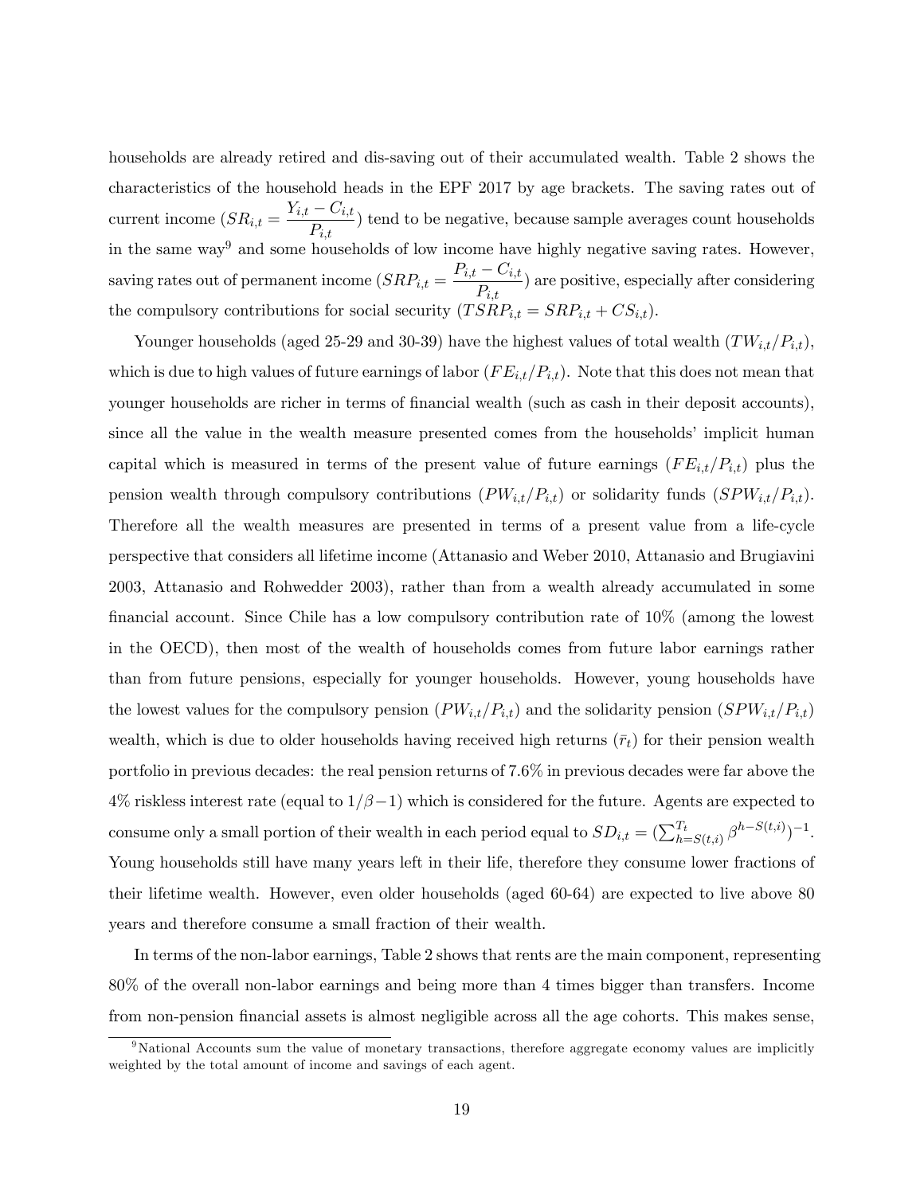households are already retired and dis-saving out of their accumulated wealth. Table 2 shows the characteristics of the household heads in the EPF 2017 by age brackets. The saving rates out of current income ($SR_{i,t} = \frac{Y_{i,t} - C_{i,t}}{P_{i,t}}$) tend to be negative, because sample averages count households in the same way[9] and some households of low income have highly negative saving rates. However, saving rates out of permanent income ($SRP_{i,t} = \frac{P_{i,t} - C_{i,t}}{P_{i,t}}$) are positive, especially after considering the compulsory contributions for social security ($TSRP_{i,t} = SRP_{i,t} + CS_{i,t}$).

Younger households (aged 25-29 and 30-39) have the highest values of total wealth ($TW_{i,t}/P_{i,t}$), which is due to high values of future earnings of labor ($FE_{i,t}/P_{i,t}$). Note that this does not mean that younger households are richer in terms of financial wealth (such as cash in their deposit accounts), since all the value in the wealth measure presented comes from the households' implicit human capital which is measured in terms of the present value of future earnings ($FE_{i,t}/P_{i,t}$) plus the pension wealth through compulsory contributions ($PW_{i,t}/P_{i,t}$) or solidarity funds ($SPW_{i,t}/P_{i,t}$). Therefore all the wealth measures are presented in terms of a present value from a life-cycle perspective that considers all lifetime income (Attanasio and Weber 2010, Attanasio and Brugiavini 2003, Attanasio and Rohwedder 2003), rather than from a wealth already accumulated in some financial account. Since Chile has a low compulsory contribution rate of 10% (among the lowest in the OECD), then most of the wealth of households comes from future labor earnings rather than from future pensions, especially for younger households. However, young households have the lowest values for the compulsory pension ($PW_{i,t}/P_{i,t}$) and the solidarity pension ($SPW_{i,t}/P_{i,t}$) wealth, which is due to older households having received high returns ($\bar{r}_t$) for their pension wealth portfolio in previous decades: the real pension returns of 7.6% in previous decades were far above the 4% riskless interest rate (equal to $1/\beta - 1$) which is considered for the future. Agents are expected to consume only a small portion of their wealth in each period equal to $SD_{i,t} = (\sum_{h=S(t,i)}^{T_t} \beta^{h-S(t,i)})^{-1}$. Young households still have many years left in their life, therefore they consume lower fractions of their lifetime wealth. However, even older households (aged 60-64) are expected to live above 80 years and therefore consume a small fraction of their wealth.

In terms of the non-labor earnings, Table 2 shows that rents are the main component, representing 80% of the overall non-labor earnings and being more than 4 times bigger than transfers. Income from non-pension financial assets is almost negligible across all the age cohorts. This makes sense,

[9] National Accounts sum the value of monetary transactions, therefore aggregate economy values are implicitly weighted by the total amount of income and savings of each agent.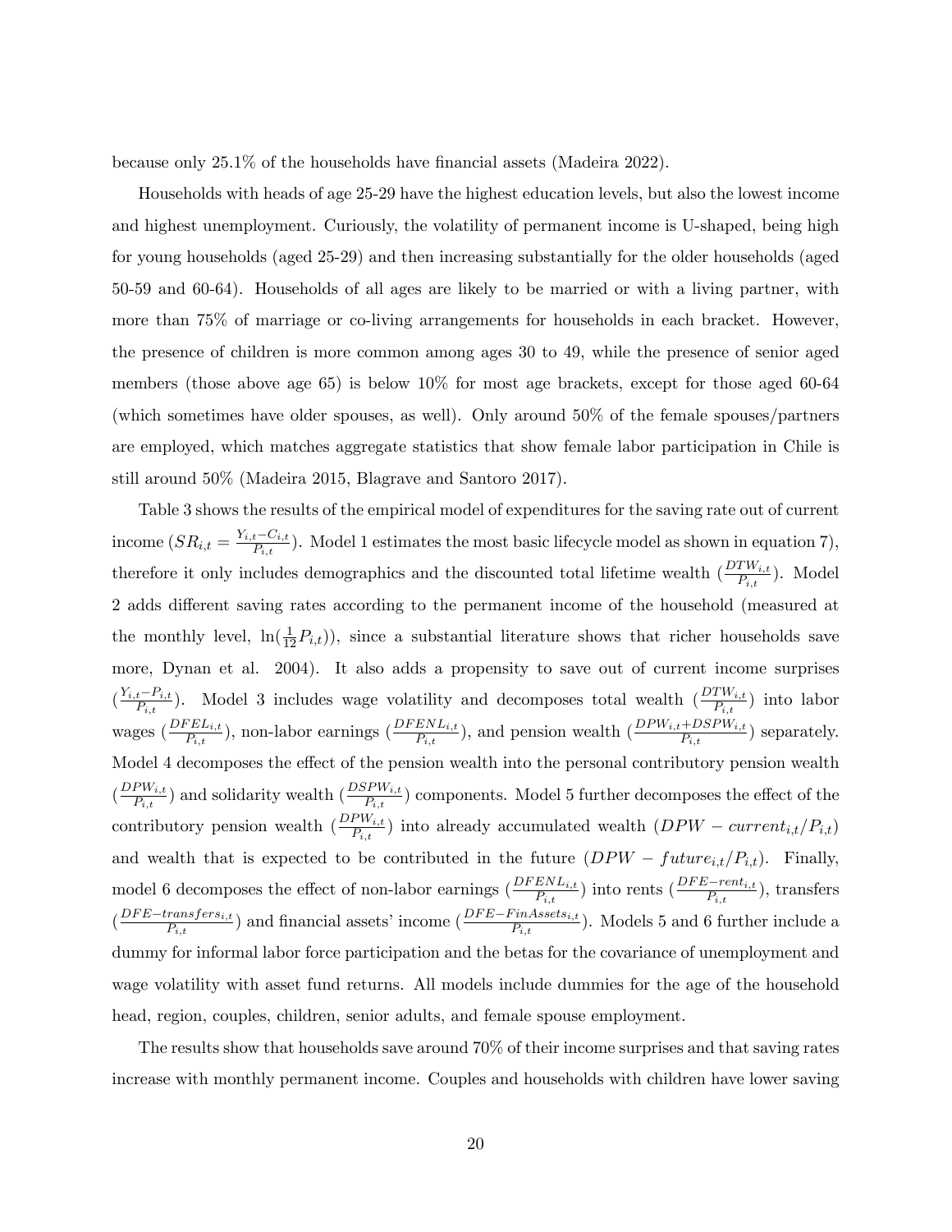because only 25.1% of the households have financial assets (Madeira 2022).

Households with heads of age 25-29 have the highest education levels, but also the lowest income and highest unemployment. Curiously, the volatility of permanent income is U-shaped, being high for young households (aged 25-29) and then increasing substantially for the older households (aged 50-59 and 60-64). Households of all ages are likely to be married or with a living partner, with more than 75% of marriage or co-living arrangements for households in each bracket. However, the presence of children is more common among ages 30 to 49, while the presence of senior aged members (those above age 65) is below 10% for most age brackets, except for those aged 60-64 (which sometimes have older spouses, as well). Only around 50% of the female spouses/partners are employed, which matches aggregate statistics that show female labor participation in Chile is still around 50% (Madeira 2015, Blagrave and Santoro 2017).

Table 3 shows the results of the empirical model of expenditures for the saving rate out of current income ($SR_{i,t} = \frac{Y_{i,t}-C_{i,t}}{P_{i,t}}$). Model 1 estimates the most basic lifecycle model as shown in equation 7), therefore it only includes demographics and the discounted total lifetime wealth ($\frac{DTW_{i,t}}{P_{i,t}}$). Model 2 adds different saving rates according to the permanent income of the household (measured at the monthly level, $\ln(\frac{1}{12}P_{i,t})$), since a substantial literature shows that richer households save more, Dynan et al. 2004). It also adds a propensity to save out of current income surprises ($\frac{Y_{i,t}-P_{i,t}}{P_{i,t}}$). Model 3 includes wage volatility and decomposes total wealth ($\frac{DTW_{i,t}}{P_{i,t}}$) into labor wages ($\frac{DFEL_{i,t}}{P_{i,t}}$), non-labor earnings ($\frac{DFENL_{i,t}}{P_{i,t}}$), and pension wealth ($\frac{DPW_{i,t}+DSPW_{i,t}}{P_{i,t}}$) separately. Model 4 decomposes the effect of the pension wealth into the personal contributory pension wealth ($\frac{DPW_{i,t}}{P_{i,t}}$) and solidarity wealth ($\frac{DSPW_{i,t}}{P_{i,t}}$) components. Model 5 further decomposes the effect of the contributory pension wealth ($\frac{DPW_{i,t}}{P_{i,t}}$) into already accumulated wealth ($DPW-current_{i,t}/P_{i,t}$) and wealth that is expected to be contributed in the future ($DPW-future_{i,t}/P_{i,t}$). Finally, model 6 decomposes the effect of non-labor earnings ($\frac{DFENL_{i,t}}{P_{i,t}}$) into rents ($\frac{DFE-rent_{i,t}}{P_{i,t}}$), transfers ($\frac{DFE-transfers_{i,t}}{P_{i,t}}$) and financial assets' income ($\frac{DFE-FinAssets_{i,t}}{P_{i,t}}$). Models 5 and 6 further include a dummy for informal labor force participation and the betas for the covariance of unemployment and wage volatility with asset fund returns. All models include dummies for the age of the household head, region, couples, children, senior adults, and female spouse employment.

The results show that households save around 70% of their income surprises and that saving rates increase with monthly permanent income. Couples and households with children have lower saving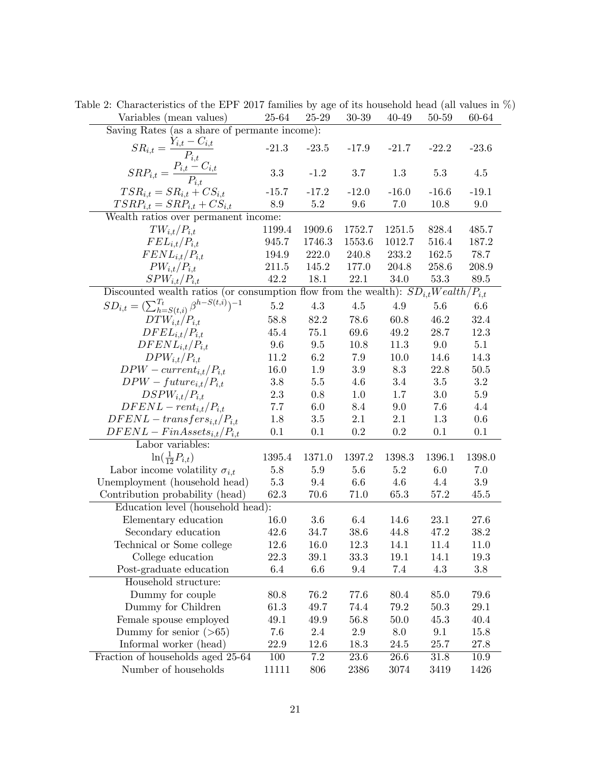Table 2: Characteristics of the EPF 2017 families by age of its household head (all values in %)

| Variables (mean values) | 25-64 | 25-29 | 30-39 | 40-49 | 50-59 | 60-64 |
|---|---|---|---|---|---|---|
| Saving Rates (as a share of permante income): | | | | | | |
| $SR_{i,t} = \dfrac{Y_{i,t} - C_{i,t}}{P_{i,t}}$ | -21.3 | -23.5 | -17.9 | -21.7 | -22.2 | -23.6 |
| $SRP_{i,t} = \dfrac{P_{i,t} - C_{i,t}}{P_{i,t}}$ | 3.3 | -1.2 | 3.7 | 1.3 | 5.3 | 4.5 |
| $TSR_{i,t} = SR_{i,t} + CS_{i,t}$ | -15.7 | -17.2 | -12.0 | -16.0 | -16.6 | -19.1 |
| $TSRP_{i,t} = SRP_{i,t} + CS_{i,t}$ | 8.9 | 5.2 | 9.6 | 7.0 | 10.8 | 9.0 |
| Wealth ratios over permanent income: | | | | | | |
| $TW_{i,t}/P_{i,t}$ | 1199.4 | 1909.6 | 1752.7 | 1251.5 | 828.4 | 485.7 |
| $FEL_{i,t}/P_{i,t}$ | 945.7 | 1746.3 | 1553.6 | 1012.7 | 516.4 | 187.2 |
| $FENL_{i,t}/P_{i,t}$ | 194.9 | 222.0 | 240.8 | 233.2 | 162.5 | 78.7 |
| $PW_{i,t}/P_{i,t}$ | 211.5 | 145.2 | 177.0 | 204.8 | 258.6 | 208.9 |
| $SPW_{i,t}/P_{i,t}$ | 42.2 | 18.1 | 22.1 | 34.0 | 53.3 | 89.5 |
| Discounted wealth ratios (or consumption flow from the wealth): $SD_{i,t}Wealth/P_{i,t}$ | | | | | | |
| $SD_{i,t} = (\sum_{h=S(t,i)}^{T_t} \beta^{h-S(t,i)})^{-1}$ | 5.2 | 4.3 | 4.5 | 4.9 | 5.6 | 6.6 |
| $DTW_{i,t}/P_{i,t}$ | 58.8 | 82.2 | 78.6 | 60.8 | 46.2 | 32.4 |
| $DFEL_{i,t}/P_{i,t}$ | 45.4 | 75.1 | 69.6 | 49.2 | 28.7 | 12.3 |
| $DFENL_{i,t}/P_{i,t}$ | 9.6 | 9.5 | 10.8 | 11.3 | 9.0 | 5.1 |
| $DPW_{i,t}/P_{i,t}$ | 11.2 | 6.2 | 7.9 | 10.0 | 14.6 | 14.3 |
| $DPW-current_{i,t}/P_{i,t}$ | 16.0 | 1.9 | 3.9 | 8.3 | 22.8 | 50.5 |
| $DPW-future_{i,t}/P_{i,t}$ | 3.8 | 5.5 | 4.6 | 3.4 | 3.5 | 3.2 |
| $DSPW_{i,t}/P_{i,t}$ | 2.3 | 0.8 | 1.0 | 1.7 | 3.0 | 5.9 |
| $DFENL-rent_{i,t}/P_{i,t}$ | 7.7 | 6.0 | 8.4 | 9.0 | 7.6 | 4.4 |
| $DFENL-transfers_{i,t}/P_{i,t}$ | 1.8 | 3.5 | 2.1 | 2.1 | 1.3 | 0.6 |
| $DFENL-FinAssets_{i,t}/P_{i,t}$ | 0.1 | 0.1 | 0.2 | 0.2 | 0.1 | 0.1 |
| Labor variables: | | | | | | |
| $\ln(\frac{1}{12}P_{i,t})$ | 1395.4 | 1371.0 | 1397.2 | 1398.3 | 1396.1 | 1398.0 |
| Labor income volatility $\sigma_{i,t}$ | 5.8 | 5.9 | 5.6 | 5.2 | 6.0 | 7.0 |
| Unemployment (household head) | 5.3 | 9.4 | 6.6 | 4.6 | 4.4 | 3.9 |
| Contribution probability (head) | 62.3 | 70.6 | 71.0 | 65.3 | 57.2 | 45.5 |
| Education level (household head): | | | | | | |
| Elementary education | 16.0 | 3.6 | 6.4 | 14.6 | 23.1 | 27.6 |
| Secondary education | 42.6 | 34.7 | 38.6 | 44.8 | 47.2 | 38.2 |
| Technical or Some college | 12.6 | 16.0 | 12.3 | 14.1 | 11.4 | 11.0 |
| College education | 22.3 | 39.1 | 33.3 | 19.1 | 14.1 | 19.3 |
| Post-graduate education | 6.4 | 6.6 | 9.4 | 7.4 | 4.3 | 3.8 |
| Household structure: | | | | | | |
| Dummy for couple | 80.8 | 76.2 | 77.6 | 80.4 | 85.0 | 79.6 |
| Dummy for Children | 61.3 | 49.7 | 74.4 | 79.2 | 50.3 | 29.1 |
| Female spouse employed | 49.1 | 49.9 | 56.8 | 50.0 | 45.3 | 40.4 |
| Dummy for senior (>65) | 7.6 | 2.4 | 2.9 | 8.0 | 9.1 | 15.8 |
| Informal worker (head) | 22.9 | 12.6 | 18.3 | 24.5 | 25.7 | 27.8 |
| Fraction of households aged 25-64 | 100 | 7.2 | 23.6 | 26.6 | 31.8 | 10.9 |
| Number of households | 11111 | 806 | 2386 | 3074 | 3419 | 1426 |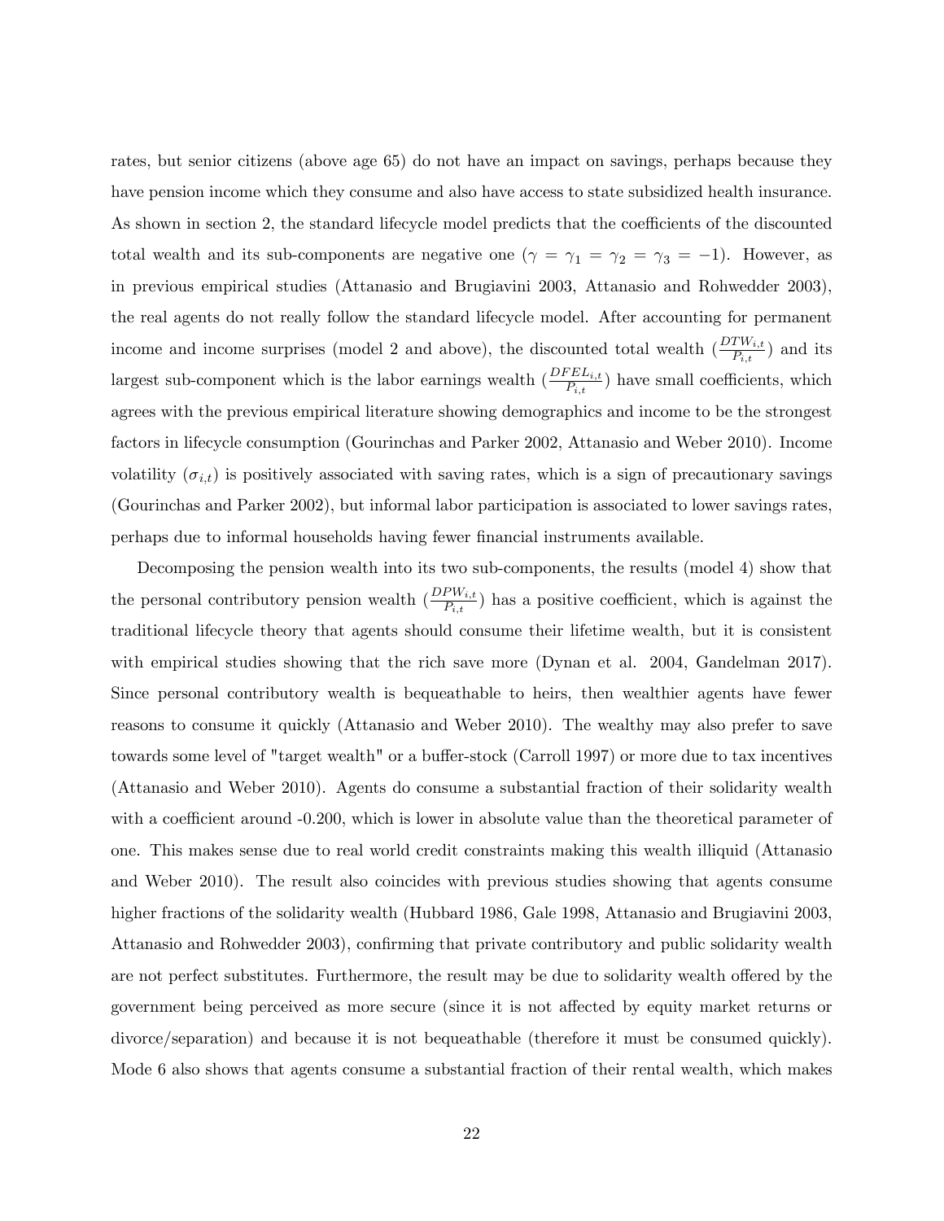rates, but senior citizens (above age 65) do not have an impact on savings, perhaps because they have pension income which they consume and also have access to state subsidized health insurance. As shown in section 2, the standard lifecycle model predicts that the coefficients of the discounted total wealth and its sub-components are negative one ($\gamma = \gamma_1 = \gamma_2 = \gamma_3 = -1$). However, as in previous empirical studies (Attanasio and Brugiavini 2003, Attanasio and Rohwedder 2003), the real agents do not really follow the standard lifecycle model. After accounting for permanent income and income surprises (model 2 and above), the discounted total wealth ($\frac{DTW_{i,t}}{P_{i,t}}$) and its largest sub-component which is the labor earnings wealth ($\frac{DFEL_{i,t}}{P_{i,t}}$) have small coefficients, which agrees with the previous empirical literature showing demographics and income to be the strongest factors in lifecycle consumption (Gourinchas and Parker 2002, Attanasio and Weber 2010). Income volatility ($\sigma_{i,t}$) is positively associated with saving rates, which is a sign of precautionary savings (Gourinchas and Parker 2002), but informal labor participation is associated to lower savings rates, perhaps due to informal households having fewer financial instruments available.

Decomposing the pension wealth into its two sub-components, the results (model 4) show that the personal contributory pension wealth ($\frac{DPW_{i,t}}{P_{i,t}}$) has a positive coefficient, which is against the traditional lifecycle theory that agents should consume their lifetime wealth, but it is consistent with empirical studies showing that the rich save more (Dynan et al. 2004, Gandelman 2017). Since personal contributory wealth is bequeathable to heirs, then wealthier agents have fewer reasons to consume it quickly (Attanasio and Weber 2010). The wealthy may also prefer to save towards some level of "target wealth" or a buffer-stock (Carroll 1997) or more due to tax incentives (Attanasio and Weber 2010). Agents do consume a substantial fraction of their solidarity wealth with a coefficient around -0.200, which is lower in absolute value than the theoretical parameter of one. This makes sense due to real world credit constraints making this wealth illiquid (Attanasio and Weber 2010). The result also coincides with previous studies showing that agents consume higher fractions of the solidarity wealth (Hubbard 1986, Gale 1998, Attanasio and Brugiavini 2003, Attanasio and Rohwedder 2003), confirming that private contributory and public solidarity wealth are not perfect substitutes. Furthermore, the result may be due to solidarity wealth offered by the government being perceived as more secure (since it is not affected by equity market returns or divorce/separation) and because it is not bequeathable (therefore it must be consumed quickly). Mode 6 also shows that agents consume a substantial fraction of their rental wealth, which makes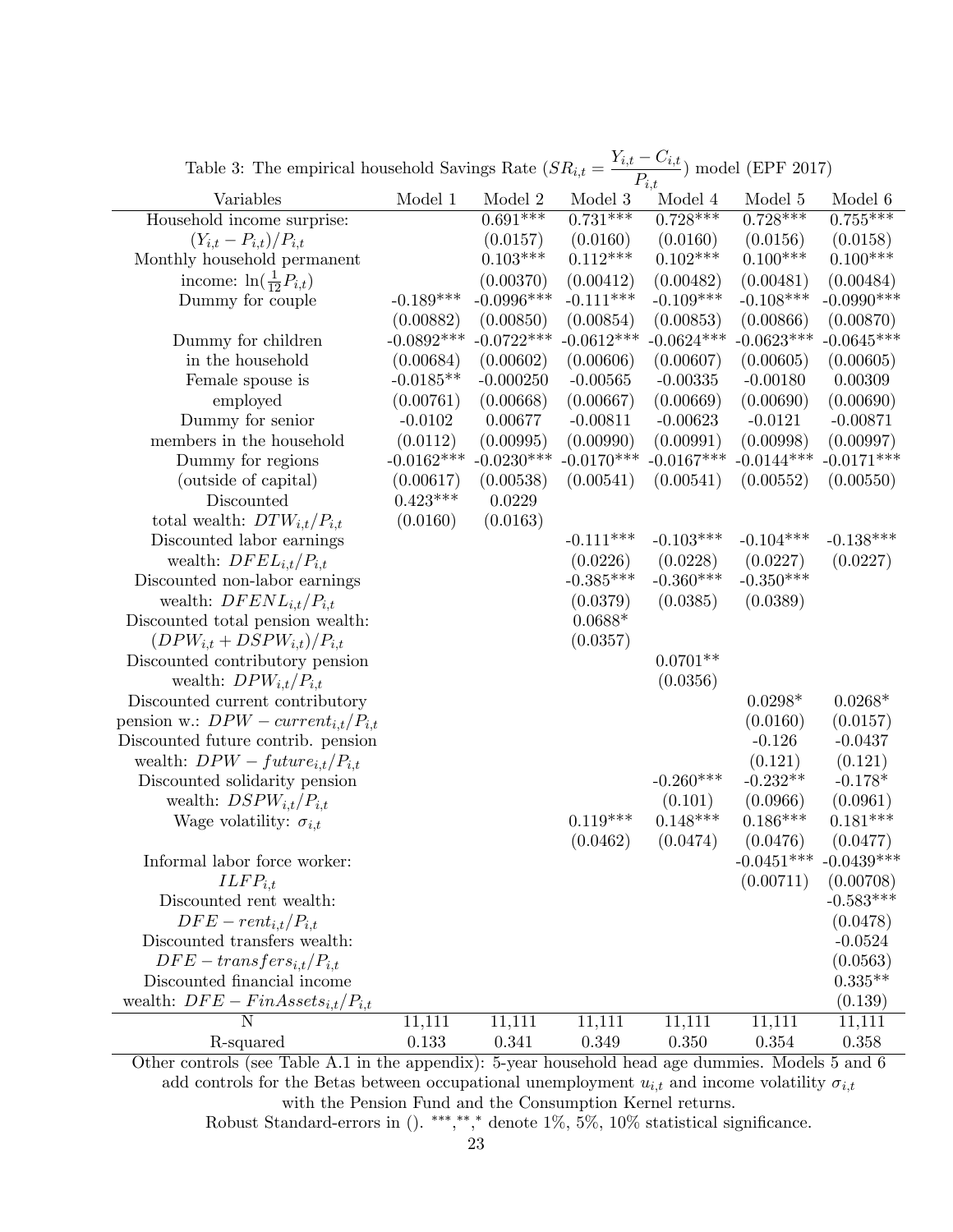Table 3: The empirical household Savings Rate ($SR_{i,t} = \frac{Y_{i,t} - C_{i,t}}{P_{i,t}}$) model (EPF 2017)

| Variables | Model 1 | Model 2 | Model 3 | Model 4 | Model 5 | Model 6 |
|---|---|---|---|---|---|---|
| Household income surprise: | | 0.691*** | 0.731*** | 0.728*** | 0.728*** | 0.755*** |
| $(Y_{i,t} - P_{i,t})/P_{i,t}$ | | (0.0157) | (0.0160) | (0.0160) | (0.0156) | (0.0158) |
| Monthly household permanent | | 0.103*** | 0.112*** | 0.102*** | 0.100*** | 0.100*** |
| income: $\ln(\frac{1}{12}P_{i,t})$ | | (0.00370) | (0.00412) | (0.00482) | (0.00481) | (0.00484) |
| Dummy for couple | -0.189*** | -0.0996*** | -0.111*** | -0.109*** | -0.108*** | -0.0990*** |
| | (0.00882) | (0.00850) | (0.00854) | (0.00853) | (0.00866) | (0.00870) |
| Dummy for children | -0.0892*** | -0.0722*** | -0.0612*** | -0.0624*** | -0.0623*** | -0.0645*** |
| in the household | (0.00684) | (0.00602) | (0.00606) | (0.00607) | (0.00605) | (0.00605) |
| Female spouse is | -0.0185** | -0.000250 | -0.00565 | -0.00335 | -0.00180 | 0.00309 |
| employed | (0.00761) | (0.00668) | (0.00667) | (0.00669) | (0.00690) | (0.00690) |
| Dummy for senior | -0.0102 | 0.00677 | -0.00811 | -0.00623 | -0.0121 | -0.00871 |
| members in the household | (0.0112) | (0.00995) | (0.00990) | (0.00991) | (0.00998) | (0.00997) |
| Dummy for regions | -0.0162*** | -0.0230*** | -0.0170*** | -0.0167*** | -0.0144*** | -0.0171*** |
| (outside of capital) | (0.00617) | (0.00538) | (0.00541) | (0.00541) | (0.00552) | (0.00550) |
| Discounted | 0.423*** | 0.0229 | | | | |
| total wealth: $DTW_{i,t}/P_{i,t}$ | (0.0160) | (0.0163) | | | | |
| Discounted labor earnings | | | -0.111*** | -0.103*** | -0.104*** | -0.138*** |
| wealth: $DFEL_{i,t}/P_{i,t}$ | | | (0.0226) | (0.0228) | (0.0227) | (0.0227) |
| Discounted non-labor earnings | | | -0.385*** | -0.360*** | -0.350*** | |
| wealth: $DFENL_{i,t}/P_{i,t}$ | | | (0.0379) | (0.0385) | (0.0389) | |
| Discounted total pension wealth: | | | 0.0688* | | | |
| $(DPW_{i,t} + DSPW_{i,t})/P_{i,t}$ | | | (0.0357) | | | |
| Discounted contributory pension | | | | 0.0701** | | |
| wealth: $DPW_{i,t}/P_{i,t}$ | | | | (0.0356) | | |
| Discounted current contributory | | | | | 0.0298* | 0.0268* |
| pension w.: $DPW-current_{i,t}/P_{i,t}$ | | | | | (0.0160) | (0.0157) |
| Discounted future contrib. pension | | | | | -0.126 | -0.0437 |
| wealth: $DPW-future_{i,t}/P_{i,t}$ | | | | | (0.121) | (0.121) |
| Discounted solidarity pension | | | | -0.260*** | -0.232** | -0.178* |
| wealth: $DSPW_{i,t}/P_{i,t}$ | | | | (0.101) | (0.0966) | (0.0961) |
| Wage volatility: $\sigma_{i,t}$ | | | 0.119*** | 0.148*** | 0.186*** | 0.181*** |
| | | | (0.0462) | (0.0474) | (0.0476) | (0.0477) |
| Informal labor force worker: | | | | | -0.0451*** | -0.0439*** |
| $ILFP_{i,t}$ | | | | | (0.00711) | (0.00708) |
| Discounted rent wealth: | | | | | | -0.583*** |
| $DFE-rent_{i,t}/P_{i,t}$ | | | | | | (0.0478) |
| Discounted transfers wealth: | | | | | | -0.0524 |
| $DFE-transfers_{i,t}/P_{i,t}$ | | | | | | (0.0563) |
| Discounted financial income | | | | | | 0.335** |
| wealth: $DFE-FinAssets_{i,t}/P_{i,t}$ | | | | | | (0.139) |
| N | 11,111 | 11,111 | 11,111 | 11,111 | 11,111 | 11,111 |
| R-squared | 0.133 | 0.341 | 0.349 | 0.350 | 0.354 | 0.358 |

Other controls (see Table A.1 in the appendix): 5-year household head age dummies. Models 5 and 6 add controls for the Betas between occupational unemployment $u_{i,t}$ and income volatility $\sigma_{i,t}$ with the Pension Fund and the Consumption Kernel returns.

Robust Standard-errors in (). ***,**,* denote 1%, 5%, 10% statistical significance.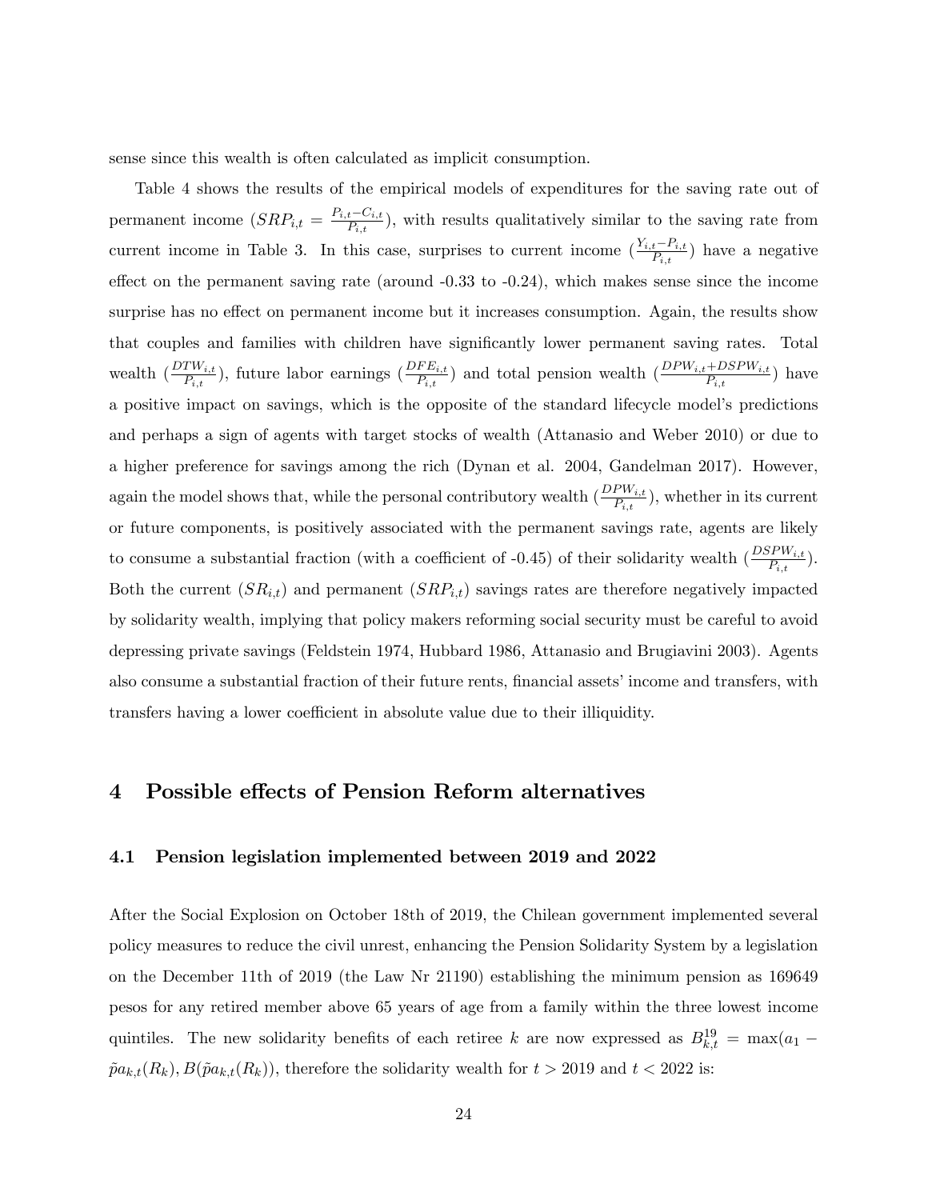sense since this wealth is often calculated as implicit consumption.

Table 4 shows the results of the empirical models of expenditures for the saving rate out of permanent income ($SRP_{i,t} = \frac{P_{i,t} - C_{i,t}}{P_{i,t}}$), with results qualitatively similar to the saving rate from current income in Table 3. In this case, surprises to current income ($\frac{Y_{i,t} - P_{i,t}}{P_{i,t}}$) have a negative effect on the permanent saving rate (around -0.33 to -0.24), which makes sense since the income surprise has no effect on permanent income but it increases consumption. Again, the results show that couples and families with children have significantly lower permanent saving rates. Total wealth ($\frac{DTW_{i,t}}{P_{i,t}}$), future labor earnings ($\frac{DFE_{i,t}}{P_{i,t}}$) and total pension wealth ($\frac{DPW_{i,t} + DSPW_{i,t}}{P_{i,t}}$) have a positive impact on savings, which is the opposite of the standard lifecycle model's predictions and perhaps a sign of agents with target stocks of wealth (Attanasio and Weber 2010) or due to a higher preference for savings among the rich (Dynan et al. 2004, Gandelman 2017). However, again the model shows that, while the personal contributory wealth ($\frac{DPW_{i,t}}{P_{i,t}}$), whether in its current or future components, is positively associated with the permanent savings rate, agents are likely to consume a substantial fraction (with a coefficient of -0.45) of their solidarity wealth ($\frac{DSPW_{i,t}}{P_{i,t}}$). Both the current ($SR_{i,t}$) and permanent ($SRP_{i,t}$) savings rates are therefore negatively impacted by solidarity wealth, implying that policy makers reforming social security must be careful to avoid depressing private savings (Feldstein 1974, Hubbard 1986, Attanasio and Brugiavini 2003). Agents also consume a substantial fraction of their future rents, financial assets' income and transfers, with transfers having a lower coefficient in absolute value due to their illiquidity.

# 4 Possible effects of Pension Reform alternatives

## 4.1 Pension legislation implemented between 2019 and 2022

After the Social Explosion on October 18th of 2019, the Chilean government implemented several policy measures to reduce the civil unrest, enhancing the Pension Solidarity System by a legislation on the December 11th of 2019 (the Law Nr 21190) establishing the minimum pension as 169649 pesos for any retired member above 65 years of age from a family within the three lowest income quintiles. The new solidarity benefits of each retiree $k$ are now expressed as $B^{19}_{k,t} = \max(a_1 - \tilde{p}a_{k,t}(R_k), B(\tilde{p}a_{k,t}(R_k))$, therefore the solidarity wealth for $t > 2019$ and $t < 2022$ is: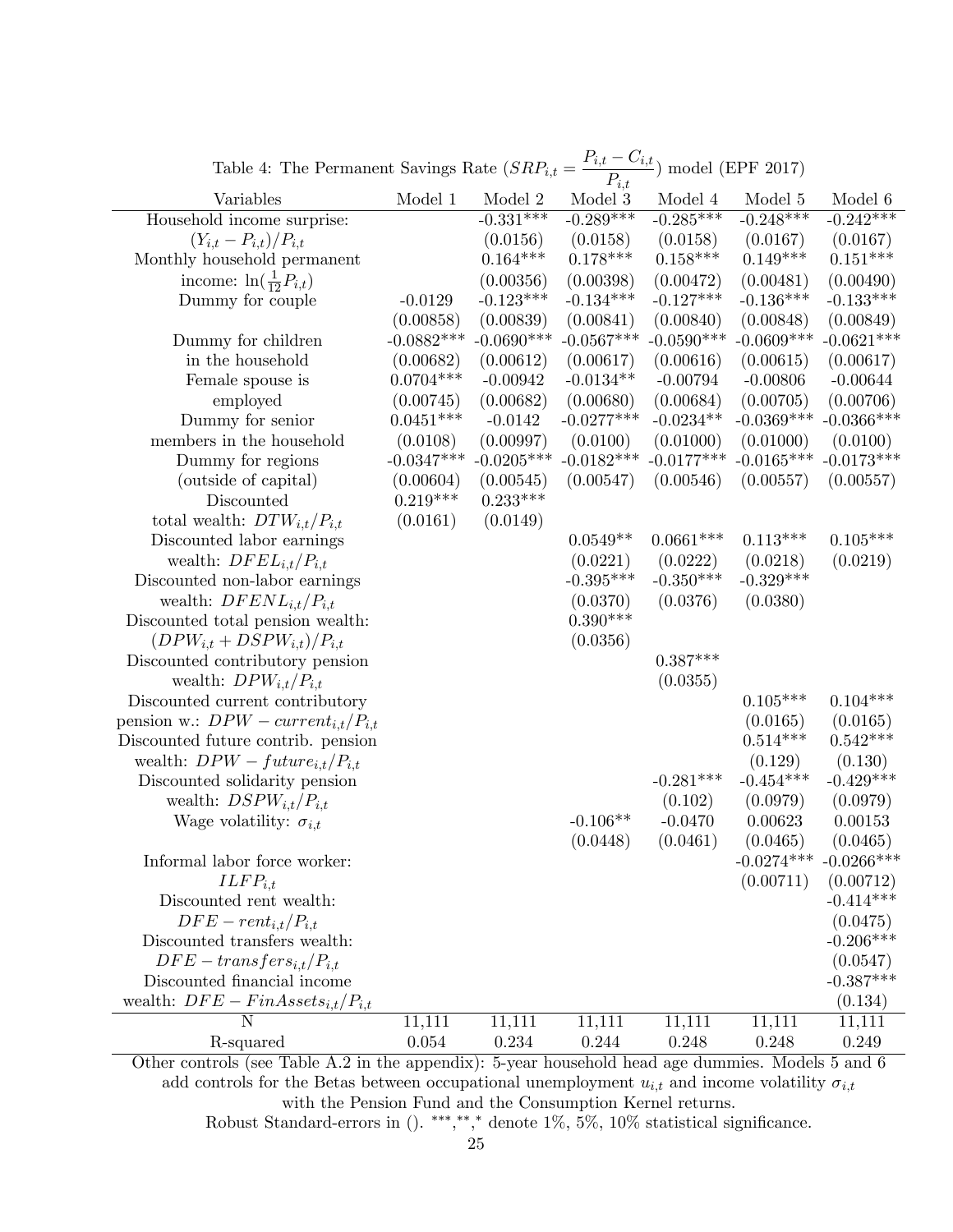Table 4: The Permanent Savings Rate ($SRP_{i,t} = \frac{P_{i,t} - C_{i,t}}{P_{i,t}}$) model (EPF 2017)

| Variables | Model 1 | Model 2 | Model 3 | Model 4 | Model 5 | Model 6 |
|---|---|---|---|---|---|---|
| Household income surprise: | | -0.331*** | -0.289*** | -0.285*** | -0.248*** | -0.242*** |
| $(Y_{i,t} - P_{i,t})/P_{i,t}$ | | (0.0156) | (0.0158) | (0.0158) | (0.0167) | (0.0167) |
| Monthly household permanent | | 0.164*** | 0.178*** | 0.158*** | 0.149*** | 0.151*** |
| income: $\ln(\frac{1}{12}P_{i,t})$ | | (0.00356) | (0.00398) | (0.00472) | (0.00481) | (0.00490) |
| Dummy for couple | -0.0129 | -0.123*** | -0.134*** | -0.127*** | -0.136*** | -0.133*** |
| | (0.00858) | (0.00839) | (0.00841) | (0.00840) | (0.00848) | (0.00849) |
| Dummy for children | -0.0882*** | -0.0690*** | -0.0567*** | -0.0590*** | -0.0609*** | -0.0621*** |
| in the household | (0.00682) | (0.00612) | (0.00617) | (0.00616) | (0.00615) | (0.00617) |
| Female spouse is | 0.0704*** | -0.00942 | -0.0134** | -0.00794 | -0.00806 | -0.00644 |
| employed | (0.00745) | (0.00682) | (0.00680) | (0.00684) | (0.00705) | (0.00706) |
| Dummy for senior | 0.0451*** | -0.0142 | -0.0277*** | -0.0234** | -0.0369*** | -0.0366*** |
| members in the household | (0.0108) | (0.00997) | (0.0100) | (0.01000) | (0.01000) | (0.0100) |
| Dummy for regions | -0.0347*** | -0.0205*** | -0.0182*** | -0.0177*** | -0.0165*** | -0.0173*** |
| (outside of capital) | (0.00604) | (0.00545) | (0.00547) | (0.00546) | (0.00557) | (0.00557) |
| Discounted | 0.219*** | 0.233*** | | | | |
| total wealth: $DTW_{i,t}/P_{i,t}$ | (0.0161) | (0.0149) | | | | |
| Discounted labor earnings | | | 0.0549** | 0.0661*** | 0.113*** | 0.105*** |
| wealth: $DFEL_{i,t}/P_{i,t}$ | | | (0.0221) | (0.0222) | (0.0218) | (0.0219) |
| Discounted non-labor earnings | | | -0.395*** | -0.350*** | -0.329*** | |
| wealth: $DFENL_{i,t}/P_{i,t}$ | | | (0.0370) | (0.0376) | (0.0380) | |
| Discounted total pension wealth: | | | 0.390*** | | | |
| $(DPW_{i,t} + DSPW_{i,t})/P_{i,t}$ | | | (0.0356) | | | |
| Discounted contributory pension | | | | 0.387*** | | |
| wealth: $DPW_{i,t}/P_{i,t}$ | | | | (0.0355) | | |
| Discounted current contributory | | | | | 0.105*** | 0.104*** |
| pension w.: $DPW - current_{i,t}/P_{i,t}$ | | | | | (0.0165) | (0.0165) |
| Discounted future contrib. pension | | | | | 0.514*** | 0.542*** |
| wealth: $DPW - future_{i,t}/P_{i,t}$ | | | | | (0.129) | (0.130) |
| Discounted solidarity pension | | | | -0.281*** | -0.454*** | -0.429*** |
| wealth: $DSPW_{i,t}/P_{i,t}$ | | | | (0.102) | (0.0979) | (0.0979) |
| Wage volatility: $\sigma_{i,t}$ | | | -0.106** | -0.0470 | 0.00623 | 0.00153 |
| | | | (0.0448) | (0.0461) | (0.0465) | (0.0465) |
| Informal labor force worker: | | | | | -0.0274*** | -0.0266*** |
| $ILFP_{i,t}$ | | | | | (0.00711) | (0.00712) |
| Discounted rent wealth: | | | | | | -0.414*** |
| $DFE - rent_{i,t}/P_{i,t}$ | | | | | | (0.0475) |
| Discounted transfers wealth: | | | | | | -0.206*** |
| $DFE - transfers_{i,t}/P_{i,t}$ | | | | | | (0.0547) |
| Discounted financial income | | | | | | -0.387*** |
| wealth: $DFE - FinAssets_{i,t}/P_{i,t}$ | | | | | | (0.134) |
| N | 11,111 | 11,111 | 11,111 | 11,111 | 11,111 | 11,111 |
| R-squared | 0.054 | 0.234 | 0.244 | 0.248 | 0.248 | 0.249 |

Other controls (see Table A.2 in the appendix): 5-year household head age dummies. Models 5 and 6 add controls for the Betas between occupational unemployment $u_{i,t}$ and income volatility $\sigma_{i,t}$ with the Pension Fund and the Consumption Kernel returns.

Robust Standard-errors in (). ***,**,* denote 1%, 5%, 10% statistical significance.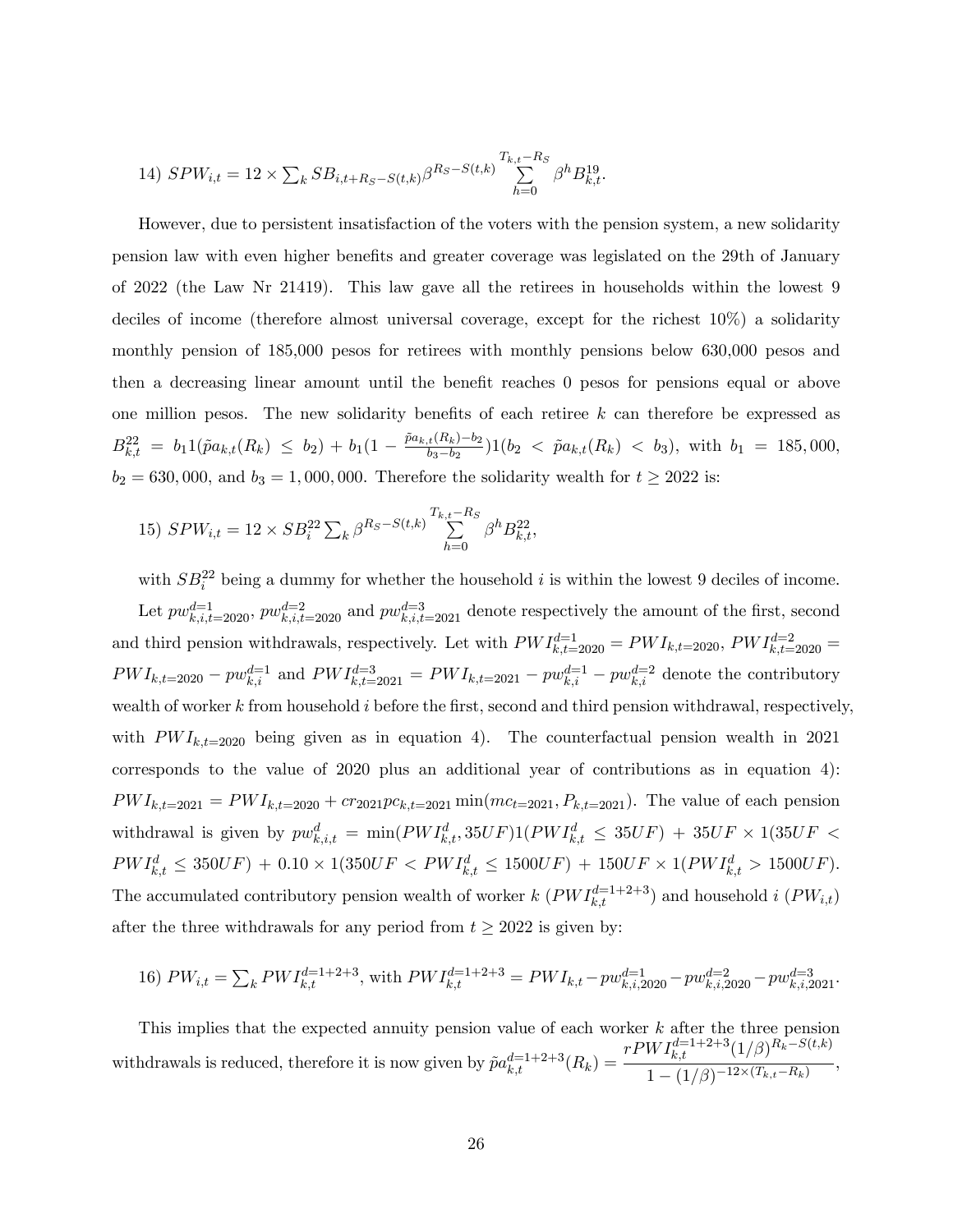14) $SPW_{i,t} = 12 \times \sum_k SB_{i,t+R_S-S(t,k)} \beta^{R_S-S(t,k)} \sum_{h=0}^{T_{k,t}-R_S} \beta^h B_{k,t}^{19}$.

However, due to persistent insatisfaction of the voters with the pension system, a new solidarity pension law with even higher benefits and greater coverage was legislated on the 29th of January of 2022 (the Law Nr 21419). This law gave all the retirees in households within the lowest 9 deciles of income (therefore almost universal coverage, except for the richest 10%) a solidarity monthly pension of 185,000 pesos for retirees with monthly pensions below 630,000 pesos and then a decreasing linear amount until the benefit reaches 0 pesos for pensions equal or above one million pesos. The new solidarity benefits of each retiree $k$ can therefore be expressed as $B_{k,t}^{22} = b_1 1(\tilde{pa}_{k,t}(R_k) \leq b_2) + b_1(1 - \frac{\tilde{pa}_{k,t}(R_k)-b_2}{b_3-b_2})1(b_2 < \tilde{pa}_{k,t}(R_k) < b_3)$, with $b_1 = 185,000$, $b_2 = 630,000$, and $b_3 = 1,000,000$. Therefore the solidarity wealth for $t \geq 2022$ is:

15) $SPW_{i,t} = 12 \times SB_i^{22} \sum_k \beta^{R_S-S(t,k)} \sum_{h=0}^{T_{k,t}-R_S} \beta^h B_{k,t}^{22}$,

with $SB_i^{22}$ being a dummy for whether the household $i$ is within the lowest 9 deciles of income.

Let $pw_{k,i,t=2020}^{d=1}$, $pw_{k,i,t=2020}^{d=2}$ and $pw_{k,i,t=2021}^{d=3}$ denote respectively the amount of the first, second and third pension withdrawals, respectively. Let with $PWI_{k,t=2020}^{d=1} = PWI_{k,t=2020}$, $PWI_{k,t=2020}^{d=2} = PWI_{k,t=2020} - pw_{k,i}^{d=1}$ and $PWI_{k,t=2021}^{d=3} = PWI_{k,t=2021} - pw_{k,i}^{d=1} - pw_{k,i}^{d=2}$ denote the contributory wealth of worker $k$ from household $i$ before the first, second and third pension withdrawal, respectively, with $PWI_{k,t=2020}$ being given as in equation 4). The counterfactual pension wealth in 2021 corresponds to the value of 2020 plus an additional year of contributions as in equation 4): $PWI_{k,t=2021} = PWI_{k,t=2020} + cr_{2021} pc_{k,t=2021} \min(mc_{t=2021}, P_{k,t=2021})$. The value of each pension withdrawal is given by $pw_{k,i,t}^d = \min(PWI_{k,t}^d, 35UF)1(PWI_{k,t}^d \leq 35UF) + 35UF \times 1(35UF < PWI_{k,t}^d \leq 350UF) + 0.10 \times 1(350UF < PWI_{k,t}^d \leq 1500UF) + 150UF \times 1(PWI_{k,t}^d > 1500UF)$. The accumulated contributory pension wealth of worker $k$ ($PWI_{k,t}^{d=1+2+3}$) and household $i$ ($PW_{i,t}$) after the three withdrawals for any period from $t \geq 2022$ is given by:

16) $PW_{i,t} = \sum_k PWI_{k,t}^{d=1+2+3}$, with $PWI_{k,t}^{d=1+2+3} = PWI_{k,t} - pw_{k,i,2020}^{d=1} - pw_{k,i,2020}^{d=2} - pw_{k,i,2021}^{d=3}$.

This implies that the expected annuity pension value of each worker $k$ after the three pension withdrawals is reduced, therefore it is now given by $\tilde{pa}_{k,t}^{d=1+2+3}(R_k) = \dfrac{rPWI_{k,t}^{d=1+2+3}(1/\beta)^{R_k-S(t,k)}}{1-(1/\beta)^{-12\times(T_{k,t}-R_k)}}$,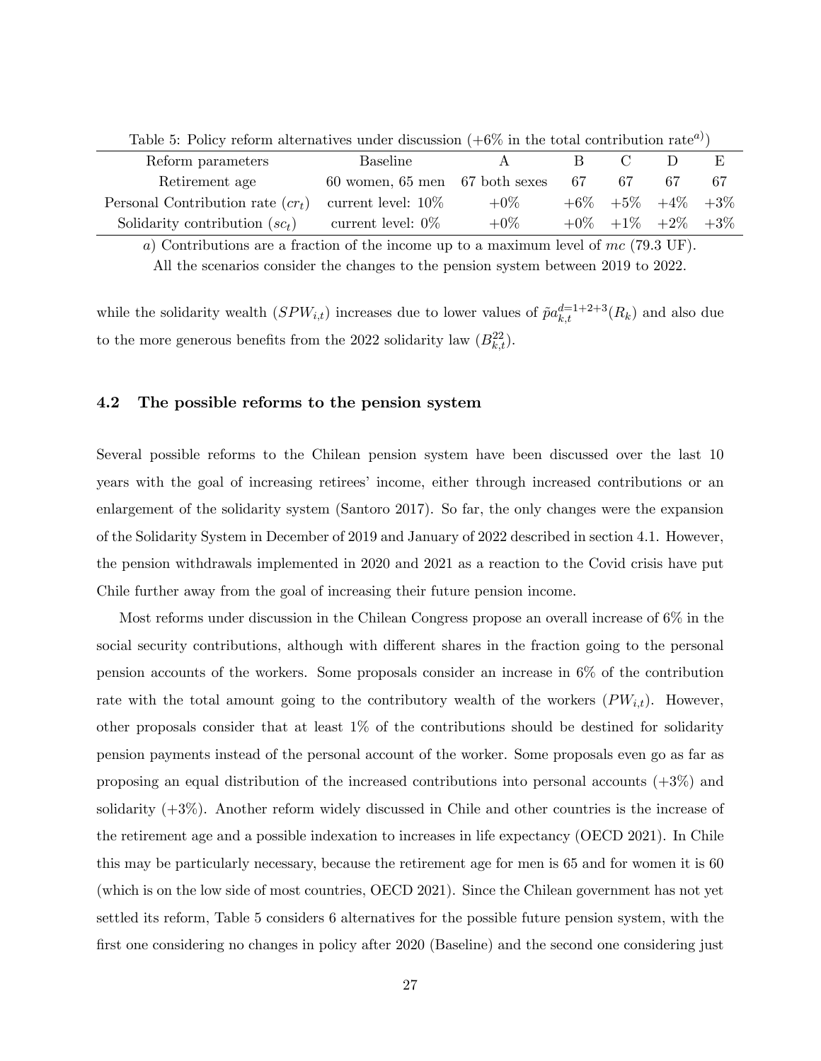Table 5: Policy reform alternatives under discussion (+6% in the total contribution rate[a])

| Reform parameters | Baseline | A | B | C | D | E |
|---|---|---|---|---|---|---|
| Retirement age | 60 women, 65 men | 67 both sexes | 67 | 67 | 67 | 67 |
| Personal Contribution rate ($cr_t$) | current level: 10% | +0% | +6% | +5% | +4% | +3% |
| Solidarity contribution ($sc_t$) | current level: 0% | +0% | +0% | +1% | +2% | +3% |

*a*) Contributions are a fraction of the income up to a maximum level of $mc$ (79.3 UF).
All the scenarios consider the changes to the pension system between 2019 to 2022.

while the solidarity wealth ($SPW_{i,t}$) increases due to lower values of $\tilde{pa}^{d=1+2+3}_{k,t}(R_k)$ and also due to the more generous benefits from the 2022 solidarity law ($B^{22}_{k,t}$).

### 4.2 The possible reforms to the pension system

Several possible reforms to the Chilean pension system have been discussed over the last 10 years with the goal of increasing retirees' income, either through increased contributions or an enlargement of the solidarity system (Santoro 2017). So far, the only changes were the expansion of the Solidarity System in December of 2019 and January of 2022 described in section 4.1. However, the pension withdrawals implemented in 2020 and 2021 as a reaction to the Covid crisis have put Chile further away from the goal of increasing their future pension income.

Most reforms under discussion in the Chilean Congress propose an overall increase of 6% in the social security contributions, although with different shares in the fraction going to the personal pension accounts of the workers. Some proposals consider an increase in 6% of the contribution rate with the total amount going to the contributory wealth of the workers ($PW_{i,t}$). However, other proposals consider that at least 1% of the contributions should be destined for solidarity pension payments instead of the personal account of the worker. Some proposals even go as far as proposing an equal distribution of the increased contributions into personal accounts (+3%) and solidarity (+3%). Another reform widely discussed in Chile and other countries is the increase of the retirement age and a possible indexation to increases in life expectancy (OECD 2021). In Chile this may be particularly necessary, because the retirement age for men is 65 and for women it is 60 (which is on the low side of most countries, OECD 2021). Since the Chilean government has not yet settled its reform, Table 5 considers 6 alternatives for the possible future pension system, with the first one considering no changes in policy after 2020 (Baseline) and the second one considering just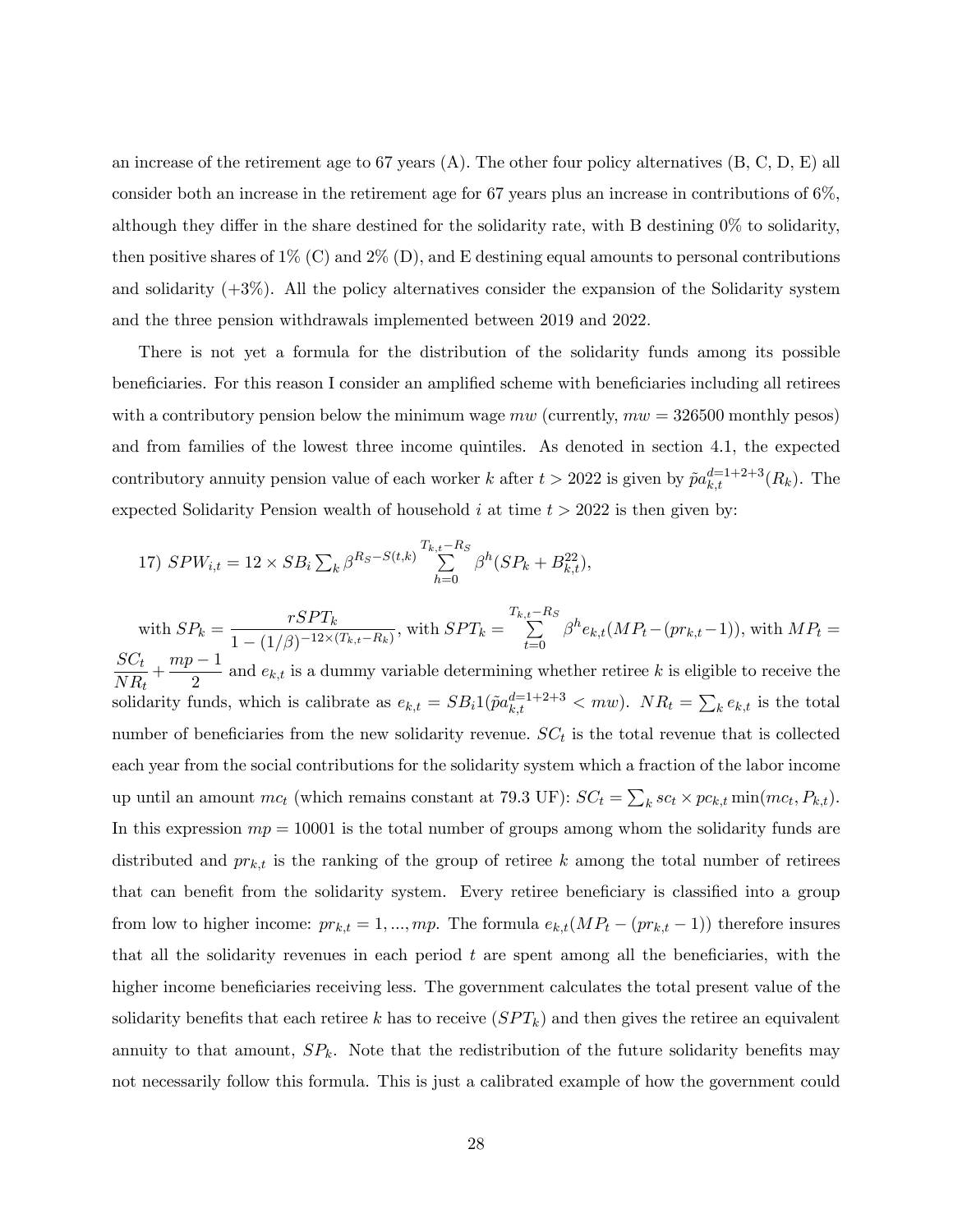an increase of the retirement age to 67 years (A). The other four policy alternatives (B, C, D, E) all consider both an increase in the retirement age for 67 years plus an increase in contributions of 6%, although they differ in the share destined for the solidarity rate, with B destining 0% to solidarity, then positive shares of 1% (C) and 2% (D), and E destining equal amounts to personal contributions and solidarity (+3%). All the policy alternatives consider the expansion of the Solidarity system and the three pension withdrawals implemented between 2019 and 2022.

There is not yet a formula for the distribution of the solidarity funds among its possible beneficiaries. For this reason I consider an amplified scheme with beneficiaries including all retirees with a contributory pension below the minimum wage $mw$ (currently, $mw = 326500$ monthly pesos) and from families of the lowest three income quintiles. As denoted in section 4.1, the expected contributory annuity pension value of each worker $k$ after $t > 2022$ is given by $\tilde{pa}^{d=1+2+3}_{k,t}(R_k)$. The expected Solidarity Pension wealth of household $i$ at time $t > 2022$ is then given by:

$$17)\ SPW_{i,t} = 12 \times SB_i \sum_k \beta^{R_S - S(t,k)} \sum_{h=0}^{T_{k,t}-R_S} \beta^h (SP_k + B^{22}_{k,t}),$$

with $SP_k = \dfrac{rSPT_k}{1-(1/\beta)^{-12\times(T_{k,t}-R_k)}}$, with $SPT_k = \sum\limits_{t=0}^{T_{k,t}-R_S} \beta^h e_{k,t}(MP_t - (pr_{k,t}-1))$, with $MP_t = \dfrac{SC_t}{NR_t} + \dfrac{mp-1}{2}$ and $e_{k,t}$ is a dummy variable determining whether retiree $k$ is eligible to receive the solidarity funds, which is calibrate as $e_{k,t} = SB_i 1(\tilde{pa}^{d=1+2+3}_{k,t} < mw)$. $NR_t = \sum_k e_{k,t}$ is the total number of beneficiaries from the new solidarity revenue. $SC_t$ is the total revenue that is collected each year from the social contributions for the solidarity system which a fraction of the labor income up until an amount $mc_t$ (which remains constant at 79.3 UF): $SC_t = \sum_k sc_t \times pc_{k,t} \min(mc_t, P_{k,t})$. In this expression $mp = 10001$ is the total number of groups among whom the solidarity funds are distributed and $pr_{k,t}$ is the ranking of the group of retiree $k$ among the total number of retirees that can benefit from the solidarity system. Every retiree beneficiary is classified into a group from low to higher income: $pr_{k,t} = 1, ..., mp$. The formula $e_{k,t}(MP_t - (pr_{k,t} - 1))$ therefore insures that all the solidarity revenues in each period $t$ are spent among all the beneficiaries, with the higher income beneficiaries receiving less. The government calculates the total present value of the solidarity benefits that each retiree $k$ has to receive ($SPT_k$) and then gives the retiree an equivalent annuity to that amount, $SP_k$. Note that the redistribution of the future solidarity benefits may not necessarily follow this formula. This is just a calibrated example of how the government could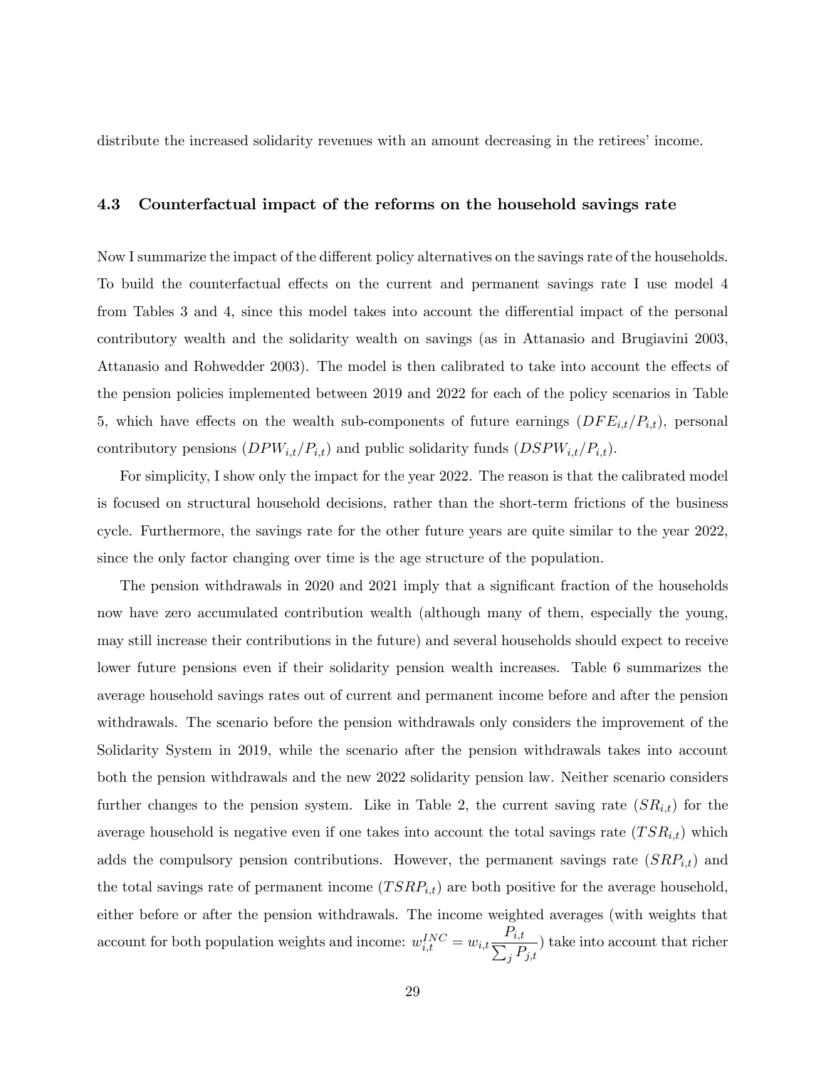distribute the increased solidarity revenues with an amount decreasing in the retirees' income.

### 4.3 Counterfactual impact of the reforms on the household savings rate

Now I summarize the impact of the different policy alternatives on the savings rate of the households. To build the counterfactual effects on the current and permanent savings rate I use model 4 from Tables 3 and 4, since this model takes into account the differential impact of the personal contributory wealth and the solidarity wealth on savings (as in Attanasio and Brugiavini 2003, Attanasio and Rohwedder 2003). The model is then calibrated to take into account the effects of the pension policies implemented between 2019 and 2022 for each of the policy scenarios in Table 5, which have effects on the wealth sub-components of future earnings ($DFE_{i,t}/P_{i,t}$), personal contributory pensions ($DPW_{i,t}/P_{i,t}$) and public solidarity funds ($DSPW_{i,t}/P_{i,t}$).

For simplicity, I show only the impact for the year 2022. The reason is that the calibrated model is focused on structural household decisions, rather than the short-term frictions of the business cycle. Furthermore, the savings rate for the other future years are quite similar to the year 2022, since the only factor changing over time is the age structure of the population.

The pension withdrawals in 2020 and 2021 imply that a significant fraction of the households now have zero accumulated contribution wealth (although many of them, especially the young, may still increase their contributions in the future) and several households should expect to receive lower future pensions even if their solidarity pension wealth increases. Table 6 summarizes the average household savings rates out of current and permanent income before and after the pension withdrawals. The scenario before the pension withdrawals only considers the improvement of the Solidarity System in 2019, while the scenario after the pension withdrawals takes into account both the pension withdrawals and the new 2022 solidarity pension law. Neither scenario considers further changes to the pension system. Like in Table 2, the current saving rate ($SR_{i,t}$) for the average household is negative even if one takes into account the total savings rate ($TSR_{i,t}$) which adds the compulsory pension contributions. However, the permanent savings rate ($SRP_{i,t}$) and the total savings rate of permanent income ($TSRP_{i,t}$) are both positive for the average household, either before or after the pension withdrawals. The income weighted averages (with weights that account for both population weights and income: $w_{i,t}^{INC} = w_{i,t}\frac{P_{i,t}}{\sum_j P_{j,t}}$) take into account that richer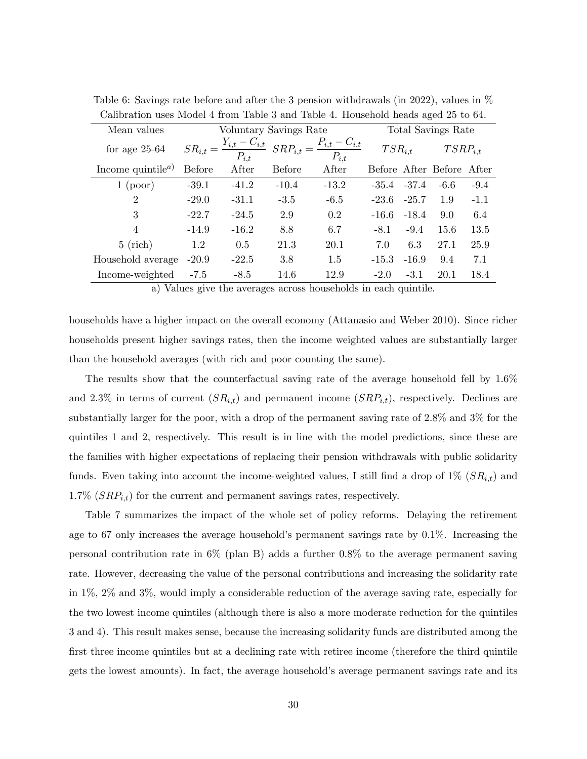Table 6: Savings rate before and after the 3 pension withdrawals (in 2022), values in %
Calibration uses Model 4 from Table 3 and Table 4. Household heads aged 25 to 64.

| Mean values | Voluntary Savings Rate | | | | Total Savings Rate | | | |
|---|---|---|---|---|---|---|---|---|
| for age 25-64 | $SR_{i,t} = \frac{Y_{i,t}-C_{i,t}}{P_{i,t}}$ | | $SRP_{i,t} = \frac{P_{i,t}-C_{i,t}}{P_{i,t}}$ | | $TSR_{i,t}$ | | $TSRP_{i,t}$ | |
| Income quintile[a)] | Before | After | Before | After | Before | After | Before | After |
| 1 (poor) | -39.1 | -41.2 | -10.4 | -13.2 | -35.4 | -37.4 | -6.6 | -9.4 |
| 2 | -29.0 | -31.1 | -3.5 | -6.5 | -23.6 | -25.7 | 1.9 | -1.1 |
| 3 | -22.7 | -24.5 | 2.9 | 0.2 | -16.6 | -18.4 | 9.0 | 6.4 |
| 4 | -14.9 | -16.2 | 8.8 | 6.7 | -8.1 | -9.4 | 15.6 | 13.5 |
| 5 (rich) | 1.2 | 0.5 | 21.3 | 20.1 | 7.0 | 6.3 | 27.1 | 25.9 |
| Household average | -20.9 | -22.5 | 3.8 | 1.5 | -15.3 | -16.9 | 9.4 | 7.1 |
| Income-weighted | -7.5 | -8.5 | 14.6 | 12.9 | -2.0 | -3.1 | 20.1 | 18.4 |

a) Values give the averages across households in each quintile.

households have a higher impact on the overall economy (Attanasio and Weber 2010). Since richer households present higher savings rates, then the income weighted values are substantially larger than the household averages (with rich and poor counting the same).

The results show that the counterfactual saving rate of the average household fell by 1.6% and 2.3% in terms of current ($SR_{i,t}$) and permanent income ($SRP_{i,t}$), respectively. Declines are substantially larger for the poor, with a drop of the permanent saving rate of 2.8% and 3% for the quintiles 1 and 2, respectively. This result is in line with the model predictions, since these are the families with higher expectations of replacing their pension withdrawals with public solidarity funds. Even taking into account the income-weighted values, I still find a drop of 1% ($SR_{i,t}$) and 1.7% ($SRP_{i,t}$) for the current and permanent savings rates, respectively.

Table 7 summarizes the impact of the whole set of policy reforms. Delaying the retirement age to 67 only increases the average household's permanent savings rate by 0.1%. Increasing the personal contribution rate in 6% (plan B) adds a further 0.8% to the average permanent saving rate. However, decreasing the value of the personal contributions and increasing the solidarity rate in 1%, 2% and 3%, would imply a considerable reduction of the average saving rate, especially for the two lowest income quintiles (although there is also a more moderate reduction for the quintiles 3 and 4). This result makes sense, because the increasing solidarity funds are distributed among the first three income quintiles but at a declining rate with retiree income (therefore the third quintile gets the lowest amounts). In fact, the average household's average permanent savings rate and its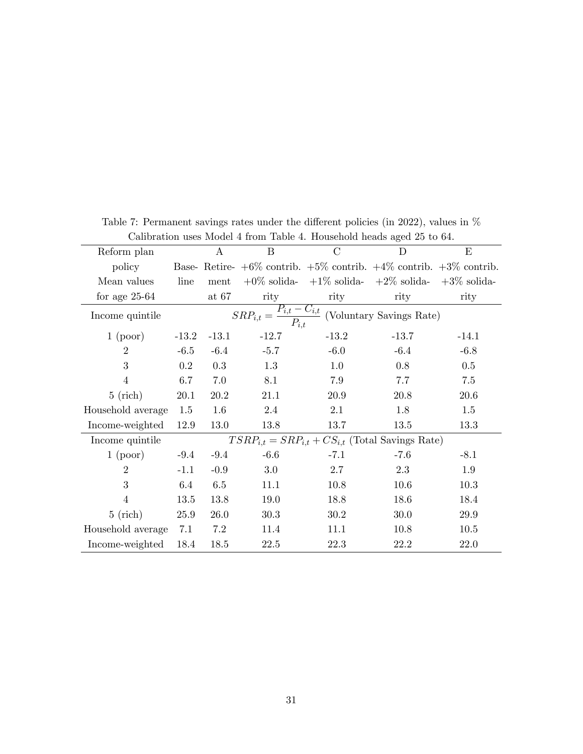Table 7: Permanent savings rates under the different policies (in 2022), values in %
Calibration uses Model 4 from Table 4. Household heads aged 25 to 64.

| Reform plan | | A | B | C | D | E |
|---|---|---|---|---|---|---|
| policy | Base- | Retire- | +6% contrib. | +5% contrib. | +4% contrib. | +3% contrib. |
| Mean values | line | ment | +0% solida- | +1% solida- | +2% solida- | +3% solida- |
| for age 25-64 | | at 67 | rity | rity | rity | rity |
| Income quintile | | $SRP_{i,t} = \dfrac{P_{i,t} - C_{i,t}}{P_{i,t}}$ (Voluntary Savings Rate) | | | | |
| 1 (poor) | -13.2 | -13.1 | -12.7 | -13.2 | -13.7 | -14.1 |
| 2 | -6.5 | -6.4 | -5.7 | -6.0 | -6.4 | -6.8 |
| 3 | 0.2 | 0.3 | 1.3 | 1.0 | 0.8 | 0.5 |
| 4 | 6.7 | 7.0 | 8.1 | 7.9 | 7.7 | 7.5 |
| 5 (rich) | 20.1 | 20.2 | 21.1 | 20.9 | 20.8 | 20.6 |
| Household average | 1.5 | 1.6 | 2.4 | 2.1 | 1.8 | 1.5 |
| Income-weighted | 12.9 | 13.0 | 13.8 | 13.7 | 13.5 | 13.3 |
| Income quintile | | $TSRP_{i,t} = SRP_{i,t} + CS_{i,t}$ (Total Savings Rate) | | | | |
| 1 (poor) | -9.4 | -9.4 | -6.6 | -7.1 | -7.6 | -8.1 |
| 2 | -1.1 | -0.9 | 3.0 | 2.7 | 2.3 | 1.9 |
| 3 | 6.4 | 6.5 | 11.1 | 10.8 | 10.6 | 10.3 |
| 4 | 13.5 | 13.8 | 19.0 | 18.8 | 18.6 | 18.4 |
| 5 (rich) | 25.9 | 26.0 | 30.3 | 30.2 | 30.0 | 29.9 |
| Household average | 7.1 | 7.2 | 11.4 | 11.1 | 10.8 | 10.5 |
| Income-weighted | 18.4 | 18.5 | 22.5 | 22.3 | 22.2 | 22.0 |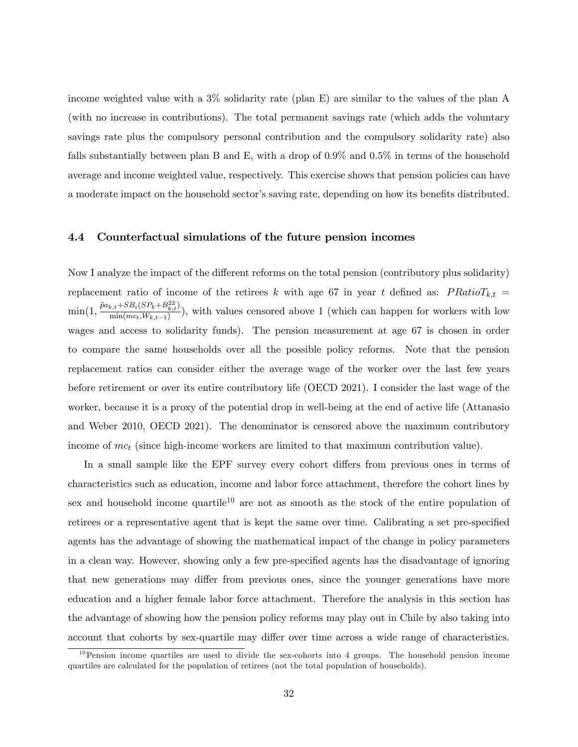income weighted value with a 3% solidarity rate (plan E) are similar to the values of the plan A (with no increase in contributions). The total permanent savings rate (which adds the voluntary savings rate plus the compulsory personal contribution and the compulsory solidarity rate) also falls substantially between plan B and E, with a drop of 0.9% and 0.5% in terms of the household average and income weighted value, respectively. This exercise shows that pension policies can have a moderate impact on the household sector's saving rate, depending on how its benefits distributed.

### 4.4 Counterfactual simulations of the future pension incomes

Now I analyze the impact of the different reforms on the total pension (contributory plus solidarity) replacement ratio of income of the retirees $k$ with age 67 in year $t$ defined as: $PRatioT_{k,t} = \min(1, \frac{\tilde{p}a_{k,t}+SB_i(SP_k+B^{22}_{k,t})}{\min(mc_t, W_{k,t-1})})$, with values censored above 1 (which can happen for workers with low wages and access to solidarity funds). The pension measurement at age 67 is chosen in order to compare the same households over all the possible policy reforms. Note that the pension replacement ratios can consider either the average wage of the worker over the last few years before retirement or over its entire contributory life (OECD 2021). I consider the last wage of the worker, because it is a proxy of the potential drop in well-being at the end of active life (Attanasio and Weber 2010, OECD 2021). The denominator is censored above the maximum contributory income of $mc_t$ (since high-income workers are limited to that maximum contribution value).

In a small sample like the EPF survey every cohort differs from previous ones in terms of characteristics such as education, income and labor force attachment, therefore the cohort lines by sex and household income quartile[10] are not as smooth as the stock of the entire population of retirees or a representative agent that is kept the same over time. Calibrating a set pre-specified agents has the advantage of showing the mathematical impact of the change in policy parameters in a clean way. However, showing only a few pre-specified agents has the disadvantage of ignoring that new generations may differ from previous ones, since the younger generations have more education and a higher female labor force attachment. Therefore the analysis in this section has the advantage of showing how the pension policy reforms may play out in Chile by also taking into account that cohorts by sex-quartile may differ over time across a wide range of characteristics.

[10] Pension income quartiles are used to divide the sex-cohorts into 4 groups. The household pension income quartiles are calculated for the population of retirees (not the total population of households).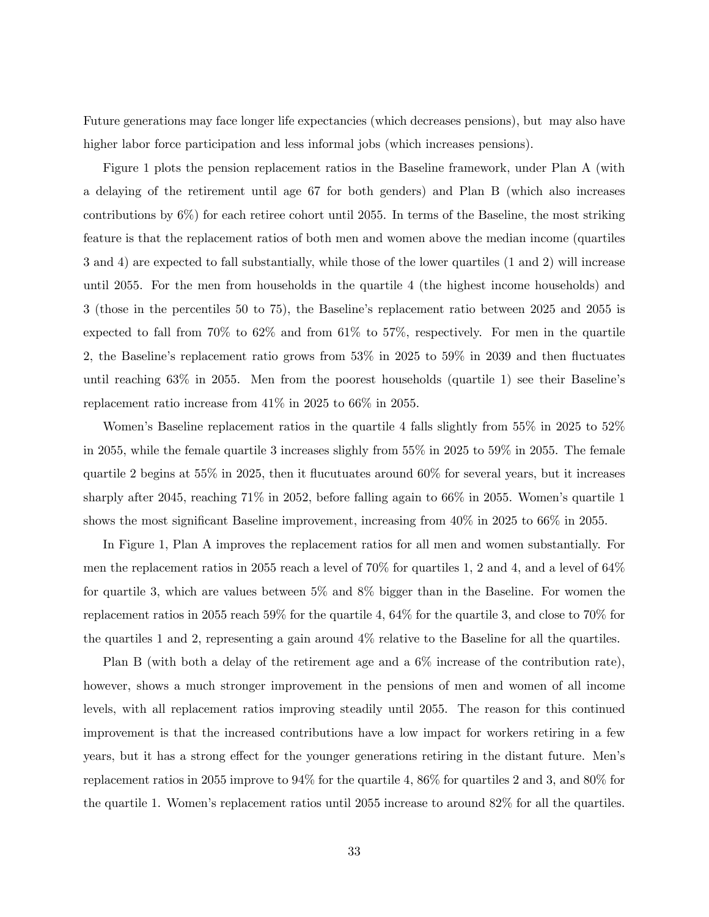Future generations may face longer life expectancies (which decreases pensions), but may also have higher labor force participation and less informal jobs (which increases pensions).

Figure 1 plots the pension replacement ratios in the Baseline framework, under Plan A (with a delaying of the retirement until age 67 for both genders) and Plan B (which also increases contributions by 6%) for each retiree cohort until 2055. In terms of the Baseline, the most striking feature is that the replacement ratios of both men and women above the median income (quartiles 3 and 4) are expected to fall substantially, while those of the lower quartiles (1 and 2) will increase until 2055. For the men from households in the quartile 4 (the highest income households) and 3 (those in the percentiles 50 to 75), the Baseline's replacement ratio between 2025 and 2055 is expected to fall from 70% to 62% and from 61% to 57%, respectively. For men in the quartile 2, the Baseline's replacement ratio grows from 53% in 2025 to 59% in 2039 and then fluctuates until reaching 63% in 2055. Men from the poorest households (quartile 1) see their Baseline's replacement ratio increase from 41% in 2025 to 66% in 2055.

Women's Baseline replacement ratios in the quartile 4 falls slightly from 55% in 2025 to 52% in 2055, while the female quartile 3 increases slighly from 55% in 2025 to 59% in 2055. The female quartile 2 begins at 55% in 2025, then it flucutuates around 60% for several years, but it increases sharply after 2045, reaching 71% in 2052, before falling again to 66% in 2055. Women's quartile 1 shows the most significant Baseline improvement, increasing from 40% in 2025 to 66% in 2055.

In Figure 1, Plan A improves the replacement ratios for all men and women substantially. For men the replacement ratios in 2055 reach a level of 70% for quartiles 1, 2 and 4, and a level of 64% for quartile 3, which are values between 5% and 8% bigger than in the Baseline. For women the replacement ratios in 2055 reach 59% for the quartile 4, 64% for the quartile 3, and close to 70% for the quartiles 1 and 2, representing a gain around 4% relative to the Baseline for all the quartiles.

Plan B (with both a delay of the retirement age and a 6% increase of the contribution rate), however, shows a much stronger improvement in the pensions of men and women of all income levels, with all replacement ratios improving steadily until 2055. The reason for this continued improvement is that the increased contributions have a low impact for workers retiring in a few years, but it has a strong effect for the younger generations retiring in the distant future. Men's replacement ratios in 2055 improve to 94% for the quartile 4, 86% for quartiles 2 and 3, and 80% for the quartile 1. Women's replacement ratios until 2055 increase to around 82% for all the quartiles.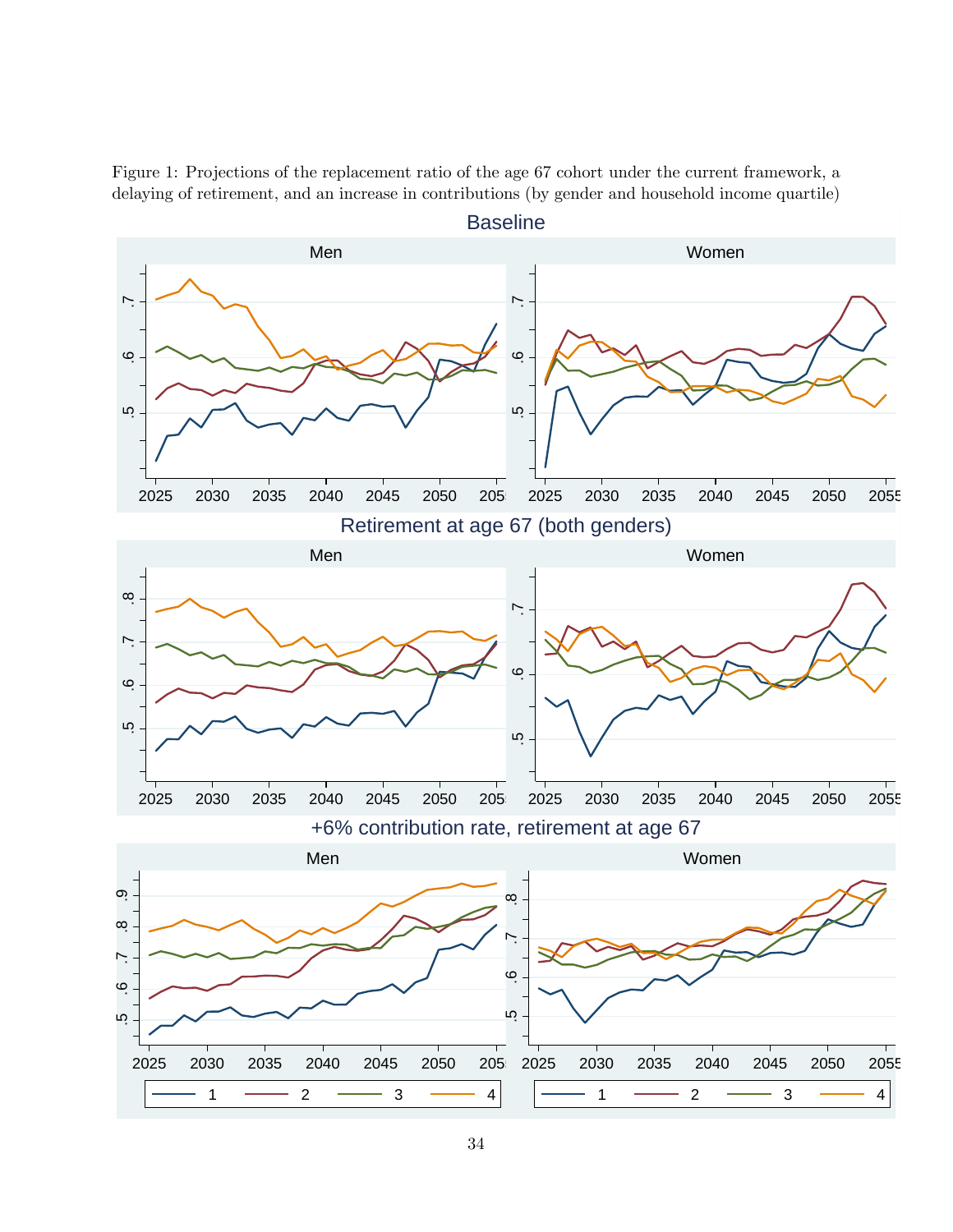Figure 1: Projections of the replacement ratio of the age 67 cohort under the current framework, a delaying of retirement, and an increase in contributions (by gender and household income quartile)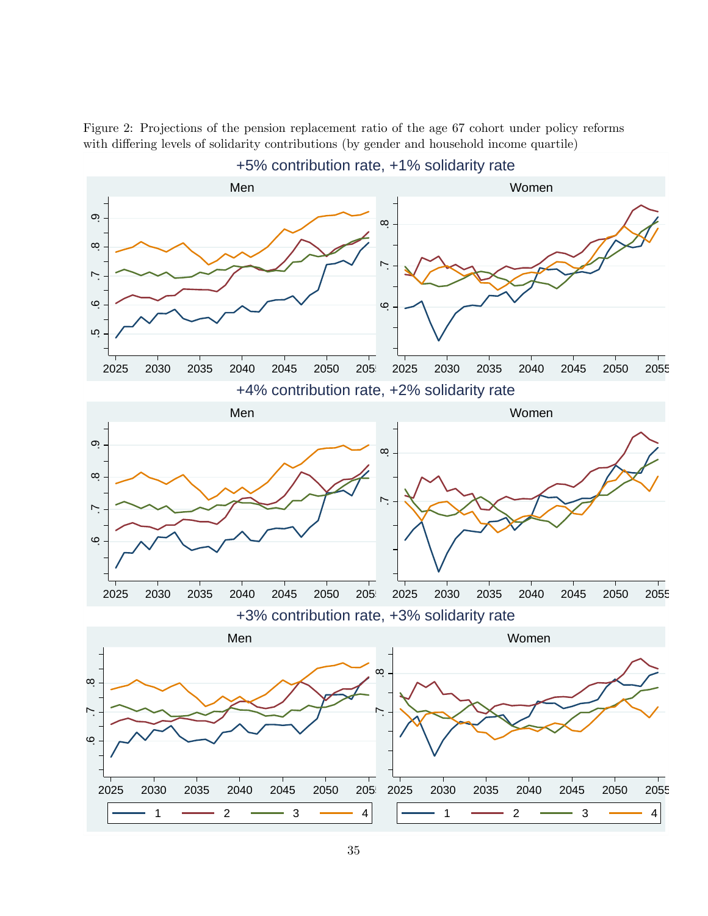Figure 2: Projections of the pension replacement ratio of the age 67 cohort under policy reforms with differing levels of solidarity contributions (by gender and household income quartile)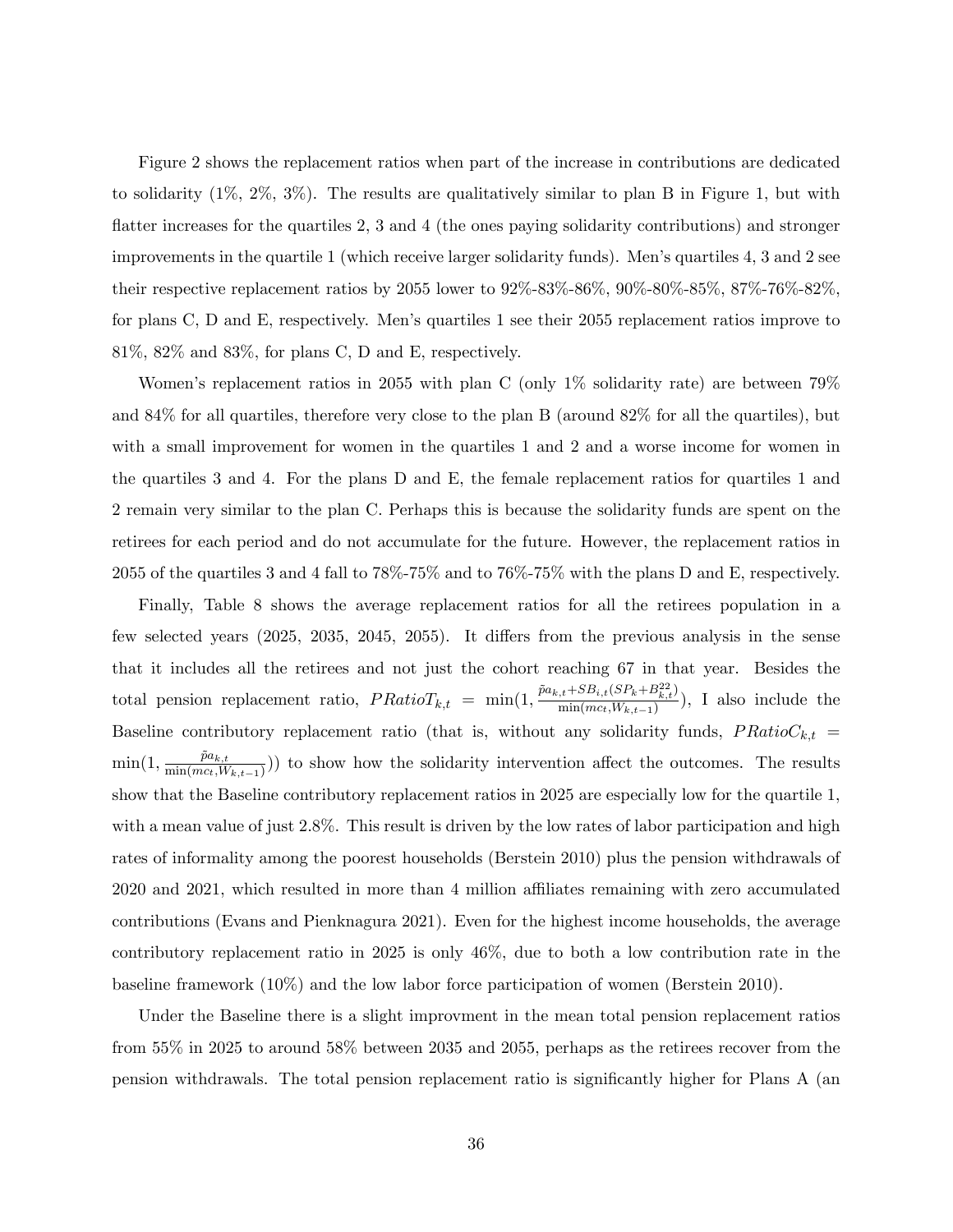Figure 2 shows the replacement ratios when part of the increase in contributions are dedicated to solidarity (1%, 2%, 3%). The results are qualitatively similar to plan B in Figure 1, but with flatter increases for the quartiles 2, 3 and 4 (the ones paying solidarity contributions) and stronger improvements in the quartile 1 (which receive larger solidarity funds). Men's quartiles 4, 3 and 2 see their respective replacement ratios by 2055 lower to 92%-83%-86%, 90%-80%-85%, 87%-76%-82%, for plans C, D and E, respectively. Men's quartiles 1 see their 2055 replacement ratios improve to 81%, 82% and 83%, for plans C, D and E, respectively.

Women's replacement ratios in 2055 with plan C (only 1% solidarity rate) are between 79% and 84% for all quartiles, therefore very close to the plan B (around 82% for all the quartiles), but with a small improvement for women in the quartiles 1 and 2 and a worse income for women in the quartiles 3 and 4. For the plans D and E, the female replacement ratios for quartiles 1 and 2 remain very similar to the plan C. Perhaps this is because the solidarity funds are spent on the retirees for each period and do not accumulate for the future. However, the replacement ratios in 2055 of the quartiles 3 and 4 fall to 78%-75% and to 76%-75% with the plans D and E, respectively.

Finally, Table 8 shows the average replacement ratios for all the retirees population in a few selected years (2025, 2035, 2045, 2055). It differs from the previous analysis in the sense that it includes all the retirees and not just the cohort reaching 67 in that year. Besides the total pension replacement ratio, $PRatioT_{k,t} = \min(1, \frac{\tilde{p}a_{k,t} + SB_{i,t}(SP_k + B^{22}_{k,t})}{\min(mc_t, W_{k,t-1})})$, I also include the Baseline contributory replacement ratio (that is, without any solidarity funds, $PRatioC_{k,t} = \min(1, \frac{\tilde{p}a_{k,t}}{\min(mc_t, W_{k,t-1})})$) to show how the solidarity intervention affect the outcomes. The results show that the Baseline contributory replacement ratios in 2025 are especially low for the quartile 1, with a mean value of just 2.8%. This result is driven by the low rates of labor participation and high rates of informality among the poorest households (Berstein 2010) plus the pension withdrawals of 2020 and 2021, which resulted in more than 4 million affiliates remaining with zero accumulated contributions (Evans and Pienknagura 2021). Even for the highest income households, the average contributory replacement ratio in 2025 is only 46%, due to both a low contribution rate in the baseline framework (10%) and the low labor force participation of women (Berstein 2010).

Under the Baseline there is a slight improvment in the mean total pension replacement ratios from 55% in 2025 to around 58% between 2035 and 2055, perhaps as the retirees recover from the pension withdrawals. The total pension replacement ratio is significantly higher for Plans A (an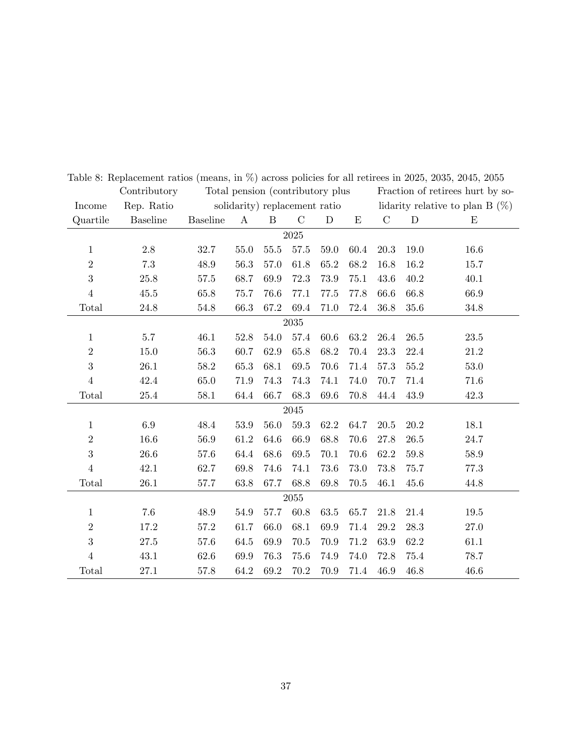Table 8: Replacement ratios (means, in %) across policies for all retirees in 2025, 2035, 2045, 2055

| Income Quartile | Contributory Rep. Ratio Baseline | Total pension (contributory plus solidarity) replacement ratio Baseline | A | B | C | D | E | Fraction of retirees hurt by solidarity relative to plan B (%) C | D | E |
|---|---|---|---|---|---|---|---|---|---|---|
| | | | | | 2025 | | | | | |
| 1 | 2.8 | 32.7 | 55.0 | 55.5 | 57.5 | 59.0 | 60.4 | 20.3 | 19.0 | 16.6 |
| 2 | 7.3 | 48.9 | 56.3 | 57.0 | 61.8 | 65.2 | 68.2 | 16.8 | 16.2 | 15.7 |
| 3 | 25.8 | 57.5 | 68.7 | 69.9 | 72.3 | 73.9 | 75.1 | 43.6 | 40.2 | 40.1 |
| 4 | 45.5 | 65.8 | 75.7 | 76.6 | 77.1 | 77.5 | 77.8 | 66.6 | 66.8 | 66.9 |
| Total | 24.8 | 54.8 | 66.3 | 67.2 | 69.4 | 71.0 | 72.4 | 36.8 | 35.6 | 34.8 |
| | | | | | 2035 | | | | | |
| 1 | 5.7 | 46.1 | 52.8 | 54.0 | 57.4 | 60.6 | 63.2 | 26.4 | 26.5 | 23.5 |
| 2 | 15.0 | 56.3 | 60.7 | 62.9 | 65.8 | 68.2 | 70.4 | 23.3 | 22.4 | 21.2 |
| 3 | 26.1 | 58.2 | 65.3 | 68.1 | 69.5 | 70.6 | 71.4 | 57.3 | 55.2 | 53.0 |
| 4 | 42.4 | 65.0 | 71.9 | 74.3 | 74.3 | 74.1 | 74.0 | 70.7 | 71.4 | 71.6 |
| Total | 25.4 | 58.1 | 64.4 | 66.7 | 68.3 | 69.6 | 70.8 | 44.4 | 43.9 | 42.3 |
| | | | | | 2045 | | | | | |
| 1 | 6.9 | 48.4 | 53.9 | 56.0 | 59.3 | 62.2 | 64.7 | 20.5 | 20.2 | 18.1 |
| 2 | 16.6 | 56.9 | 61.2 | 64.6 | 66.9 | 68.8 | 70.6 | 27.8 | 26.5 | 24.7 |
| 3 | 26.6 | 57.6 | 64.4 | 68.6 | 69.5 | 70.1 | 70.6 | 62.2 | 59.8 | 58.9 |
| 4 | 42.1 | 62.7 | 69.8 | 74.6 | 74.1 | 73.6 | 73.0 | 73.8 | 75.7 | 77.3 |
| Total | 26.1 | 57.7 | 63.8 | 67.7 | 68.8 | 69.8 | 70.5 | 46.1 | 45.6 | 44.8 |
| | | | | | 2055 | | | | | |
| 1 | 7.6 | 48.9 | 54.9 | 57.7 | 60.8 | 63.5 | 65.7 | 21.8 | 21.4 | 19.5 |
| 2 | 17.2 | 57.2 | 61.7 | 66.0 | 68.1 | 69.9 | 71.4 | 29.2 | 28.3 | 27.0 |
| 3 | 27.5 | 57.6 | 64.5 | 69.9 | 70.5 | 70.9 | 71.2 | 63.9 | 62.2 | 61.1 |
| 4 | 43.1 | 62.6 | 69.9 | 76.3 | 75.6 | 74.9 | 74.0 | 72.8 | 75.4 | 78.7 |
| Total | 27.1 | 57.8 | 64.2 | 69.2 | 70.2 | 70.9 | 71.4 | 46.9 | 46.8 | 46.6 |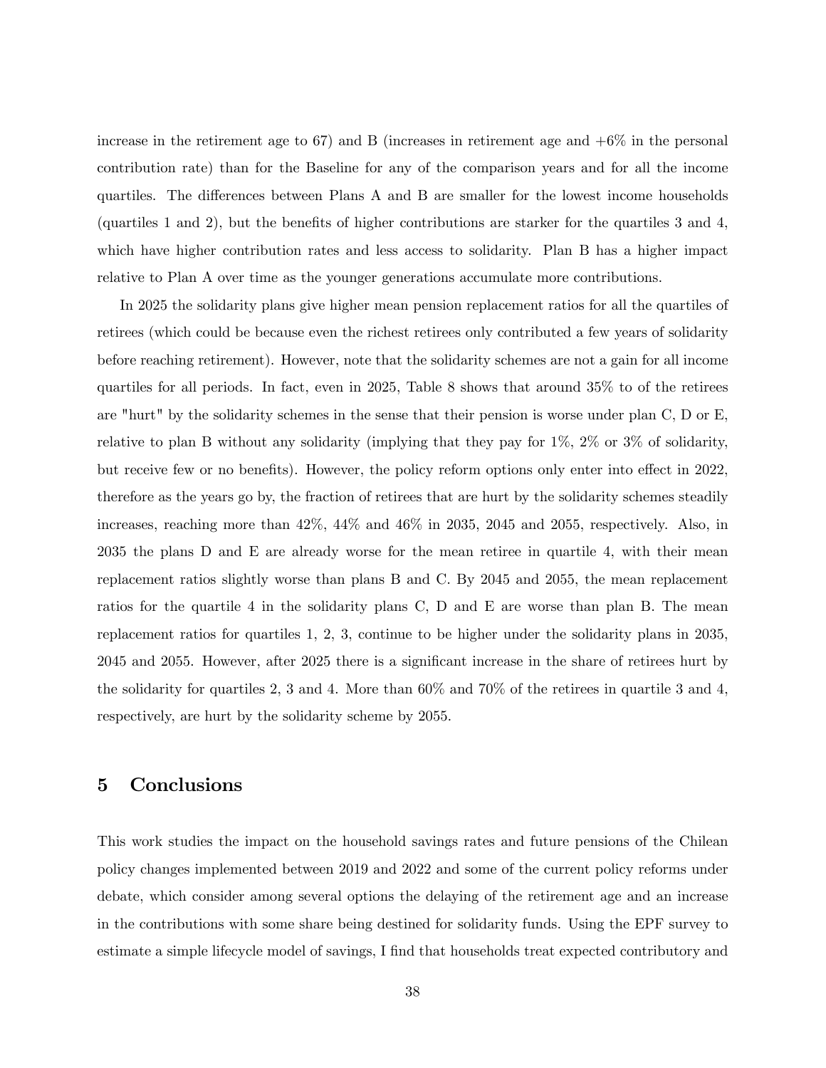increase in the retirement age to 67) and B (increases in retirement age and +6% in the personal contribution rate) than for the Baseline for any of the comparison years and for all the income quartiles. The differences between Plans A and B are smaller for the lowest income households (quartiles 1 and 2), but the benefits of higher contributions are starker for the quartiles 3 and 4, which have higher contribution rates and less access to solidarity. Plan B has a higher impact relative to Plan A over time as the younger generations accumulate more contributions.

In 2025 the solidarity plans give higher mean pension replacement ratios for all the quartiles of retirees (which could be because even the richest retirees only contributed a few years of solidarity before reaching retirement). However, note that the solidarity schemes are not a gain for all income quartiles for all periods. In fact, even in 2025, Table 8 shows that around 35% to of the retirees are "hurt" by the solidarity schemes in the sense that their pension is worse under plan C, D or E, relative to plan B without any solidarity (implying that they pay for 1%, 2% or 3% of solidarity, but receive few or no benefits). However, the policy reform options only enter into effect in 2022, therefore as the years go by, the fraction of retirees that are hurt by the solidarity schemes steadily increases, reaching more than 42%, 44% and 46% in 2035, 2045 and 2055, respectively. Also, in 2035 the plans D and E are already worse for the mean retiree in quartile 4, with their mean replacement ratios slightly worse than plans B and C. By 2045 and 2055, the mean replacement ratios for the quartile 4 in the solidarity plans C, D and E are worse than plan B. The mean replacement ratios for quartiles 1, 2, 3, continue to be higher under the solidarity plans in 2035, 2045 and 2055. However, after 2025 there is a significant increase in the share of retirees hurt by the solidarity for quartiles 2, 3 and 4. More than 60% and 70% of the retirees in quartile 3 and 4, respectively, are hurt by the solidarity scheme by 2055.

# 5 Conclusions

This work studies the impact on the household savings rates and future pensions of the Chilean policy changes implemented between 2019 and 2022 and some of the current policy reforms under debate, which consider among several options the delaying of the retirement age and an increase in the contributions with some share being destined for solidarity funds. Using the EPF survey to estimate a simple lifecycle model of savings, I find that households treat expected contributory and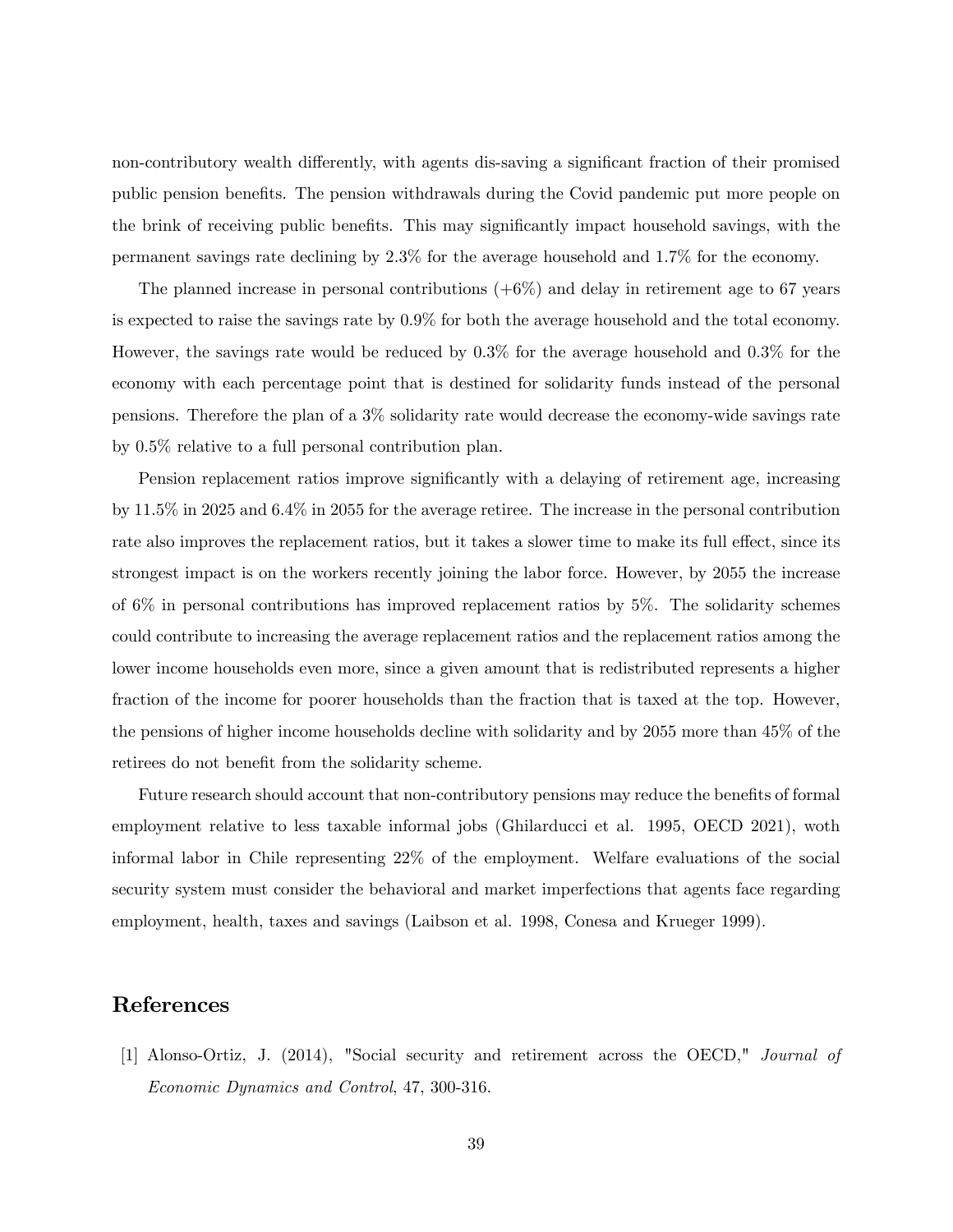non-contributory wealth differently, with agents dis-saving a significant fraction of their promised public pension benefits. The pension withdrawals during the Covid pandemic put more people on the brink of receiving public benefits. This may significantly impact household savings, with the permanent savings rate declining by 2.3% for the average household and 1.7% for the economy.

The planned increase in personal contributions (+6%) and delay in retirement age to 67 years is expected to raise the savings rate by 0.9% for both the average household and the total economy. However, the savings rate would be reduced by 0.3% for the average household and 0.3% for the economy with each percentage point that is destined for solidarity funds instead of the personal pensions. Therefore the plan of a 3% solidarity rate would decrease the economy-wide savings rate by 0.5% relative to a full personal contribution plan.

Pension replacement ratios improve significantly with a delaying of retirement age, increasing by 11.5% in 2025 and 6.4% in 2055 for the average retiree. The increase in the personal contribution rate also improves the replacement ratios, but it takes a slower time to make its full effect, since its strongest impact is on the workers recently joining the labor force. However, by 2055 the increase of 6% in personal contributions has improved replacement ratios by 5%. The solidarity schemes could contribute to increasing the average replacement ratios and the replacement ratios among the lower income households even more, since a given amount that is redistributed represents a higher fraction of the income for poorer households than the fraction that is taxed at the top. However, the pensions of higher income households decline with solidarity and by 2055 more than 45% of the retirees do not benefit from the solidarity scheme.

Future research should account that non-contributory pensions may reduce the benefits of formal employment relative to less taxable informal jobs (Ghilarducci et al. 1995, OECD 2021), woth informal labor in Chile representing 22% of the employment. Welfare evaluations of the social security system must consider the behavioral and market imperfections that agents face regarding employment, health, taxes and savings (Laibson et al. 1998, Conesa and Krueger 1999).

## References

[1] Alonso-Ortiz, J. (2014), "Social security and retirement across the OECD," *Journal of Economic Dynamics and Control*, 47, 300-316.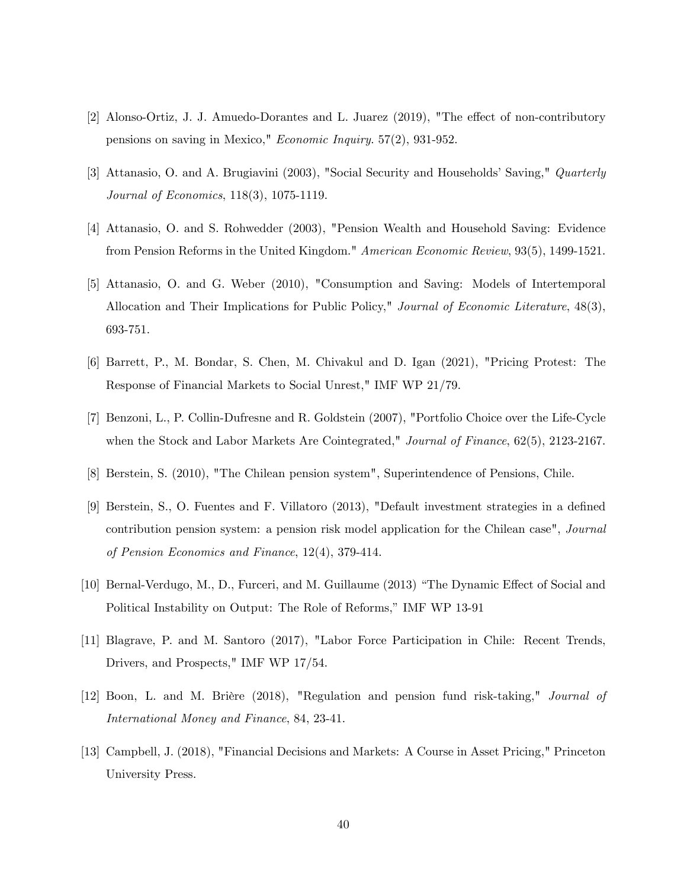[2] Alonso-Ortiz, J. J. Amuedo-Dorantes and L. Juarez (2019), "The effect of non-contributory pensions on saving in Mexico," *Economic Inquiry*. 57(2), 931-952.

[3] Attanasio, O. and A. Brugiavini (2003), "Social Security and Households' Saving," *Quarterly Journal of Economics*, 118(3), 1075-1119.

[4] Attanasio, O. and S. Rohwedder (2003), "Pension Wealth and Household Saving: Evidence from Pension Reforms in the United Kingdom." *American Economic Review*, 93(5), 1499-1521.

[5] Attanasio, O. and G. Weber (2010), "Consumption and Saving: Models of Intertemporal Allocation and Their Implications for Public Policy," *Journal of Economic Literature*, 48(3), 693-751.

[6] Barrett, P., M. Bondar, S. Chen, M. Chivakul and D. Igan (2021), "Pricing Protest: The Response of Financial Markets to Social Unrest," IMF WP 21/79.

[7] Benzoni, L., P. Collin-Dufresne and R. Goldstein (2007), "Portfolio Choice over the Life-Cycle when the Stock and Labor Markets Are Cointegrated," *Journal of Finance*, 62(5), 2123-2167.

[8] Berstein, S. (2010), "The Chilean pension system", Superintendence of Pensions, Chile.

[9] Berstein, S., O. Fuentes and F. Villatoro (2013), "Default investment strategies in a defined contribution pension system: a pension risk model application for the Chilean case", *Journal of Pension Economics and Finance*, 12(4), 379-414.

[10] Bernal-Verdugo, M., D., Furceri, and M. Guillaume (2013) "The Dynamic Effect of Social and Political Instability on Output: The Role of Reforms," IMF WP 13-91

[11] Blagrave, P. and M. Santoro (2017), "Labor Force Participation in Chile: Recent Trends, Drivers, and Prospects," IMF WP 17/54.

[12] Boon, L. and M. Brière (2018), "Regulation and pension fund risk-taking," *Journal of International Money and Finance*, 84, 23-41.

[13] Campbell, J. (2018), "Financial Decisions and Markets: A Course in Asset Pricing," Princeton University Press.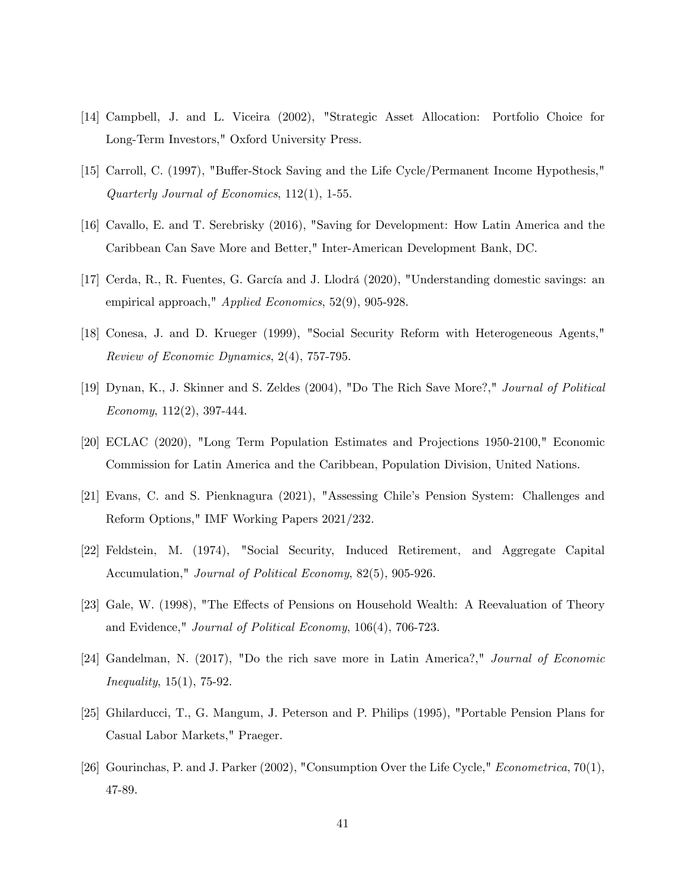[14] Campbell, J. and L. Viceira (2002), "Strategic Asset Allocation: Portfolio Choice for Long-Term Investors," Oxford University Press.

[15] Carroll, C. (1997), "Buffer-Stock Saving and the Life Cycle/Permanent Income Hypothesis," *Quarterly Journal of Economics*, 112(1), 1-55.

[16] Cavallo, E. and T. Serebrisky (2016), "Saving for Development: How Latin America and the Caribbean Can Save More and Better," Inter-American Development Bank, DC.

[17] Cerda, R., R. Fuentes, G. García and J. Llodrá (2020), "Understanding domestic savings: an empirical approach," *Applied Economics*, 52(9), 905-928.

[18] Conesa, J. and D. Krueger (1999), "Social Security Reform with Heterogeneous Agents," *Review of Economic Dynamics*, 2(4), 757-795.

[19] Dynan, K., J. Skinner and S. Zeldes (2004), "Do The Rich Save More?," *Journal of Political Economy*, 112(2), 397-444.

[20] ECLAC (2020), "Long Term Population Estimates and Projections 1950-2100," Economic Commission for Latin America and the Caribbean, Population Division, United Nations.

[21] Evans, C. and S. Pienknagura (2021), "Assessing Chile's Pension System: Challenges and Reform Options," IMF Working Papers 2021/232.

[22] Feldstein, M. (1974), "Social Security, Induced Retirement, and Aggregate Capital Accumulation," *Journal of Political Economy*, 82(5), 905-926.

[23] Gale, W. (1998), "The Effects of Pensions on Household Wealth: A Reevaluation of Theory and Evidence," *Journal of Political Economy*, 106(4), 706-723.

[24] Gandelman, N. (2017), "Do the rich save more in Latin America?," *Journal of Economic Inequality*, 15(1), 75-92.

[25] Ghilarducci, T., G. Mangum, J. Peterson and P. Philips (1995), "Portable Pension Plans for Casual Labor Markets," Praeger.

[26] Gourinchas, P. and J. Parker (2002), "Consumption Over the Life Cycle," *Econometrica*, 70(1), 47-89.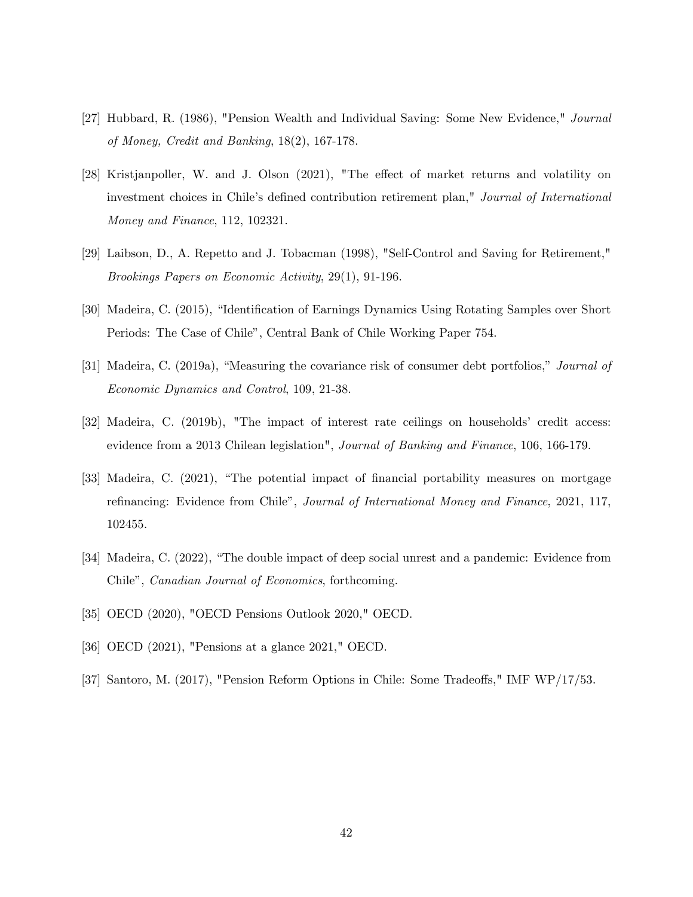[27] Hubbard, R. (1986), "Pension Wealth and Individual Saving: Some New Evidence," *Journal of Money, Credit and Banking*, 18(2), 167-178.

[28] Kristjanpoller, W. and J. Olson (2021), "The effect of market returns and volatility on investment choices in Chile's defined contribution retirement plan," *Journal of International Money and Finance*, 112, 102321.

[29] Laibson, D., A. Repetto and J. Tobacman (1998), "Self-Control and Saving for Retirement," *Brookings Papers on Economic Activity*, 29(1), 91-196.

[30] Madeira, C. (2015), "Identification of Earnings Dynamics Using Rotating Samples over Short Periods: The Case of Chile", Central Bank of Chile Working Paper 754.

[31] Madeira, C. (2019a), "Measuring the covariance risk of consumer debt portfolios," *Journal of Economic Dynamics and Control*, 109, 21-38.

[32] Madeira, C. (2019b), "The impact of interest rate ceilings on households' credit access: evidence from a 2013 Chilean legislation", *Journal of Banking and Finance*, 106, 166-179.

[33] Madeira, C. (2021), "The potential impact of financial portability measures on mortgage refinancing: Evidence from Chile", *Journal of International Money and Finance*, 2021, 117, 102455.

[34] Madeira, C. (2022), "The double impact of deep social unrest and a pandemic: Evidence from Chile", *Canadian Journal of Economics*, forthcoming.

[35] OECD (2020), "OECD Pensions Outlook 2020," OECD.

[36] OECD (2021), "Pensions at a glance 2021," OECD.

[37] Santoro, M. (2017), "Pension Reform Options in Chile: Some Tradeoffs," IMF WP/17/53.